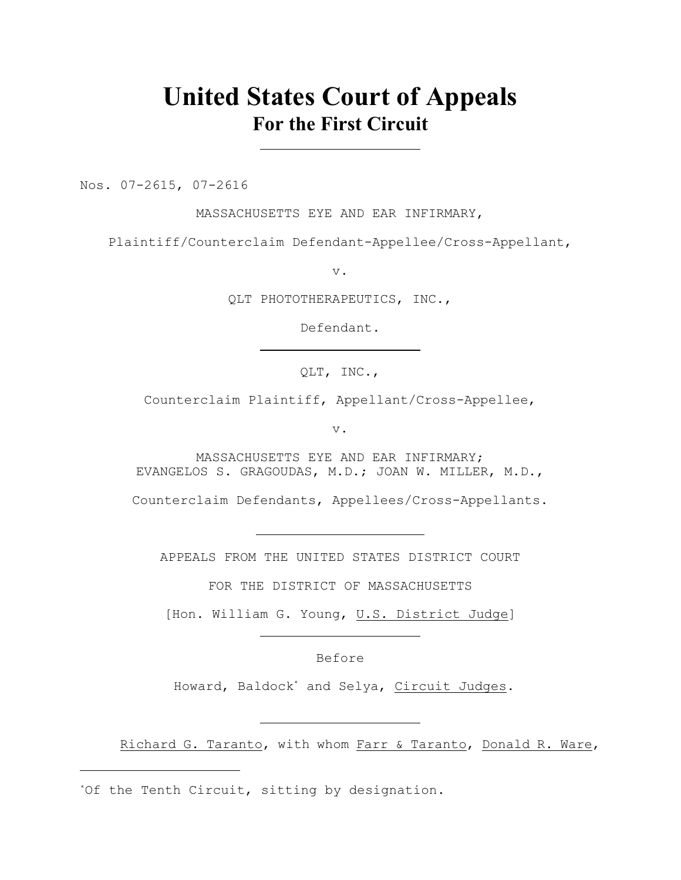# United States Court of Appeals
## For the First Circuit

---

Nos. 07-2615, 07-2616

MASSACHUSETTS EYE AND EAR INFIRMARY,

Plaintiff/Counterclaim Defendant-Appellee/Cross-Appellant,

v.

QLT PHOTOTHERAPEUTICS, INC.,

Defendant.

---

QLT, INC.,

Counterclaim Plaintiff, Appellant/Cross-Appellee,

v.

MASSACHUSETTS EYE AND EAR INFIRMARY;
EVANGELOS S. GRAGOUDAS, M.D.; JOAN W. MILLER, M.D.,

Counterclaim Defendants, Appellees/Cross-Appellants.

---

APPEALS FROM THE UNITED STATES DISTRICT COURT

FOR THE DISTRICT OF MASSACHUSETTS

[Hon. William G. Young, U.S. District Judge]

---

Before

Howard, Baldock[*] and Selya, Circuit Judges.

---

Richard G. Taranto, with whom Farr & Taranto, Donald R. Ware,

---

[*] Of the Tenth Circuit, sitting by designation.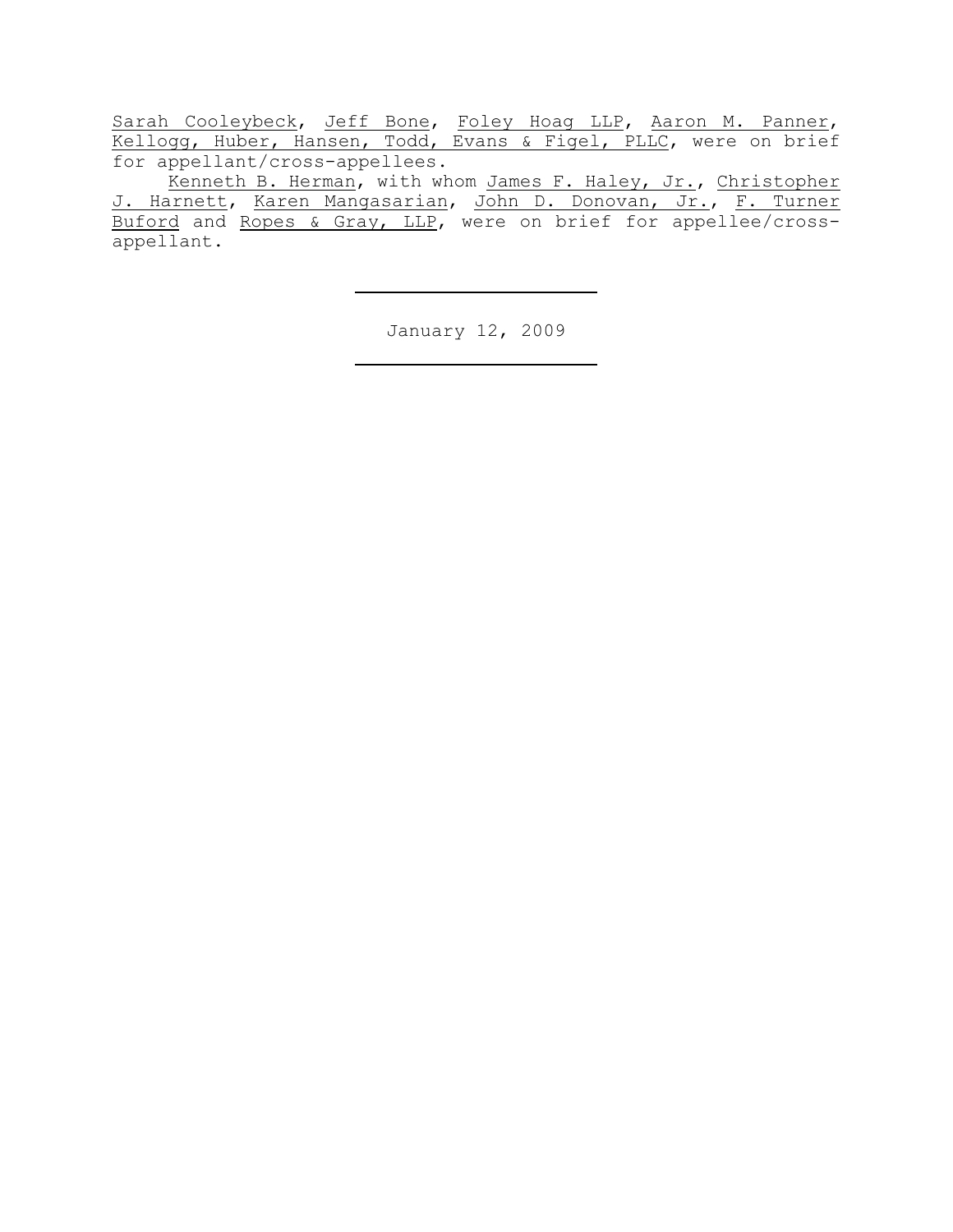Sarah Cooleybeck, Jeff Bone, Foley Hoag LLP, Aaron M. Panner, Kellogg, Huber, Hansen, Todd, Evans & Figel, PLLC, were on brief for appellant/cross-appellees.

Kenneth B. Herman, with whom James F. Haley, Jr., Christopher J. Harnett, Karen Mangasarian, John D. Donovan, Jr., F. Turner Buford and Ropes & Gray, LLP, were on brief for appellee/cross-appellant.

---

January 12, 2009

---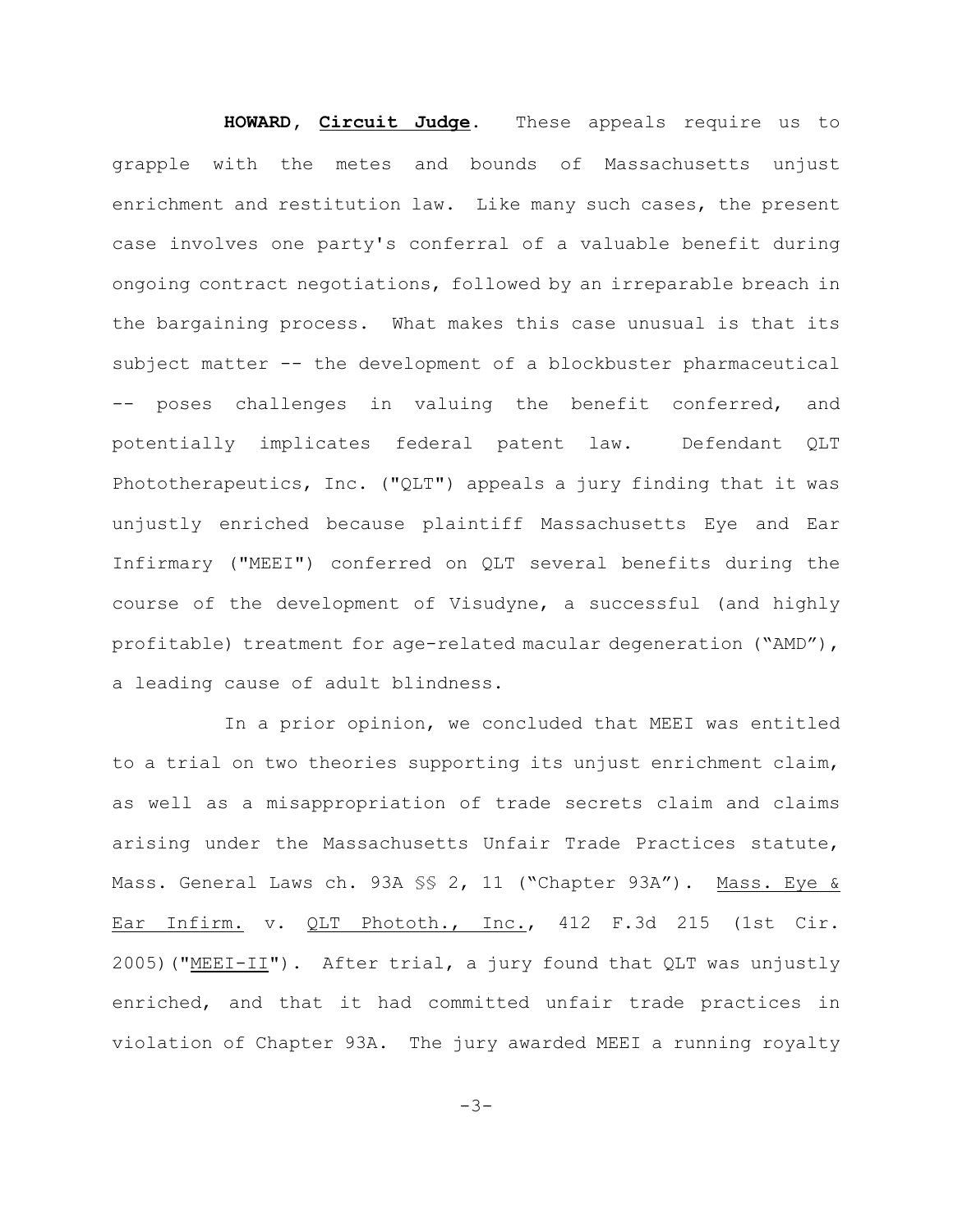**HOWARD, Circuit Judge**. These appeals require us to grapple with the metes and bounds of Massachusetts unjust enrichment and restitution law. Like many such cases, the present case involves one party's conferral of a valuable benefit during ongoing contract negotiations, followed by an irreparable breach in the bargaining process. What makes this case unusual is that its subject matter -- the development of a blockbuster pharmaceutical -- poses challenges in valuing the benefit conferred, and potentially implicates federal patent law. Defendant QLT Phototherapeutics, Inc. ("QLT") appeals a jury finding that it was unjustly enriched because plaintiff Massachusetts Eye and Ear Infirmary ("MEEI") conferred on QLT several benefits during the course of the development of Visudyne, a successful (and highly profitable) treatment for age-related macular degeneration ("AMD"), a leading cause of adult blindness.

In a prior opinion, we concluded that MEEI was entitled to a trial on two theories supporting its unjust enrichment claim, as well as a misappropriation of trade secrets claim and claims arising under the Massachusetts Unfair Trade Practices statute, Mass. General Laws ch. 93A §§ 2, 11 ("Chapter 93A"). Mass. Eye & Ear Infirm. v. QLT Phototh., Inc., 412 F.3d 215 (1st Cir. 2005)("MEEI-II"). After trial, a jury found that QLT was unjustly enriched, and that it had committed unfair trade practices in violation of Chapter 93A. The jury awarded MEEI a running royalty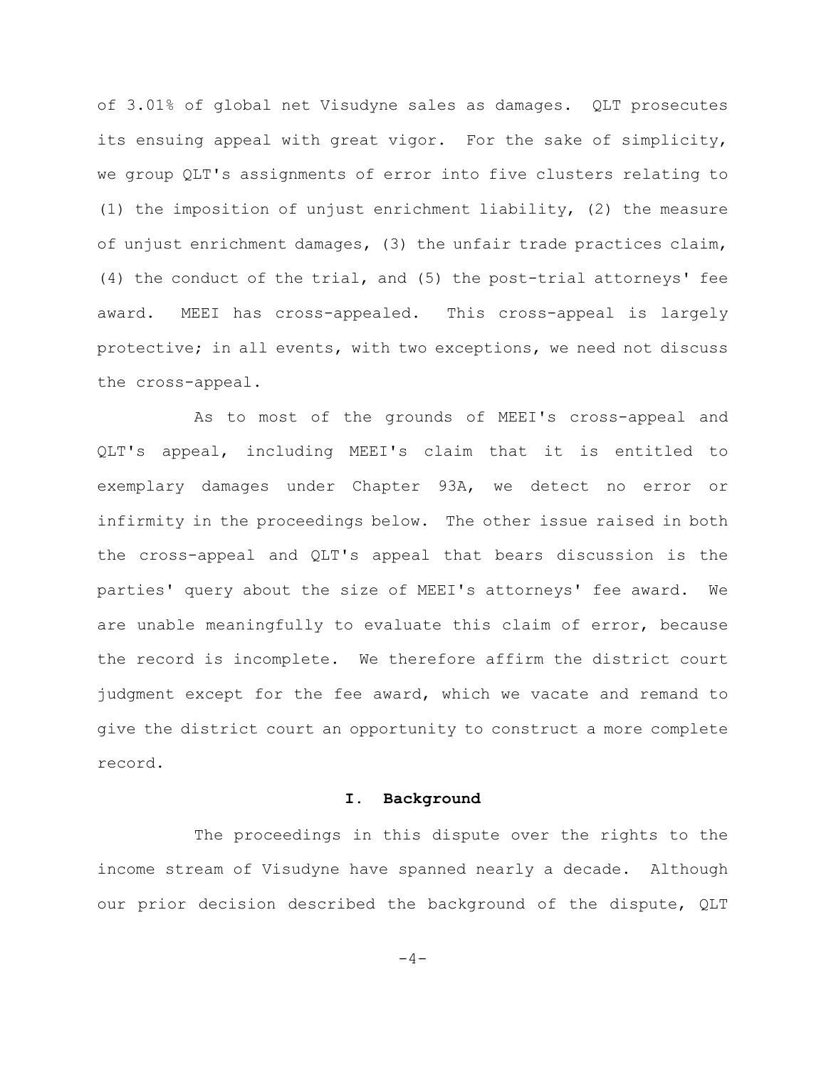of 3.01% of global net Visudyne sales as damages. QLT prosecutes its ensuing appeal with great vigor. For the sake of simplicity, we group QLT's assignments of error into five clusters relating to (1) the imposition of unjust enrichment liability, (2) the measure of unjust enrichment damages, (3) the unfair trade practices claim, (4) the conduct of the trial, and (5) the post-trial attorneys' fee award. MEEI has cross-appealed. This cross-appeal is largely protective; in all events, with two exceptions, we need not discuss the cross-appeal.

As to most of the grounds of MEEI's cross-appeal and QLT's appeal, including MEEI's claim that it is entitled to exemplary damages under Chapter 93A, we detect no error or infirmity in the proceedings below. The other issue raised in both the cross-appeal and QLT's appeal that bears discussion is the parties' query about the size of MEEI's attorneys' fee award. We are unable meaningfully to evaluate this claim of error, because the record is incomplete. We therefore affirm the district court judgment except for the fee award, which we vacate and remand to give the district court an opportunity to construct a more complete record.

## I. Background

The proceedings in this dispute over the rights to the income stream of Visudyne have spanned nearly a decade. Although our prior decision described the background of the dispute, QLT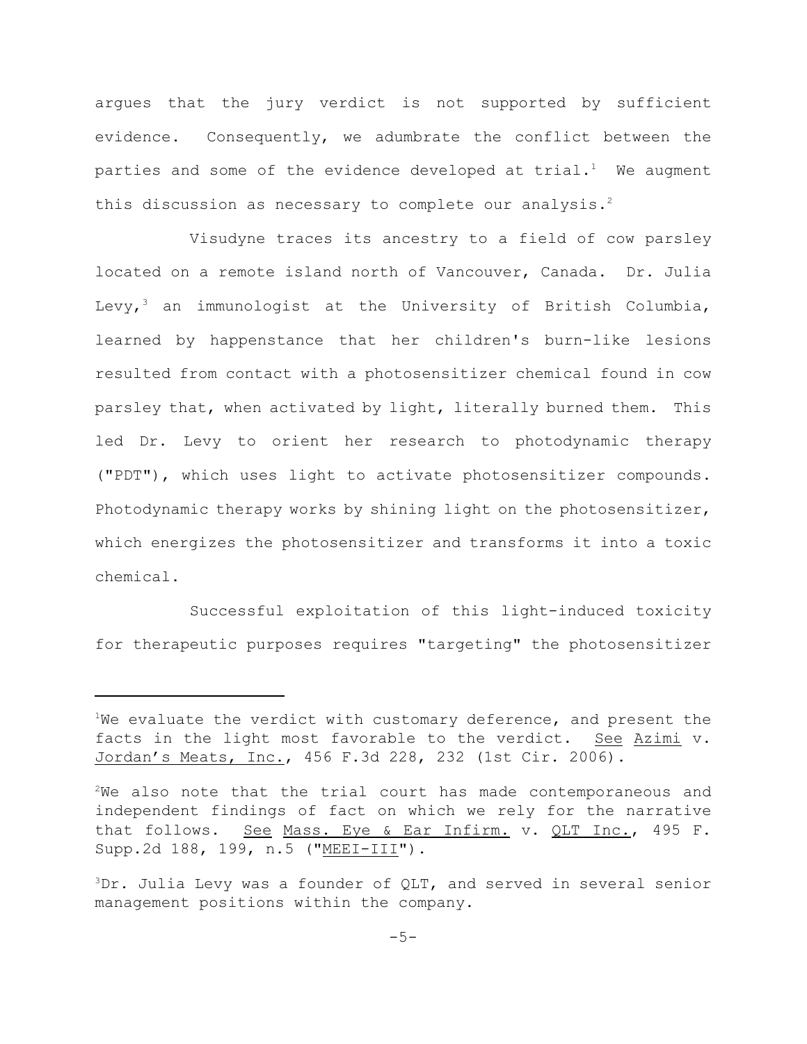argues that the jury verdict is not supported by sufficient evidence. Consequently, we adumbrate the conflict between the parties and some of the evidence developed at trial.[1] We augment this discussion as necessary to complete our analysis.[2]

Visudyne traces its ancestry to a field of cow parsley located on a remote island north of Vancouver, Canada. Dr. Julia Levy,[3] an immunologist at the University of British Columbia, learned by happenstance that her children's burn-like lesions resulted from contact with a photosensitizer chemical found in cow parsley that, when activated by light, literally burned them. This led Dr. Levy to orient her research to photodynamic therapy ("PDT"), which uses light to activate photosensitizer compounds. Photodynamic therapy works by shining light on the photosensitizer, which energizes the photosensitizer and transforms it into a toxic chemical.

Successful exploitation of this light-induced toxicity for therapeutic purposes requires "targeting" the photosensitizer

---

[1] We evaluate the verdict with customary deference, and present the facts in the light most favorable to the verdict. See Azimi v. Jordan's Meats, Inc., 456 F.3d 228, 232 (1st Cir. 2006).

[2] We also note that the trial court has made contemporaneous and independent findings of fact on which we rely for the narrative that follows. See Mass. Eye & Ear Infirm. v. QLT Inc., 495 F. Supp.2d 188, 199, n.5 ("MEEI-III").

[3] Dr. Julia Levy was a founder of QLT, and served in several senior management positions within the company.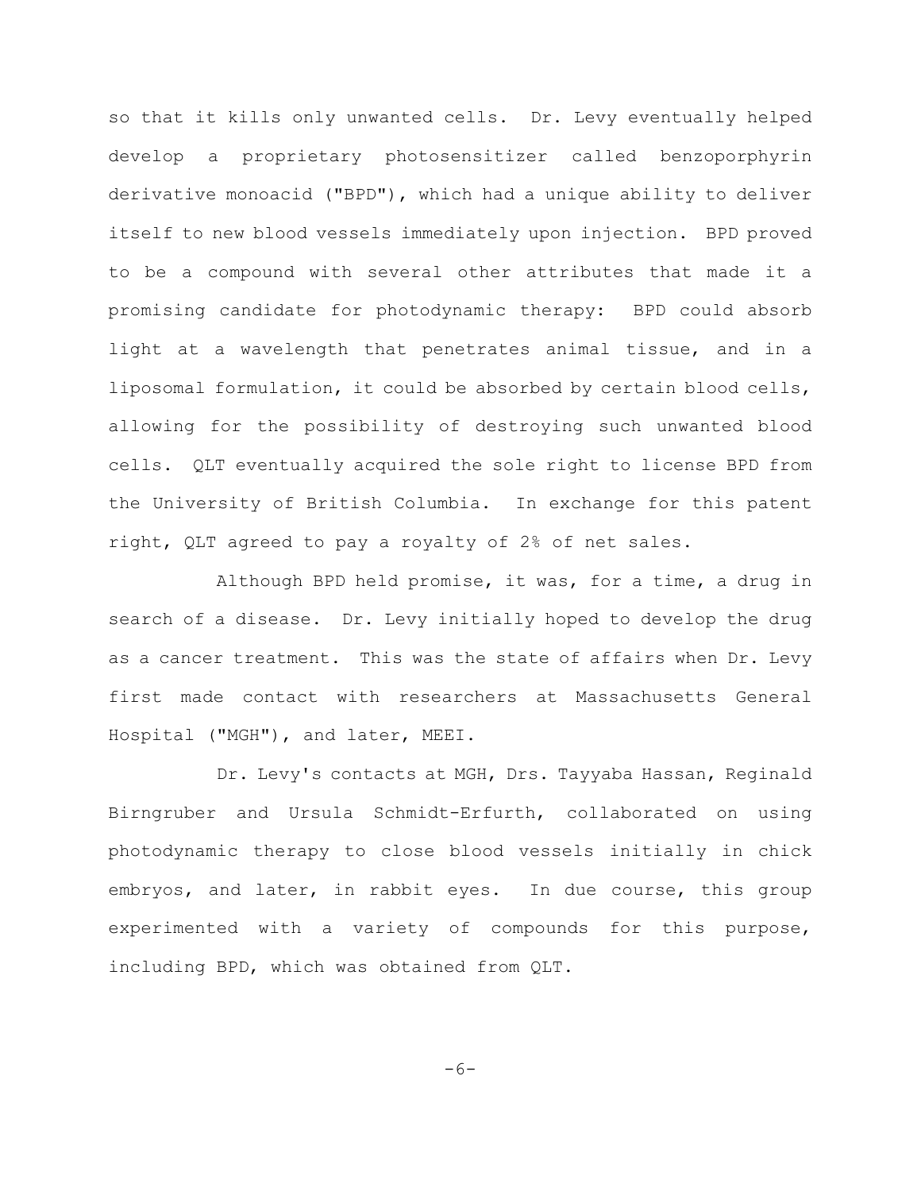so that it kills only unwanted cells. Dr. Levy eventually helped develop a proprietary photosensitizer called benzoporphyrin derivative monoacid ("BPD"), which had a unique ability to deliver itself to new blood vessels immediately upon injection. BPD proved to be a compound with several other attributes that made it a promising candidate for photodynamic therapy: BPD could absorb light at a wavelength that penetrates animal tissue, and in a liposomal formulation, it could be absorbed by certain blood cells, allowing for the possibility of destroying such unwanted blood cells. QLT eventually acquired the sole right to license BPD from the University of British Columbia. In exchange for this patent right, QLT agreed to pay a royalty of 2% of net sales.

Although BPD held promise, it was, for a time, a drug in search of a disease. Dr. Levy initially hoped to develop the drug as a cancer treatment. This was the state of affairs when Dr. Levy first made contact with researchers at Massachusetts General Hospital ("MGH"), and later, MEEI.

Dr. Levy's contacts at MGH, Drs. Tayyaba Hassan, Reginald Birngruber and Ursula Schmidt-Erfurth, collaborated on using photodynamic therapy to close blood vessels initially in chick embryos, and later, in rabbit eyes. In due course, this group experimented with a variety of compounds for this purpose, including BPD, which was obtained from QLT.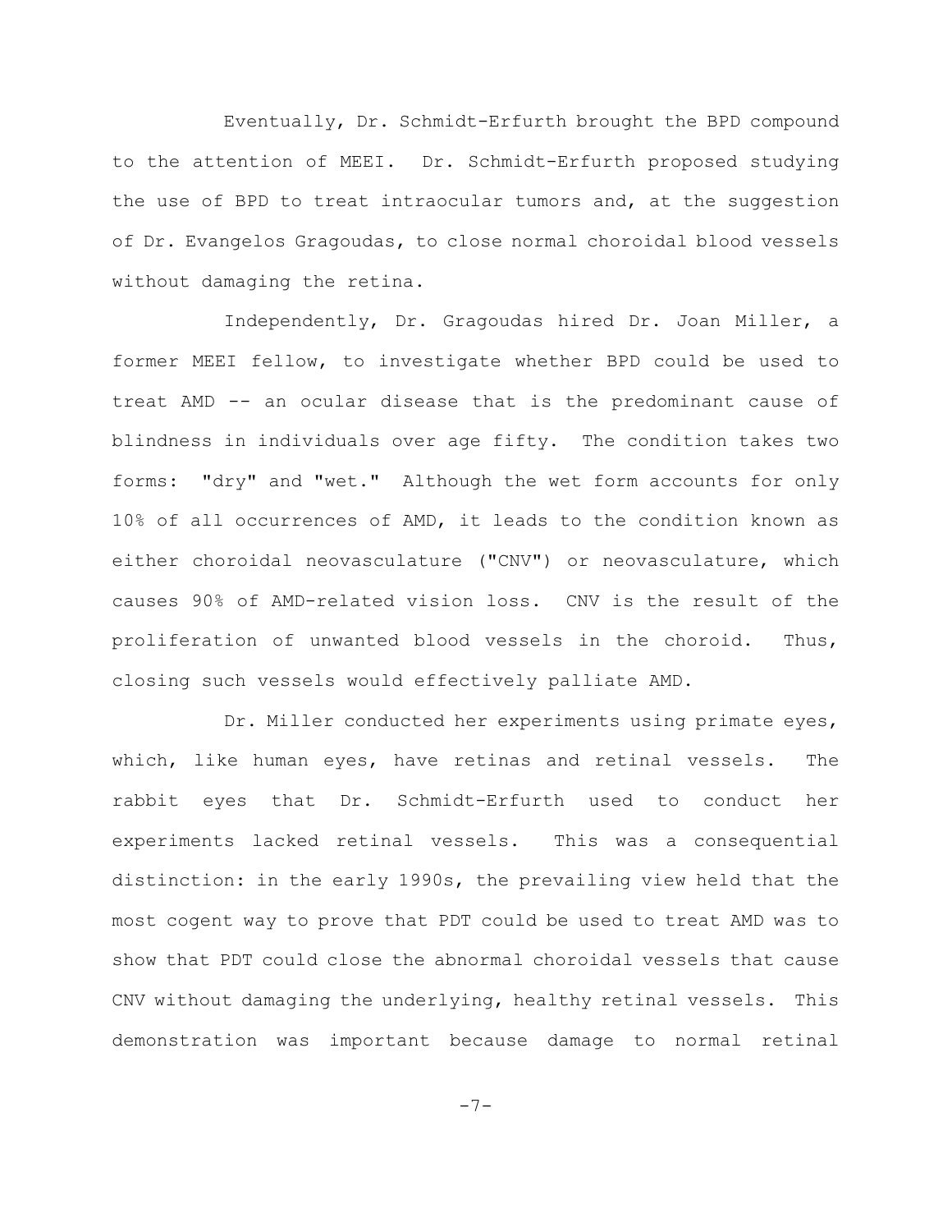Eventually, Dr. Schmidt-Erfurth brought the BPD compound to the attention of MEEI. Dr. Schmidt-Erfurth proposed studying the use of BPD to treat intraocular tumors and, at the suggestion of Dr. Evangelos Gragoudas, to close normal choroidal blood vessels without damaging the retina.

Independently, Dr. Gragoudas hired Dr. Joan Miller, a former MEEI fellow, to investigate whether BPD could be used to treat AMD -- an ocular disease that is the predominant cause of blindness in individuals over age fifty. The condition takes two forms: "dry" and "wet." Although the wet form accounts for only 10% of all occurrences of AMD, it leads to the condition known as either choroidal neovasculature ("CNV") or neovasculature, which causes 90% of AMD-related vision loss. CNV is the result of the proliferation of unwanted blood vessels in the choroid. Thus, closing such vessels would effectively palliate AMD.

Dr. Miller conducted her experiments using primate eyes, which, like human eyes, have retinas and retinal vessels. The rabbit eyes that Dr. Schmidt-Erfurth used to conduct her experiments lacked retinal vessels. This was a consequential distinction: in the early 1990s, the prevailing view held that the most cogent way to prove that PDT could be used to treat AMD was to show that PDT could close the abnormal choroidal vessels that cause CNV without damaging the underlying, healthy retinal vessels. This demonstration was important because damage to normal retinal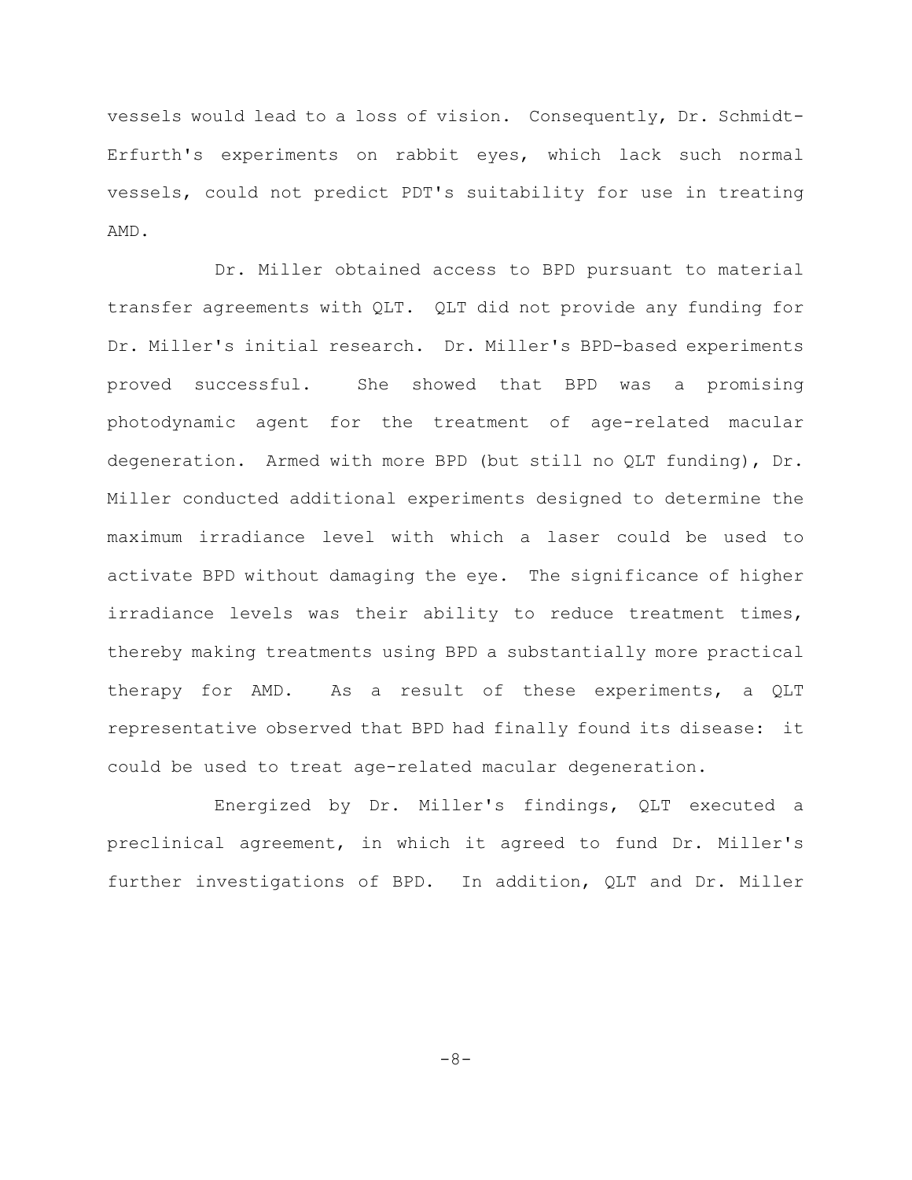vessels would lead to a loss of vision. Consequently, Dr. Schmidt-Erfurth's experiments on rabbit eyes, which lack such normal vessels, could not predict PDT's suitability for use in treating AMD.

Dr. Miller obtained access to BPD pursuant to material transfer agreements with QLT. QLT did not provide any funding for Dr. Miller's initial research. Dr. Miller's BPD-based experiments proved successful. She showed that BPD was a promising photodynamic agent for the treatment of age-related macular degeneration. Armed with more BPD (but still no QLT funding), Dr. Miller conducted additional experiments designed to determine the maximum irradiance level with which a laser could be used to activate BPD without damaging the eye. The significance of higher irradiance levels was their ability to reduce treatment times, thereby making treatments using BPD a substantially more practical therapy for AMD. As a result of these experiments, a QLT representative observed that BPD had finally found its disease: it could be used to treat age-related macular degeneration.

Energized by Dr. Miller's findings, QLT executed a preclinical agreement, in which it agreed to fund Dr. Miller's further investigations of BPD. In addition, QLT and Dr. Miller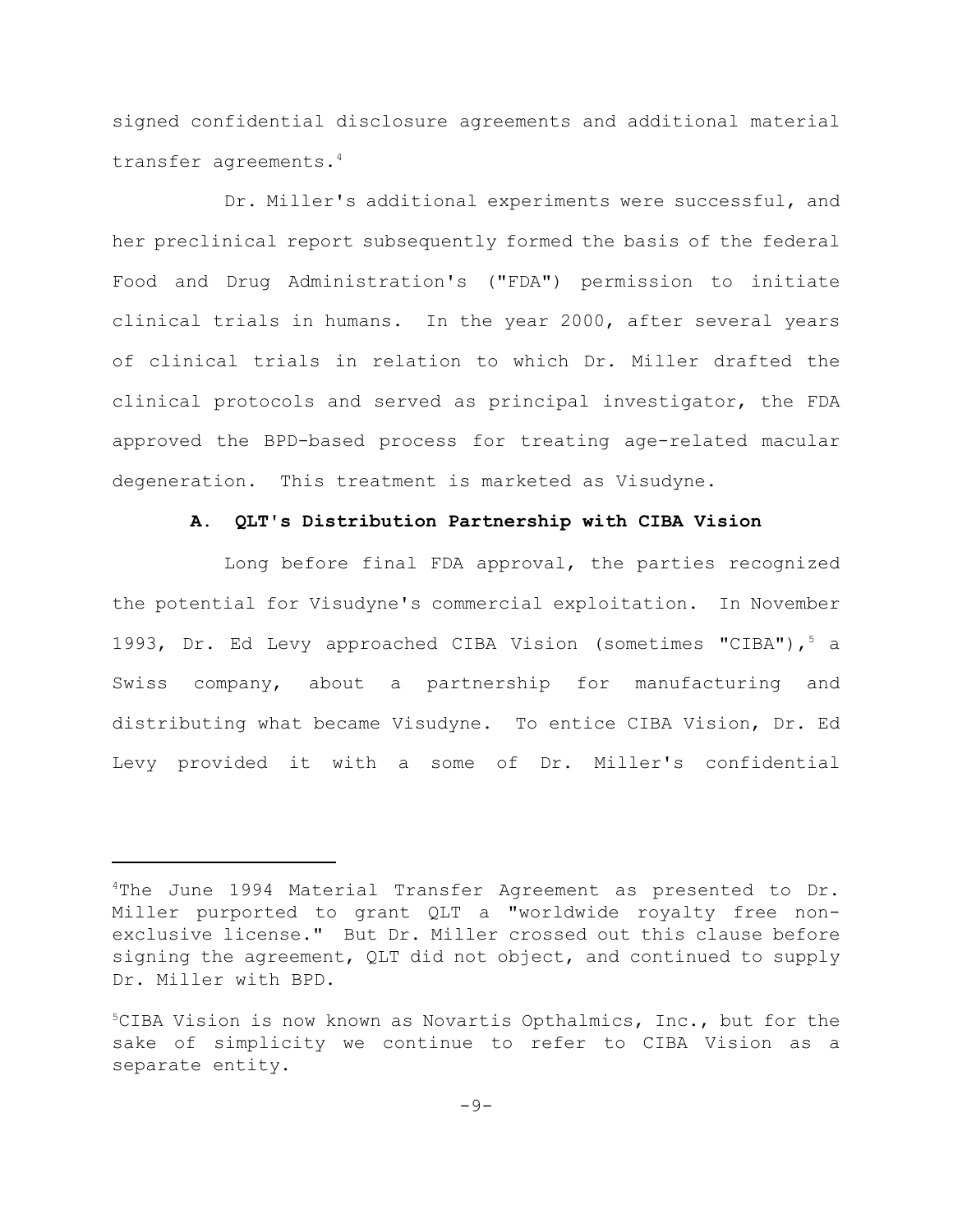signed confidential disclosure agreements and additional material transfer agreements.[4]

Dr. Miller's additional experiments were successful, and her preclinical report subsequently formed the basis of the federal Food and Drug Administration's ("FDA") permission to initiate clinical trials in humans. In the year 2000, after several years of clinical trials in relation to which Dr. Miller drafted the clinical protocols and served as principal investigator, the FDA approved the BPD-based process for treating age-related macular degeneration. This treatment is marketed as Visudyne.

### A. QLT's Distribution Partnership with CIBA Vision

Long before final FDA approval, the parties recognized the potential for Visudyne's commercial exploitation. In November 1993, Dr. Ed Levy approached CIBA Vision (sometimes "CIBA"),[5] a Swiss company, about a partnership for manufacturing and distributing what became Visudyne. To entice CIBA Vision, Dr. Ed Levy provided it with a some of Dr. Miller's confidential

---

[4]The June 1994 Material Transfer Agreement as presented to Dr. Miller purported to grant QLT a "worldwide royalty free non-exclusive license." But Dr. Miller crossed out this clause before signing the agreement, QLT did not object, and continued to supply Dr. Miller with BPD.

[5]CIBA Vision is now known as Novartis Opthalmics, Inc., but for the sake of simplicity we continue to refer to CIBA Vision as a separate entity.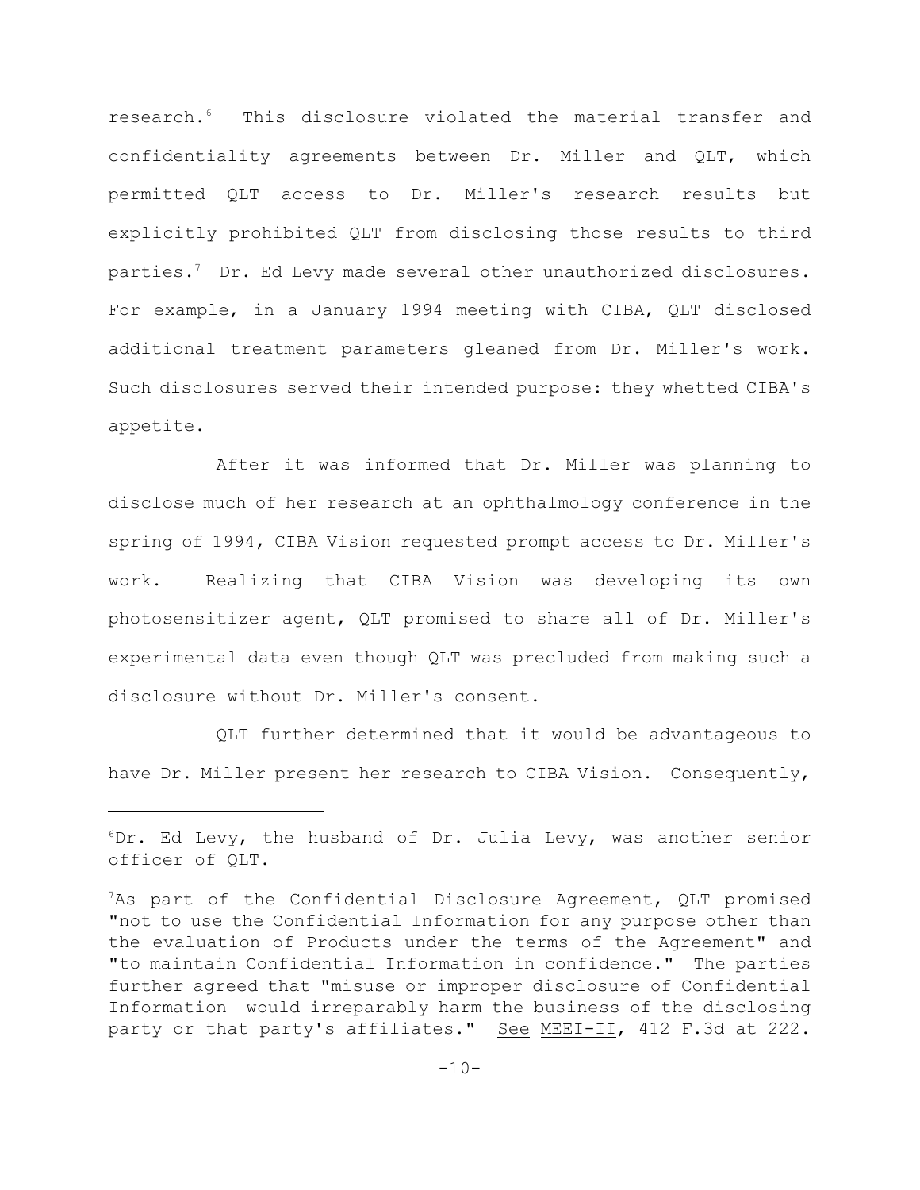research.[6] This disclosure violated the material transfer and confidentiality agreements between Dr. Miller and QLT, which permitted QLT access to Dr. Miller's research results but explicitly prohibited QLT from disclosing those results to third parties.[7] Dr. Ed Levy made several other unauthorized disclosures. For example, in a January 1994 meeting with CIBA, QLT disclosed additional treatment parameters gleaned from Dr. Miller's work. Such disclosures served their intended purpose: they whetted CIBA's appetite.

After it was informed that Dr. Miller was planning to disclose much of her research at an ophthalmology conference in the spring of 1994, CIBA Vision requested prompt access to Dr. Miller's work. Realizing that CIBA Vision was developing its own photosensitizer agent, QLT promised to share all of Dr. Miller's experimental data even though QLT was precluded from making such a disclosure without Dr. Miller's consent.

QLT further determined that it would be advantageous to have Dr. Miller present her research to CIBA Vision. Consequently,

---

[6] Dr. Ed Levy, the husband of Dr. Julia Levy, was another senior officer of QLT.

[7] As part of the Confidential Disclosure Agreement, QLT promised "not to use the Confidential Information for any purpose other than the evaluation of Products under the terms of the Agreement" and "to maintain Confidential Information in confidence." The parties further agreed that "misuse or improper disclosure of Confidential Information would irreparably harm the business of the disclosing party or that party's affiliates." <u>See</u> <u>MEEI-II</u>, 412 F.3d at 222.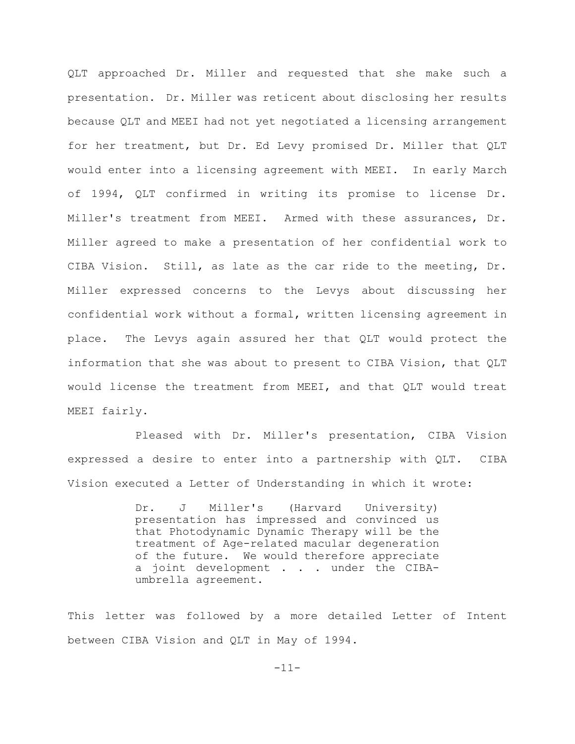QLT approached Dr. Miller and requested that she make such a presentation. Dr. Miller was reticent about disclosing her results because QLT and MEEI had not yet negotiated a licensing arrangement for her treatment, but Dr. Ed Levy promised Dr. Miller that QLT would enter into a licensing agreement with MEEI. In early March of 1994, QLT confirmed in writing its promise to license Dr. Miller's treatment from MEEI. Armed with these assurances, Dr. Miller agreed to make a presentation of her confidential work to CIBA Vision. Still, as late as the car ride to the meeting, Dr. Miller expressed concerns to the Levys about discussing her confidential work without a formal, written licensing agreement in place. The Levys again assured her that QLT would protect the information that she was about to present to CIBA Vision, that QLT would license the treatment from MEEI, and that QLT would treat MEEI fairly.

Pleased with Dr. Miller's presentation, CIBA Vision expressed a desire to enter into a partnership with QLT. CIBA Vision executed a Letter of Understanding in which it wrote:

> Dr. J Miller's (Harvard University) presentation has impressed and convinced us that Photodynamic Dynamic Therapy will be the treatment of Age-related macular degeneration of the future. We would therefore appreciate a joint development . . . under the CIBA-umbrella agreement.

This letter was followed by a more detailed Letter of Intent between CIBA Vision and QLT in May of 1994.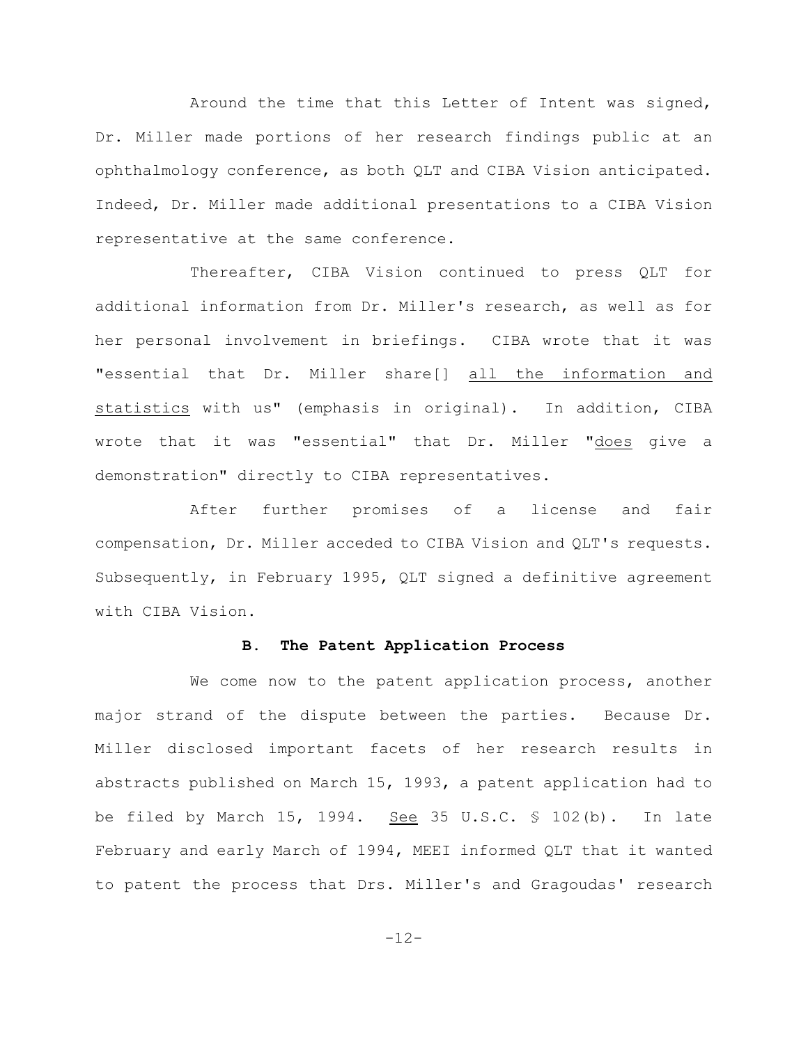Around the time that this Letter of Intent was signed, Dr. Miller made portions of her research findings public at an ophthalmology conference, as both QLT and CIBA Vision anticipated. Indeed, Dr. Miller made additional presentations to a CIBA Vision representative at the same conference.

Thereafter, CIBA Vision continued to press QLT for additional information from Dr. Miller's research, as well as for her personal involvement in briefings. CIBA wrote that it was "essential that Dr. Miller share[] <u>all the information and statistics</u> with us" (emphasis in original). In addition, CIBA wrote that it was "essential" that Dr. Miller "<u>does</u> give a demonstration" directly to CIBA representatives.

After further promises of a license and fair compensation, Dr. Miller acceded to CIBA Vision and QLT's requests. Subsequently, in February 1995, QLT signed a definitive agreement with CIBA Vision.

### B. The Patent Application Process

We come now to the patent application process, another major strand of the dispute between the parties. Because Dr. Miller disclosed important facets of her research results in abstracts published on March 15, 1993, a patent application had to be filed by March 15, 1994. <u>See</u> 35 U.S.C. § 102(b). In late February and early March of 1994, MEEI informed QLT that it wanted to patent the process that Drs. Miller's and Gragoudas' research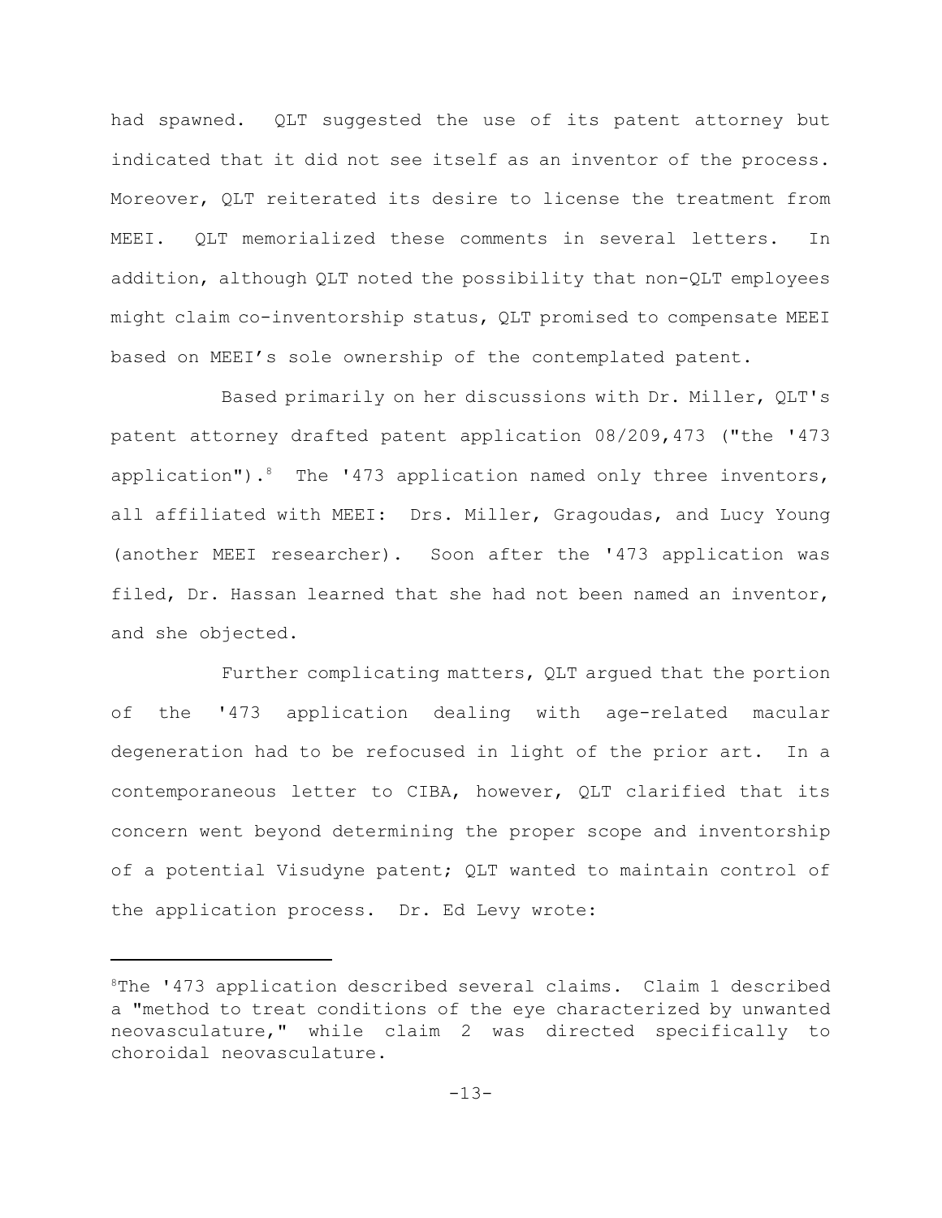had spawned. QLT suggested the use of its patent attorney but indicated that it did not see itself as an inventor of the process. Moreover, QLT reiterated its desire to license the treatment from MEEI. QLT memorialized these comments in several letters. In addition, although QLT noted the possibility that non-QLT employees might claim co-inventorship status, QLT promised to compensate MEEI based on MEEI's sole ownership of the contemplated patent.

Based primarily on her discussions with Dr. Miller, QLT's patent attorney drafted patent application 08/209,473 ("the '473 application").[8] The '473 application named only three inventors, all affiliated with MEEI: Drs. Miller, Gragoudas, and Lucy Young (another MEEI researcher). Soon after the '473 application was filed, Dr. Hassan learned that she had not been named an inventor, and she objected.

Further complicating matters, QLT argued that the portion of the '473 application dealing with age-related macular degeneration had to be refocused in light of the prior art. In a contemporaneous letter to CIBA, however, QLT clarified that its concern went beyond determining the proper scope and inventorship of a potential Visudyne patent; QLT wanted to maintain control of the application process. Dr. Ed Levy wrote:

---

[8] The '473 application described several claims. Claim 1 described a "method to treat conditions of the eye characterized by unwanted neovasculature," while claim 2 was directed specifically to choroidal neovasculature.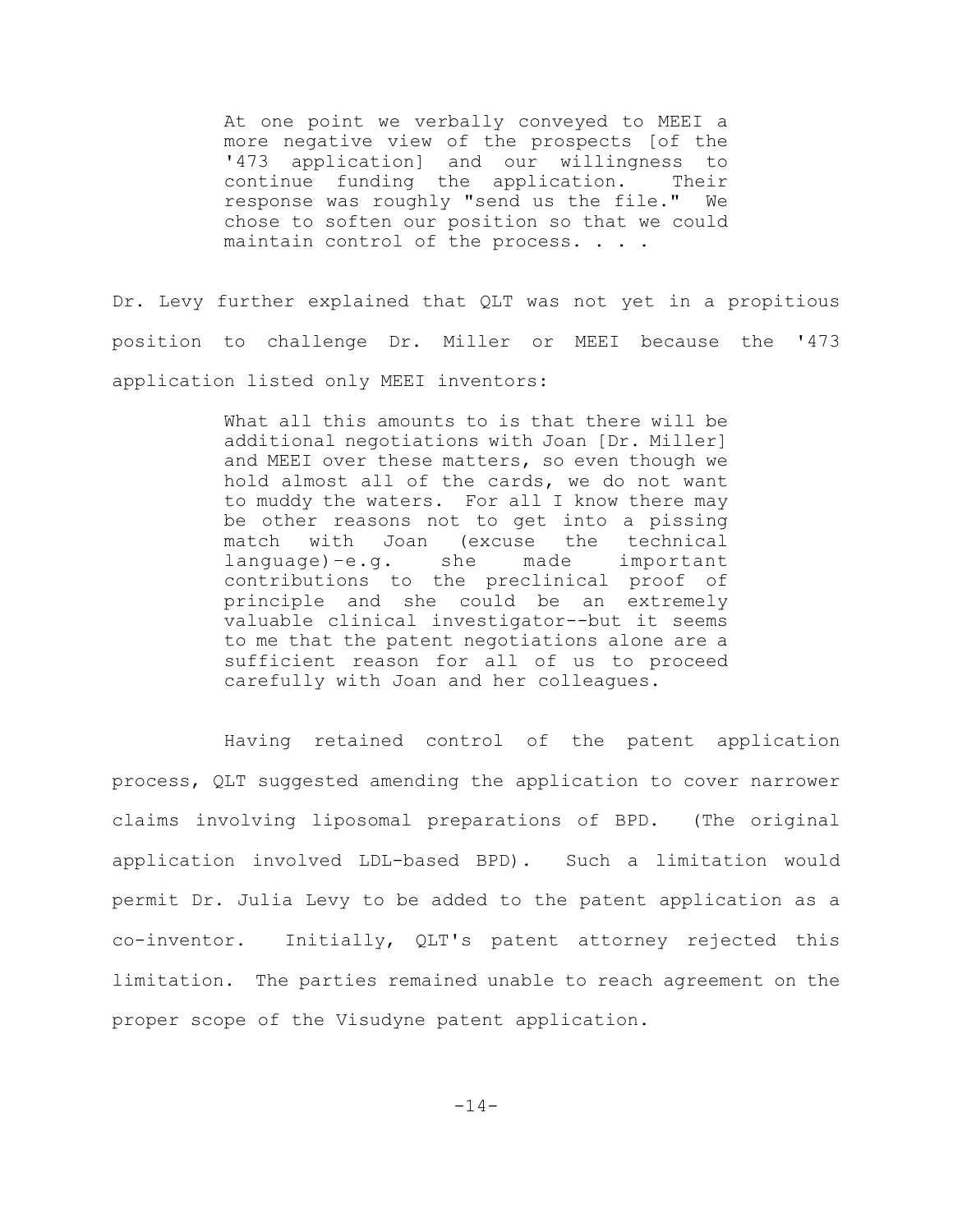> At one point we verbally conveyed to MEEI a more negative view of the prospects [of the '473 application] and our willingness to continue funding the application. Their response was roughly "send us the file." We chose to soften our position so that we could maintain control of the process. . . .

Dr. Levy further explained that QLT was not yet in a propitious position to challenge Dr. Miller or MEEI because the '473 application listed only MEEI inventors:

> What all this amounts to is that there will be additional negotiations with Joan [Dr. Miller] and MEEI over these matters, so even though we hold almost all of the cards, we do not want to muddy the waters. For all I know there may be other reasons not to get into a pissing match with Joan (excuse the technical language)-e.g. she made important contributions to the preclinical proof of principle and she could be an extremely valuable clinical investigator--but it seems to me that the patent negotiations alone are a sufficient reason for all of us to proceed carefully with Joan and her colleagues.

Having retained control of the patent application process, QLT suggested amending the application to cover narrower claims involving liposomal preparations of BPD. (The original application involved LDL-based BPD). Such a limitation would permit Dr. Julia Levy to be added to the patent application as a co-inventor. Initially, QLT's patent attorney rejected this limitation. The parties remained unable to reach agreement on the proper scope of the Visudyne patent application.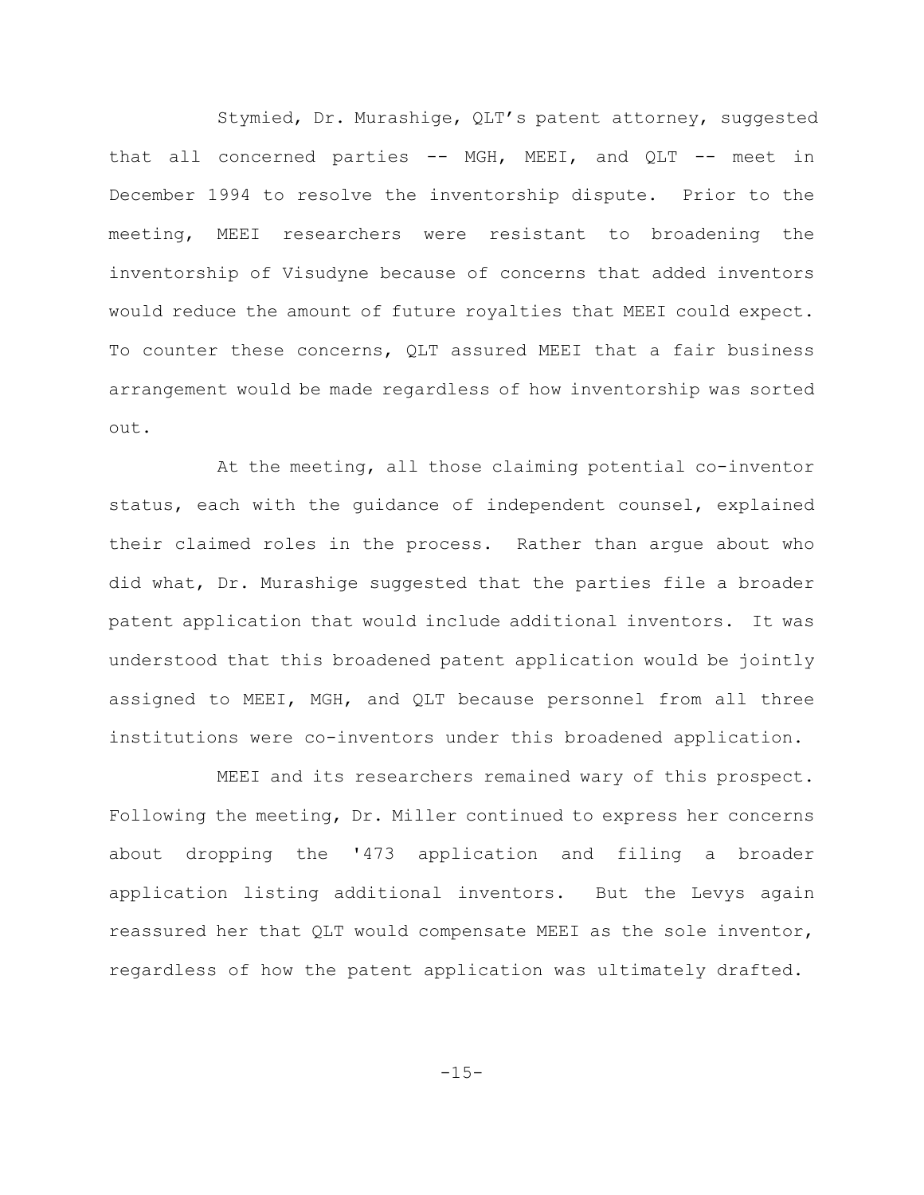Stymied, Dr. Murashige, QLT's patent attorney, suggested that all concerned parties -- MGH, MEEI, and QLT -- meet in December 1994 to resolve the inventorship dispute. Prior to the meeting, MEEI researchers were resistant to broadening the inventorship of Visudyne because of concerns that added inventors would reduce the amount of future royalties that MEEI could expect. To counter these concerns, QLT assured MEEI that a fair business arrangement would be made regardless of how inventorship was sorted out.

At the meeting, all those claiming potential co-inventor status, each with the guidance of independent counsel, explained their claimed roles in the process. Rather than argue about who did what, Dr. Murashige suggested that the parties file a broader patent application that would include additional inventors. It was understood that this broadened patent application would be jointly assigned to MEEI, MGH, and QLT because personnel from all three institutions were co-inventors under this broadened application.

MEEI and its researchers remained wary of this prospect. Following the meeting, Dr. Miller continued to express her concerns about dropping the '473 application and filing a broader application listing additional inventors. But the Levys again reassured her that QLT would compensate MEEI as the sole inventor, regardless of how the patent application was ultimately drafted.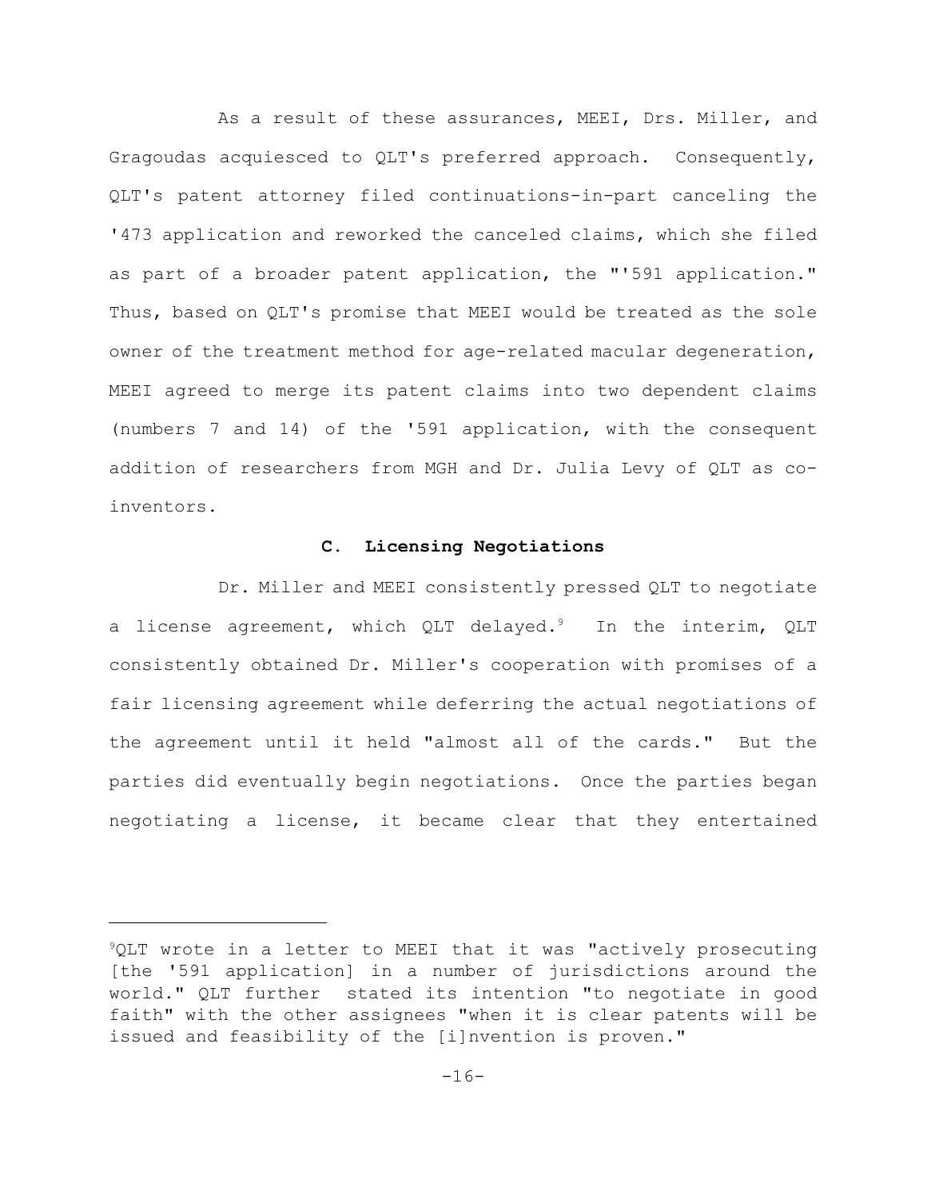As a result of these assurances, MEEI, Drs. Miller, and Gragoudas acquiesced to QLT's preferred approach. Consequently, QLT's patent attorney filed continuations-in-part canceling the '473 application and reworked the canceled claims, which she filed as part of a broader patent application, the "'591 application." Thus, based on QLT's promise that MEEI would be treated as the sole owner of the treatment method for age-related macular degeneration, MEEI agreed to merge its patent claims into two dependent claims (numbers 7 and 14) of the '591 application, with the consequent addition of researchers from MGH and Dr. Julia Levy of QLT as co-inventors.

### C. Licensing Negotiations

Dr. Miller and MEEI consistently pressed QLT to negotiate a license agreement, which QLT delayed.[9] In the interim, QLT consistently obtained Dr. Miller's cooperation with promises of a fair licensing agreement while deferring the actual negotiations of the agreement until it held "almost all of the cards." But the parties did eventually begin negotiations. Once the parties began negotiating a license, it became clear that they entertained

---

[9] QLT wrote in a letter to MEEI that it was "actively prosecuting [the '591 application] in a number of jurisdictions around the world." QLT further stated its intention "to negotiate in good faith" with the other assignees "when it is clear patents will be issued and feasibility of the [i]nvention is proven."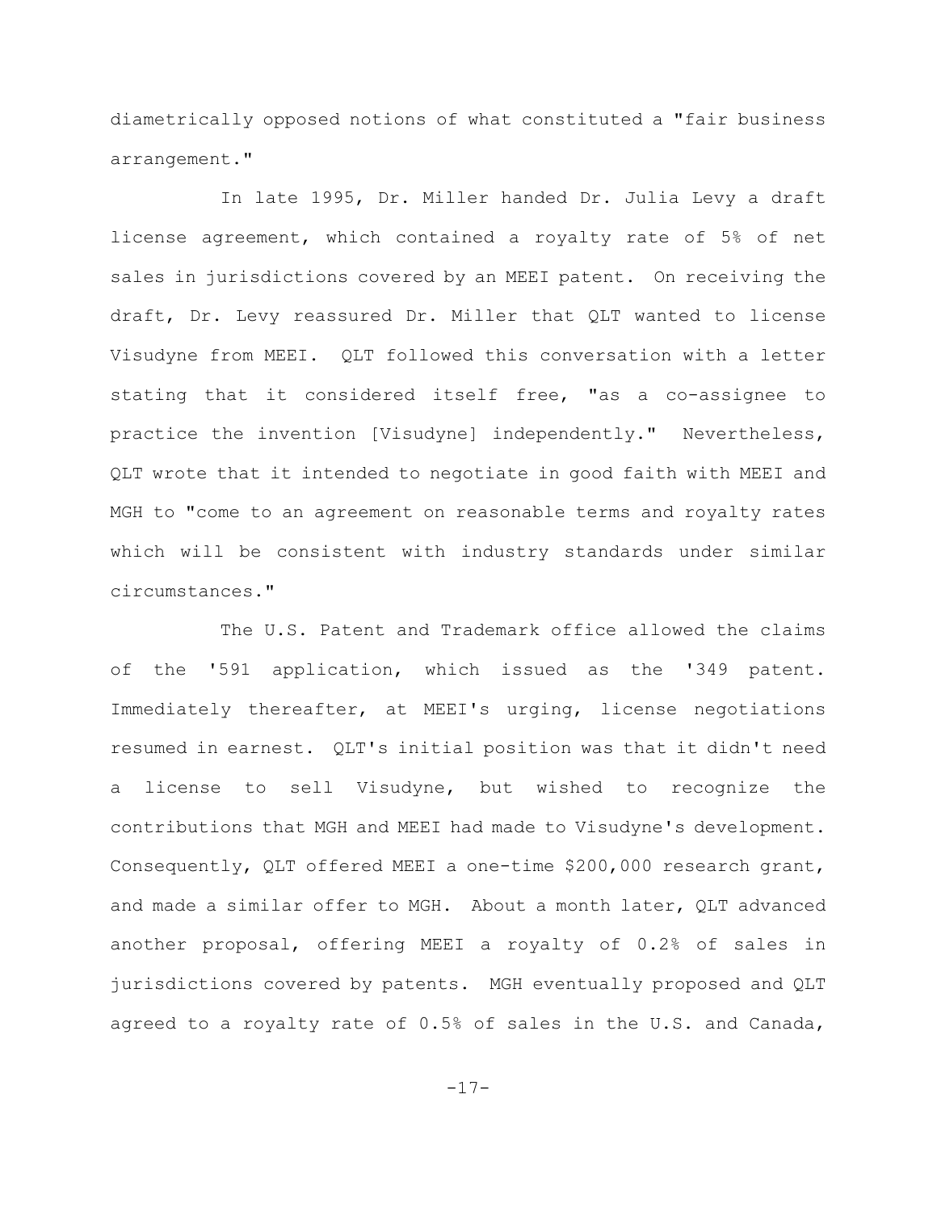diametrically opposed notions of what constituted a "fair business arrangement."

In late 1995, Dr. Miller handed Dr. Julia Levy a draft license agreement, which contained a royalty rate of 5% of net sales in jurisdictions covered by an MEEI patent. On receiving the draft, Dr. Levy reassured Dr. Miller that QLT wanted to license Visudyne from MEEI. QLT followed this conversation with a letter stating that it considered itself free, "as a co-assignee to practice the invention [Visudyne] independently." Nevertheless, QLT wrote that it intended to negotiate in good faith with MEEI and MGH to "come to an agreement on reasonable terms and royalty rates which will be consistent with industry standards under similar circumstances."

The U.S. Patent and Trademark office allowed the claims of the '591 application, which issued as the '349 patent. Immediately thereafter, at MEEI's urging, license negotiations resumed in earnest. QLT's initial position was that it didn't need a license to sell Visudyne, but wished to recognize the contributions that MGH and MEEI had made to Visudyne's development. Consequently, QLT offered MEEI a one-time $200,000 research grant, and made a similar offer to MGH. About a month later, QLT advanced another proposal, offering MEEI a royalty of 0.2% of sales in jurisdictions covered by patents. MGH eventually proposed and QLT agreed to a royalty rate of 0.5% of sales in the U.S. and Canada,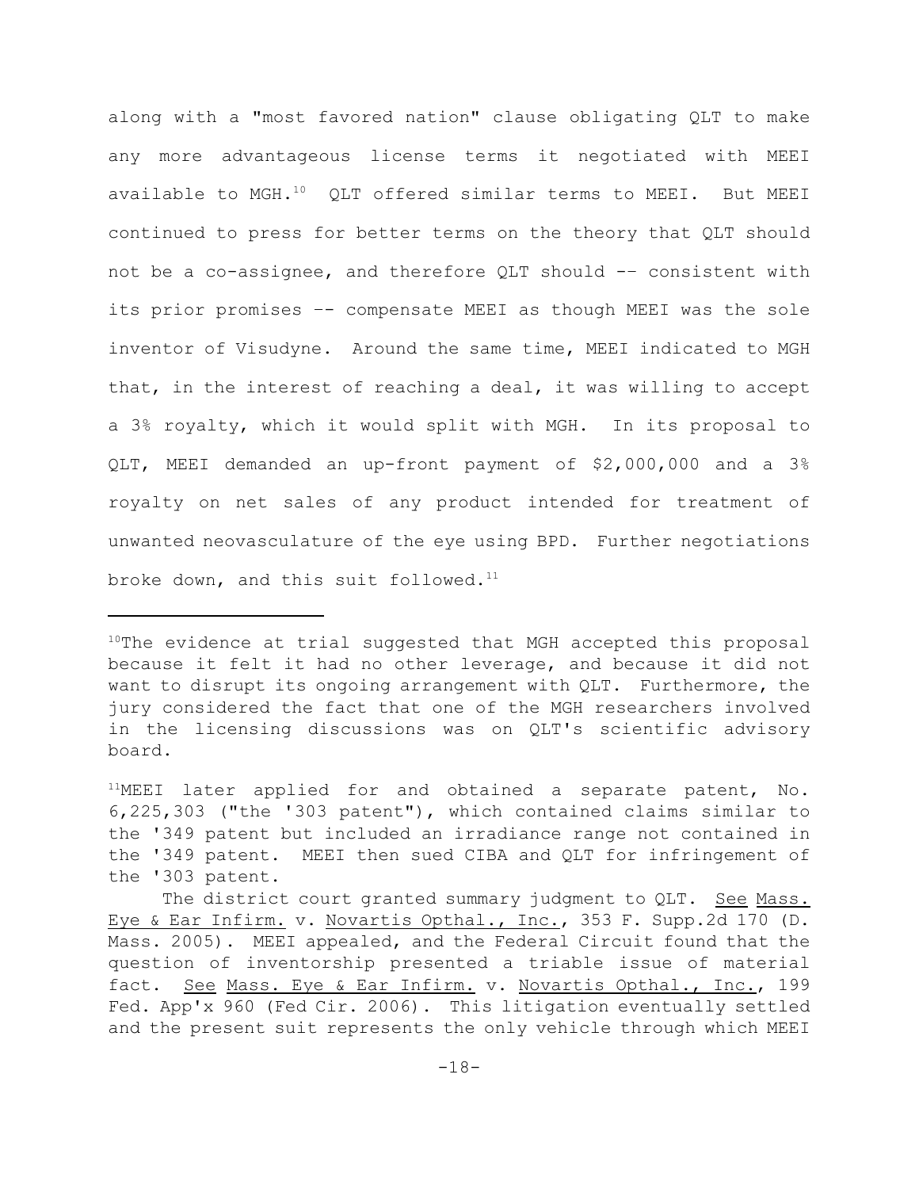along with a "most favored nation" clause obligating QLT to make any more advantageous license terms it negotiated with MEEI available to MGH.[10] QLT offered similar terms to MEEI. But MEEI continued to press for better terms on the theory that QLT should not be a co-assignee, and therefore QLT should -- consistent with its prior promises -- compensate MEEI as though MEEI was the sole inventor of Visudyne. Around the same time, MEEI indicated to MGH that, in the interest of reaching a deal, it was willing to accept a 3% royalty, which it would split with MGH. In its proposal to QLT, MEEI demanded an up-front payment of $2,000,000 and a 3% royalty on net sales of any product intended for treatment of unwanted neovasculature of the eye using BPD. Further negotiations broke down, and this suit followed.[11]

---

[10]The evidence at trial suggested that MGH accepted this proposal because it felt it had no other leverage, and because it did not want to disrupt its ongoing arrangement with QLT. Furthermore, the jury considered the fact that one of the MGH researchers involved in the licensing discussions was on QLT's scientific advisory board.

[11]MEEI later applied for and obtained a separate patent, No. 6,225,303 ("the '303 patent"), which contained claims similar to the '349 patent but included an irradiance range not contained in the '349 patent. MEEI then sued CIBA and QLT for infringement of the '303 patent.

The district court granted summary judgment to QLT. See Mass. Eye & Ear Infirm. v. Novartis Opthal., Inc., 353 F. Supp.2d 170 (D. Mass. 2005). MEEI appealed, and the Federal Circuit found that the question of inventorship presented a triable issue of material fact. See Mass. Eye & Ear Infirm. v. Novartis Opthal., Inc., 199 Fed. App'x 960 (Fed Cir. 2006). This litigation eventually settled and the present suit represents the only vehicle through which MEEI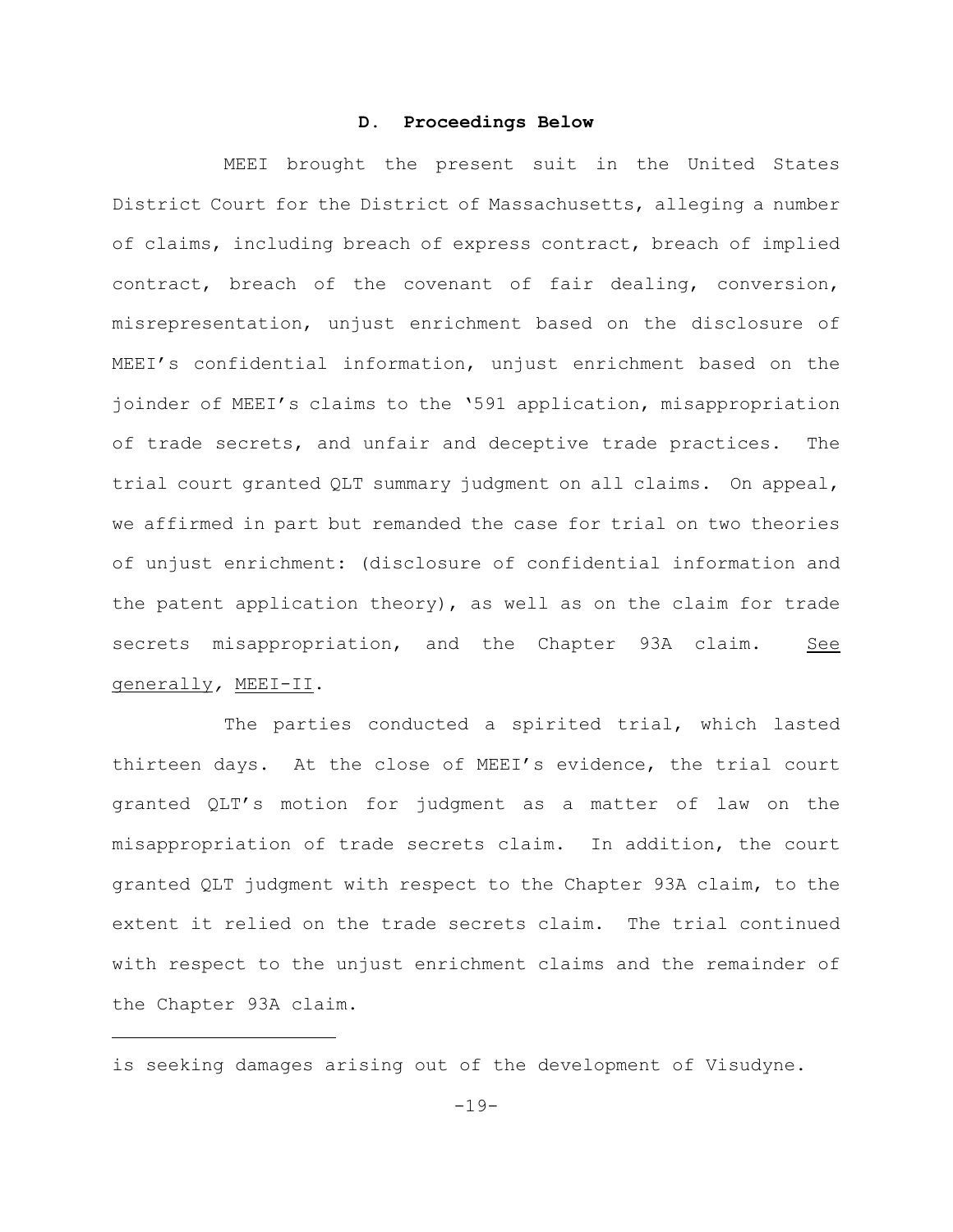### D. Proceedings Below

MEEI brought the present suit in the United States District Court for the District of Massachusetts, alleging a number of claims, including breach of express contract, breach of implied contract, breach of the covenant of fair dealing, conversion, misrepresentation, unjust enrichment based on the disclosure of MEEI's confidential information, unjust enrichment based on the joinder of MEEI's claims to the '591 application, misappropriation of trade secrets, and unfair and deceptive trade practices. The trial court granted QLT summary judgment on all claims. On appeal, we affirmed in part but remanded the case for trial on two theories of unjust enrichment: (disclosure of confidential information and the patent application theory), as well as on the claim for trade secrets misappropriation, and the Chapter 93A claim. See generally, MEEI-II.

The parties conducted a spirited trial, which lasted thirteen days. At the close of MEEI's evidence, the trial court granted QLT's motion for judgment as a matter of law on the misappropriation of trade secrets claim. In addition, the court granted QLT judgment with respect to the Chapter 93A claim, to the extent it relied on the trade secrets claim. The trial continued with respect to the unjust enrichment claims and the remainder of the Chapter 93A claim.

---

is seeking damages arising out of the development of Visudyne.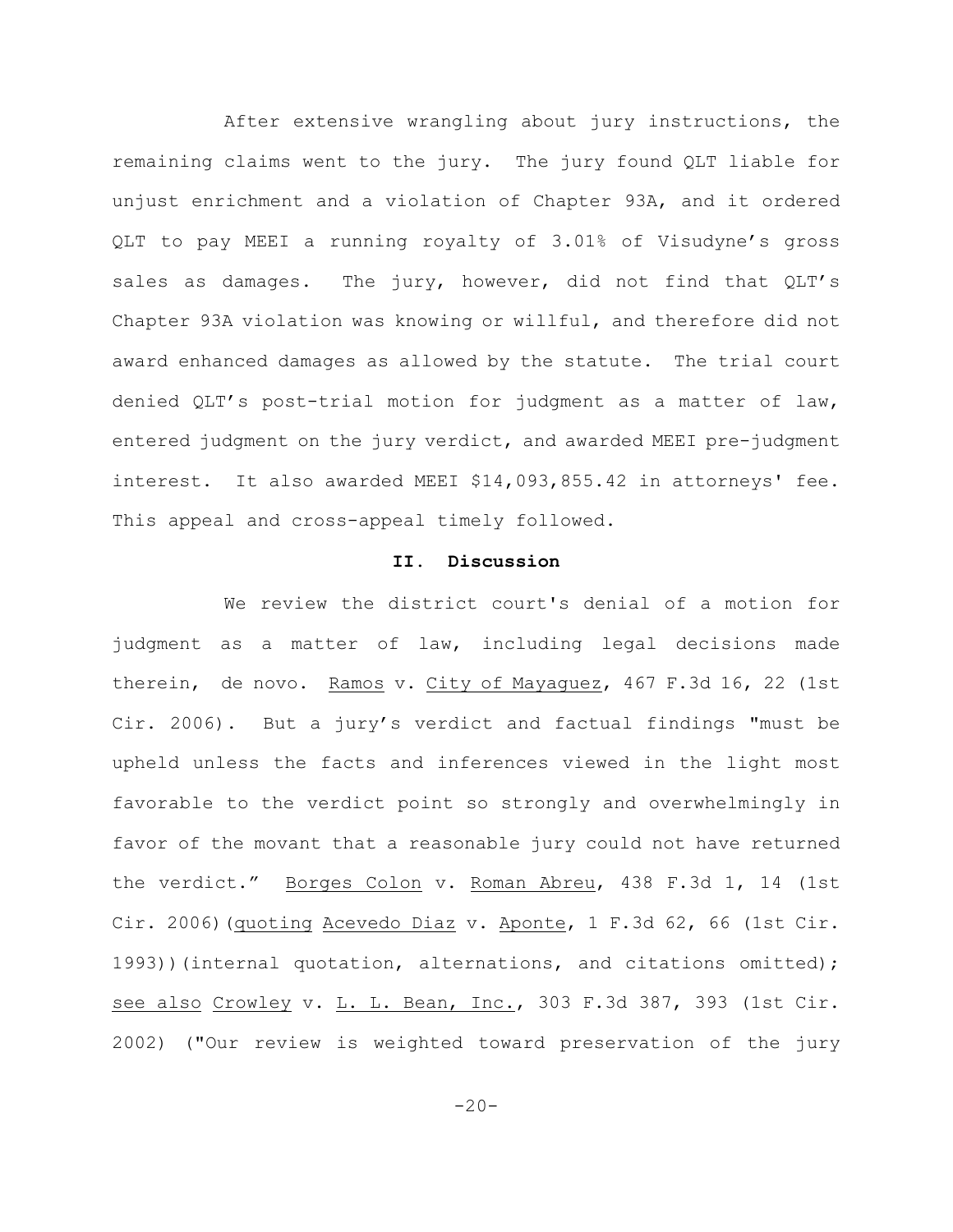After extensive wrangling about jury instructions, the remaining claims went to the jury. The jury found QLT liable for unjust enrichment and a violation of Chapter 93A, and it ordered QLT to pay MEEI a running royalty of 3.01% of Visudyne's gross sales as damages. The jury, however, did not find that QLT's Chapter 93A violation was knowing or willful, and therefore did not award enhanced damages as allowed by the statute. The trial court denied QLT's post-trial motion for judgment as a matter of law, entered judgment on the jury verdict, and awarded MEEI pre-judgment interest. It also awarded MEEI $14,093,855.42 in attorneys' fee. This appeal and cross-appeal timely followed.

## II. Discussion

We review the district court's denial of a motion for judgment as a matter of law, including legal decisions made therein, de novo. Ramos v. City of Mayaguez, 467 F.3d 16, 22 (1st Cir. 2006). But a jury's verdict and factual findings "must be upheld unless the facts and inferences viewed in the light most favorable to the verdict point so strongly and overwhelmingly in favor of the movant that a reasonable jury could not have returned the verdict." Borges Colon v. Roman Abreu, 438 F.3d 1, 14 (1st Cir. 2006)(quoting Acevedo Diaz v. Aponte, 1 F.3d 62, 66 (1st Cir. 1993))(internal quotation, alternations, and citations omitted); see also Crowley v. L. L. Bean, Inc., 303 F.3d 387, 393 (1st Cir. 2002) ("Our review is weighted toward preservation of the jury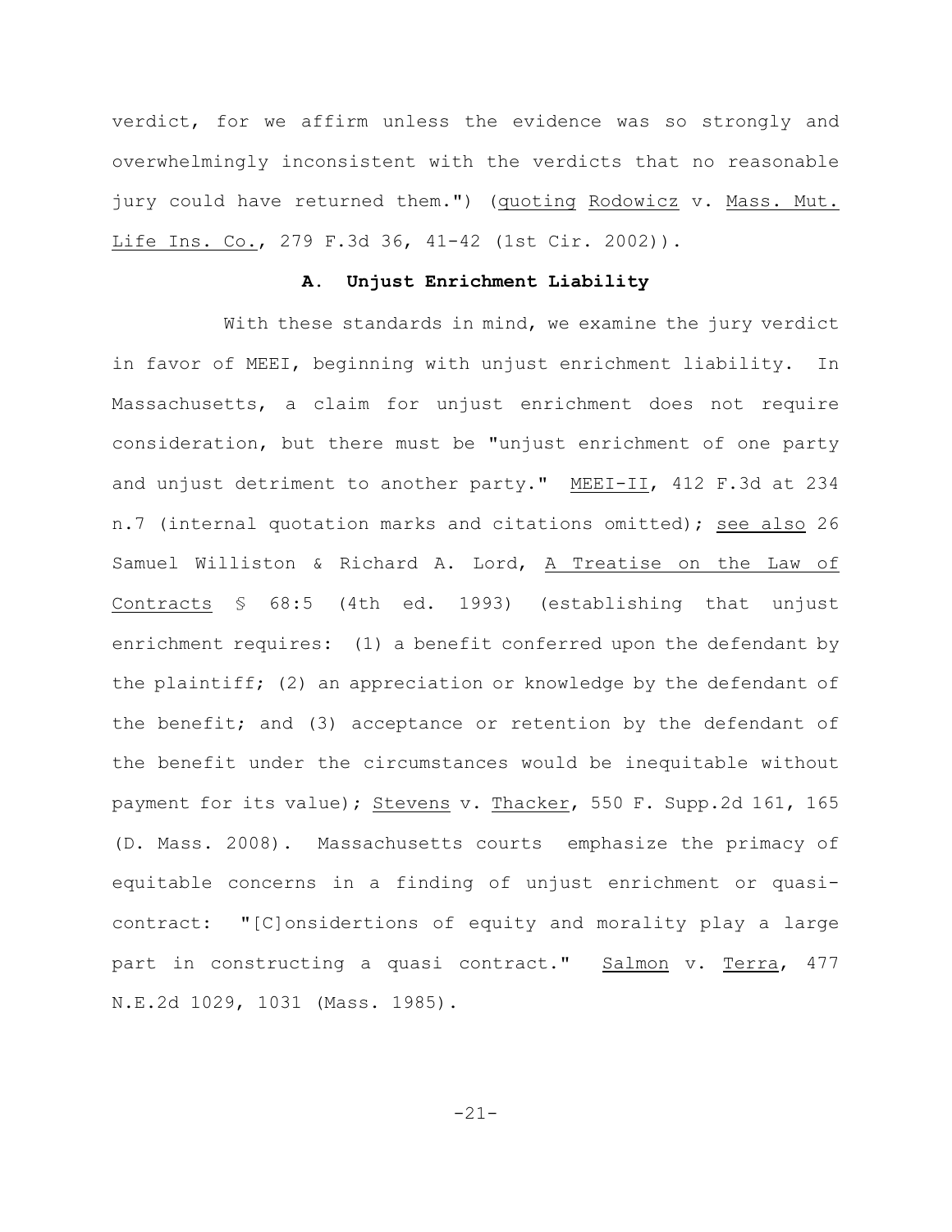verdict, for we affirm unless the evidence was so strongly and overwhelmingly inconsistent with the verdicts that no reasonable jury could have returned them.") (quoting Rodowicz v. Mass. Mut. Life Ins. Co., 279 F.3d 36, 41-42 (1st Cir. 2002)).

### A. Unjust Enrichment Liability

With these standards in mind, we examine the jury verdict in favor of MEEI, beginning with unjust enrichment liability. In Massachusetts, a claim for unjust enrichment does not require consideration, but there must be "unjust enrichment of one party and unjust detriment to another party." MEEI-II, 412 F.3d at 234 n.7 (internal quotation marks and citations omitted); see also 26 Samuel Williston & Richard A. Lord, A Treatise on the Law of Contracts § 68:5 (4th ed. 1993) (establishing that unjust enrichment requires: (1) a benefit conferred upon the defendant by the plaintiff; (2) an appreciation or knowledge by the defendant of the benefit; and (3) acceptance or retention by the defendant of the benefit under the circumstances would be inequitable without payment for its value); Stevens v. Thacker, 550 F. Supp.2d 161, 165 (D. Mass. 2008). Massachusetts courts emphasize the primacy of equitable concerns in a finding of unjust enrichment or quasi-contract: "[C]onsidertions of equity and morality play a large part in constructing a quasi contract." Salmon v. Terra, 477 N.E.2d 1029, 1031 (Mass. 1985).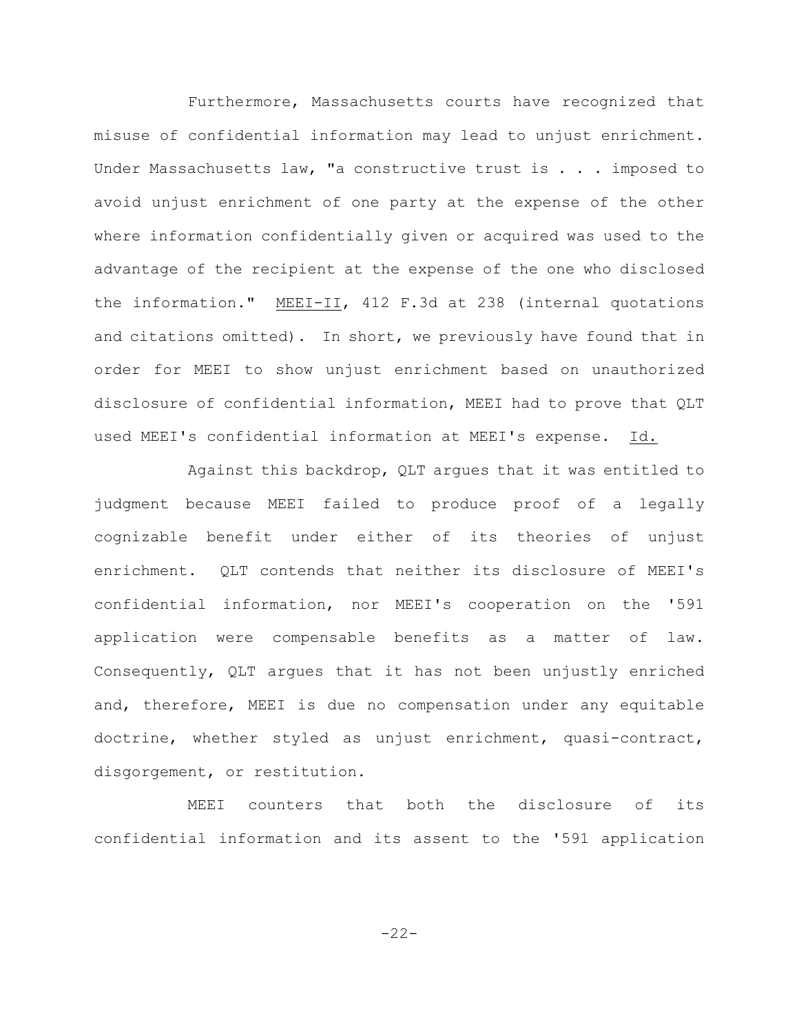Furthermore, Massachusetts courts have recognized that misuse of confidential information may lead to unjust enrichment. Under Massachusetts law, "a constructive trust is . . . imposed to avoid unjust enrichment of one party at the expense of the other where information confidentially given or acquired was used to the advantage of the recipient at the expense of the one who disclosed the information." MEEI-II, 412 F.3d at 238 (internal quotations and citations omitted). In short, we previously have found that in order for MEEI to show unjust enrichment based on unauthorized disclosure of confidential information, MEEI had to prove that QLT used MEEI's confidential information at MEEI's expense. Id.

Against this backdrop, QLT argues that it was entitled to judgment because MEEI failed to produce proof of a legally cognizable benefit under either of its theories of unjust enrichment. QLT contends that neither its disclosure of MEEI's confidential information, nor MEEI's cooperation on the '591 application were compensable benefits as a matter of law. Consequently, QLT argues that it has not been unjustly enriched and, therefore, MEEI is due no compensation under any equitable doctrine, whether styled as unjust enrichment, quasi-contract, disgorgement, or restitution.

MEEI counters that both the disclosure of its confidential information and its assent to the '591 application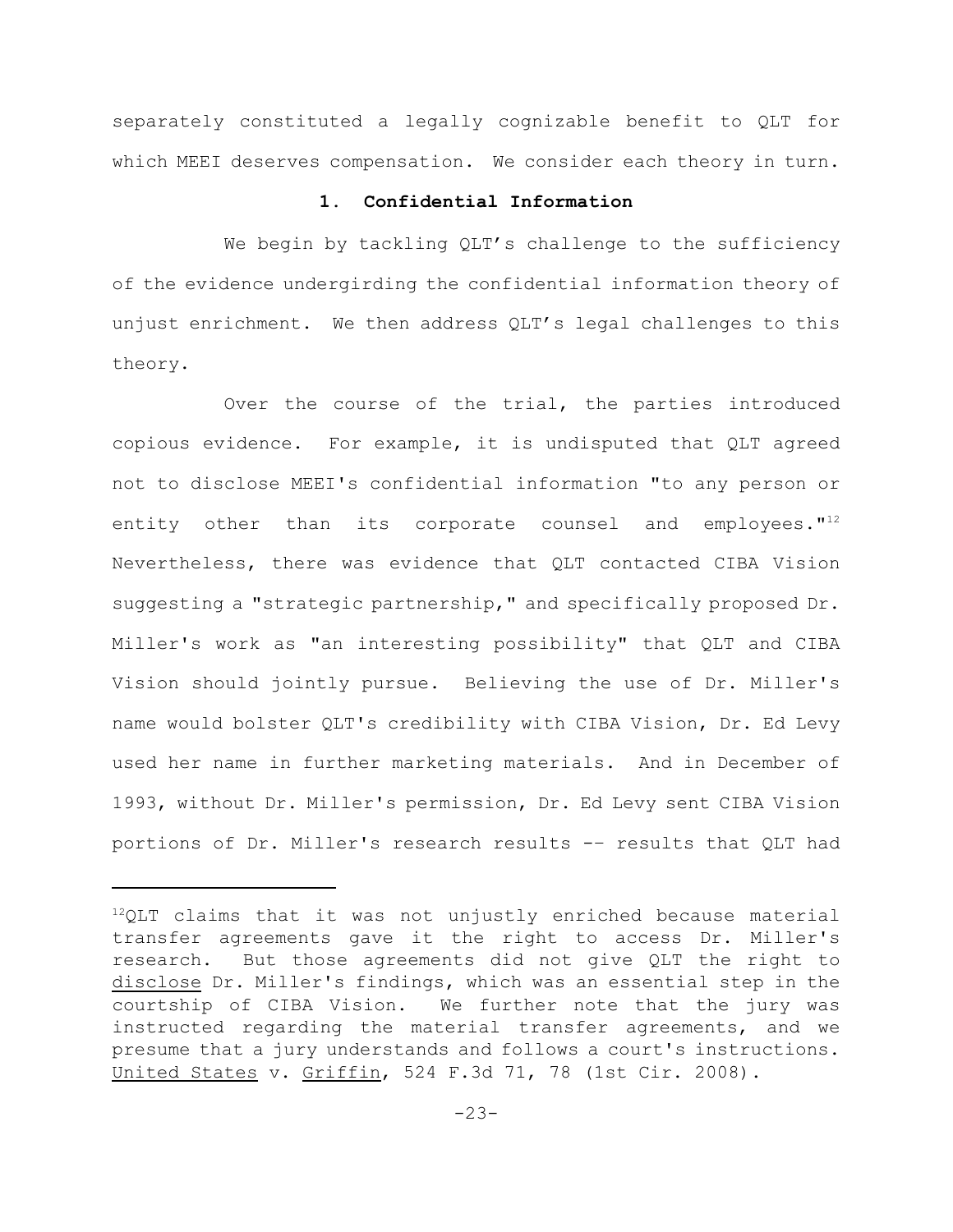separately constituted a legally cognizable benefit to QLT for which MEEI deserves compensation. We consider each theory in turn.

### 1. Confidential Information

We begin by tackling QLT's challenge to the sufficiency of the evidence undergirding the confidential information theory of unjust enrichment. We then address QLT's legal challenges to this theory.

Over the course of the trial, the parties introduced copious evidence. For example, it is undisputed that QLT agreed not to disclose MEEI's confidential information "to any person or entity other than its corporate counsel and employees."[12] Nevertheless, there was evidence that QLT contacted CIBA Vision suggesting a "strategic partnership," and specifically proposed Dr. Miller's work as "an interesting possibility" that QLT and CIBA Vision should jointly pursue. Believing the use of Dr. Miller's name would bolster QLT's credibility with CIBA Vision, Dr. Ed Levy used her name in further marketing materials. And in December of 1993, without Dr. Miller's permission, Dr. Ed Levy sent CIBA Vision portions of Dr. Miller's research results -- results that QLT had

---

[12]QLT claims that it was not unjustly enriched because material transfer agreements gave it the right to access Dr. Miller's research. But those agreements did not give QLT the right to disclose Dr. Miller's findings, which was an essential step in the courtship of CIBA Vision. We further note that the jury was instructed regarding the material transfer agreements, and we presume that a jury understands and follows a court's instructions. United States v. Griffin, 524 F.3d 71, 78 (1st Cir. 2008).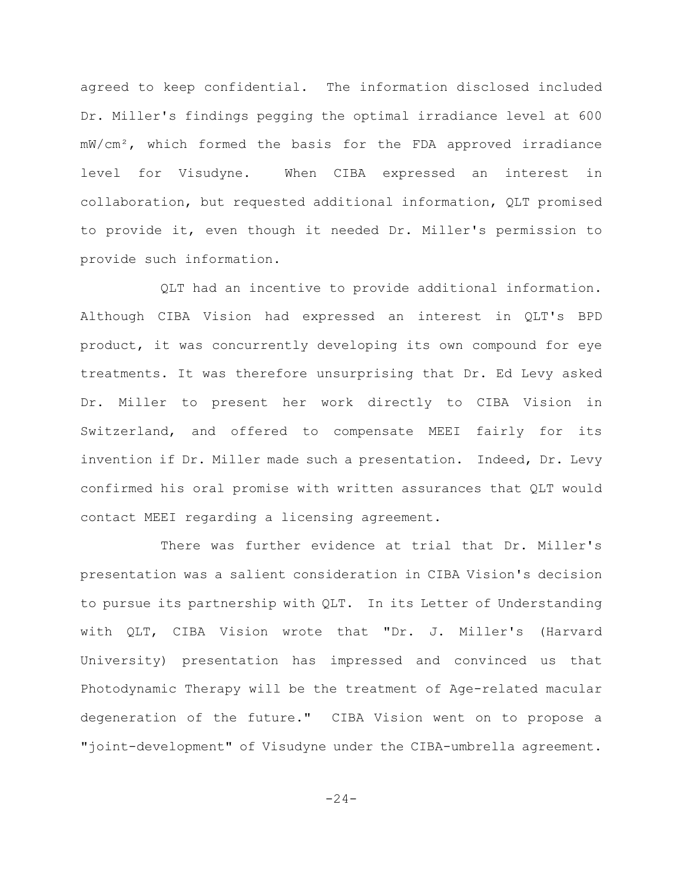agreed to keep confidential. The information disclosed included Dr. Miller's findings pegging the optimal irradiance level at 600 $mW/cm^2$, which formed the basis for the FDA approved irradiance level for Visudyne. When CIBA expressed an interest in collaboration, but requested additional information, QLT promised to provide it, even though it needed Dr. Miller's permission to provide such information.

QLT had an incentive to provide additional information. Although CIBA Vision had expressed an interest in QLT's BPD product, it was concurrently developing its own compound for eye treatments. It was therefore unsurprising that Dr. Ed Levy asked Dr. Miller to present her work directly to CIBA Vision in Switzerland, and offered to compensate MEEI fairly for its invention if Dr. Miller made such a presentation. Indeed, Dr. Levy confirmed his oral promise with written assurances that QLT would contact MEEI regarding a licensing agreement.

There was further evidence at trial that Dr. Miller's presentation was a salient consideration in CIBA Vision's decision to pursue its partnership with QLT. In its Letter of Understanding with QLT, CIBA Vision wrote that "Dr. J. Miller's (Harvard University) presentation has impressed and convinced us that Photodynamic Therapy will be the treatment of Age-related macular degeneration of the future." CIBA Vision went on to propose a "joint-development" of Visudyne under the CIBA-umbrella agreement.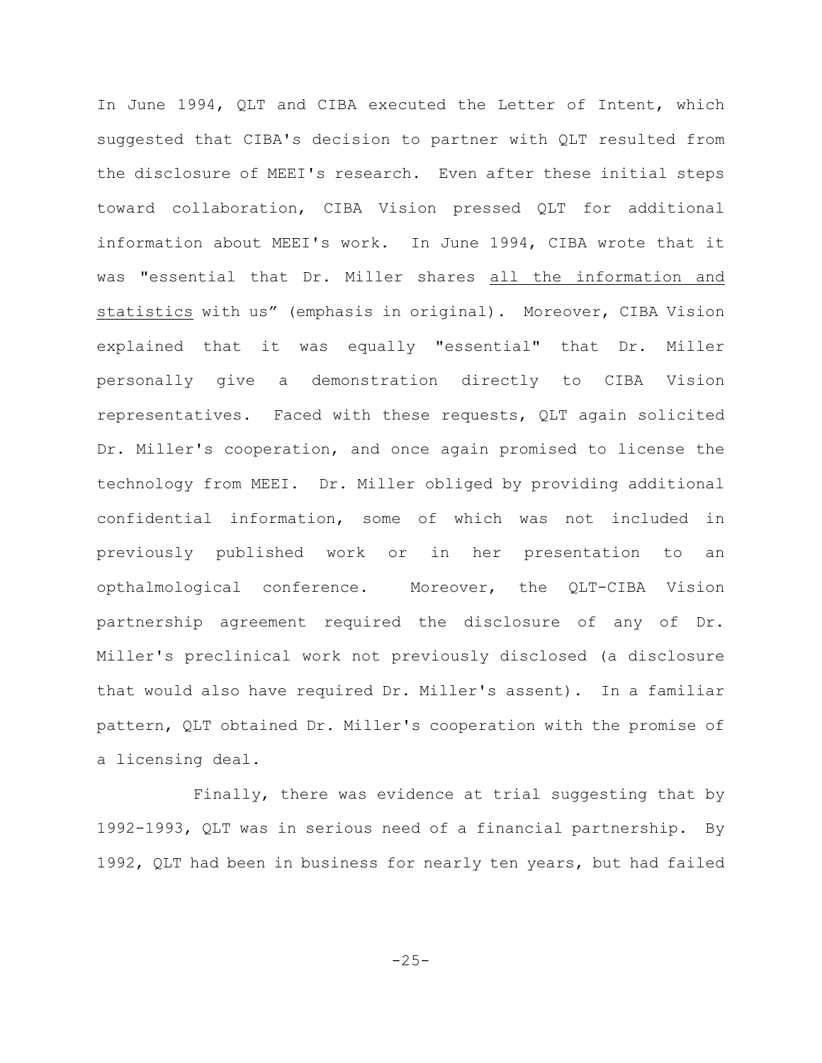In June 1994, QLT and CIBA executed the Letter of Intent, which suggested that CIBA's decision to partner with QLT resulted from the disclosure of MEEI's research. Even after these initial steps toward collaboration, CIBA Vision pressed QLT for additional information about MEEI's work. In June 1994, CIBA wrote that it was "essential that Dr. Miller shares <u>all the information and statistics</u> with us" (emphasis in original). Moreover, CIBA Vision explained that it was equally "essential" that Dr. Miller personally give a demonstration directly to CIBA Vision representatives. Faced with these requests, QLT again solicited Dr. Miller's cooperation, and once again promised to license the technology from MEEI. Dr. Miller obliged by providing additional confidential information, some of which was not included in previously published work or in her presentation to an opthalmological conference. Moreover, the QLT-CIBA Vision partnership agreement required the disclosure of any of Dr. Miller's preclinical work not previously disclosed (a disclosure that would also have required Dr. Miller's assent). In a familiar pattern, QLT obtained Dr. Miller's cooperation with the promise of a licensing deal.

Finally, there was evidence at trial suggesting that by 1992-1993, QLT was in serious need of a financial partnership. By 1992, QLT had been in business for nearly ten years, but had failed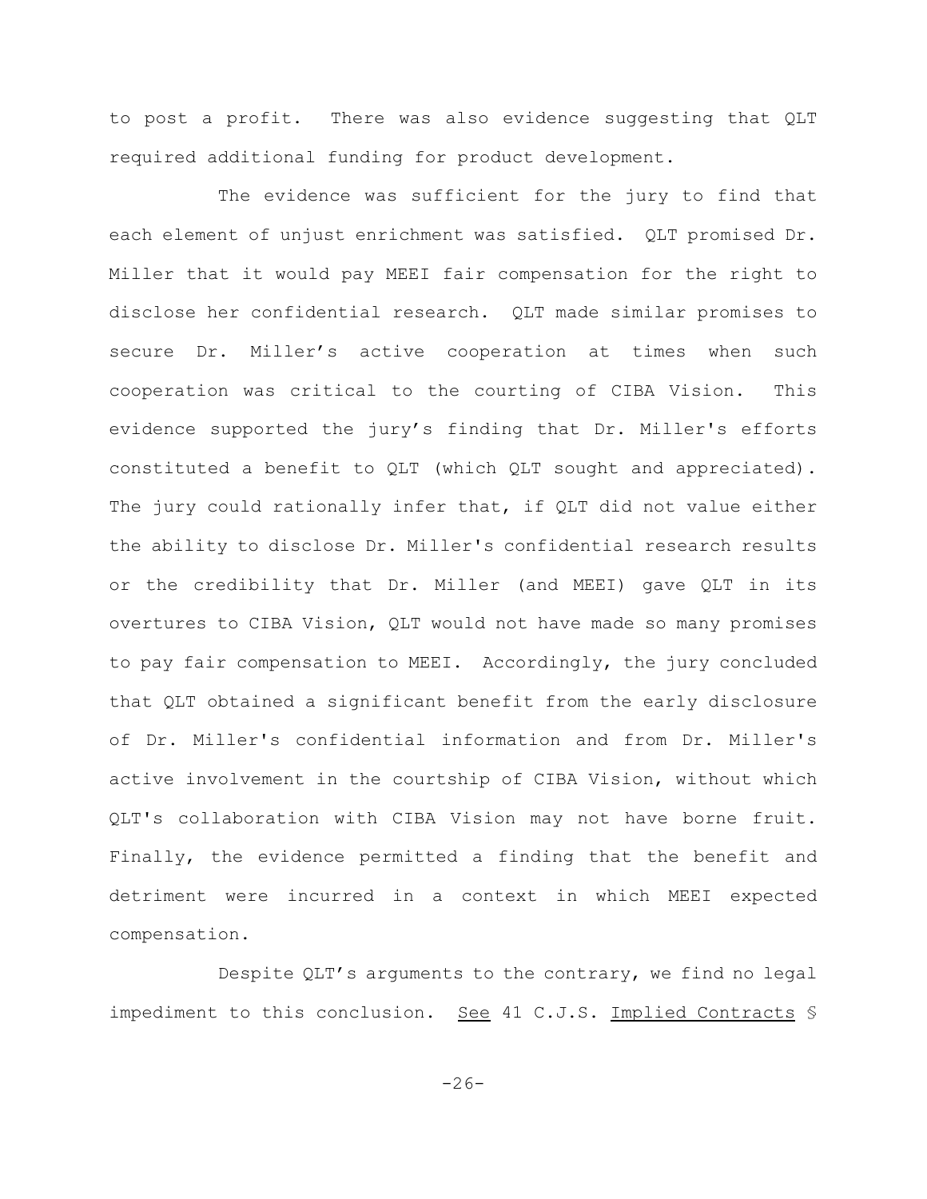to post a profit. There was also evidence suggesting that QLT required additional funding for product development.

The evidence was sufficient for the jury to find that each element of unjust enrichment was satisfied. QLT promised Dr. Miller that it would pay MEEI fair compensation for the right to disclose her confidential research. QLT made similar promises to secure Dr. Miller's active cooperation at times when such cooperation was critical to the courting of CIBA Vision. This evidence supported the jury's finding that Dr. Miller's efforts constituted a benefit to QLT (which QLT sought and appreciated). The jury could rationally infer that, if QLT did not value either the ability to disclose Dr. Miller's confidential research results or the credibility that Dr. Miller (and MEEI) gave QLT in its overtures to CIBA Vision, QLT would not have made so many promises to pay fair compensation to MEEI. Accordingly, the jury concluded that QLT obtained a significant benefit from the early disclosure of Dr. Miller's confidential information and from Dr. Miller's active involvement in the courtship of CIBA Vision, without which QLT's collaboration with CIBA Vision may not have borne fruit. Finally, the evidence permitted a finding that the benefit and detriment were incurred in a context in which MEEI expected compensation.

Despite QLT's arguments to the contrary, we find no legal impediment to this conclusion. See 41 C.J.S. Implied Contracts §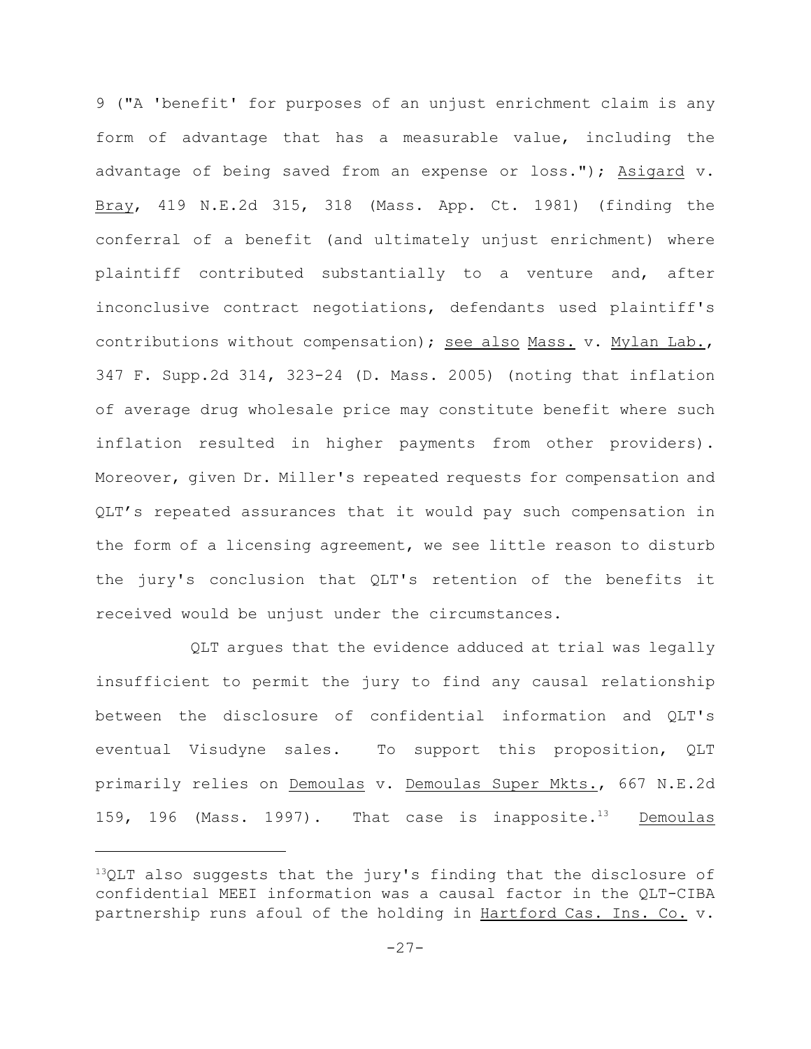9 ("A 'benefit' for purposes of an unjust enrichment claim is any form of advantage that has a measurable value, including the advantage of being saved from an expense or loss."); Asigard v. Bray, 419 N.E.2d 315, 318 (Mass. App. Ct. 1981) (finding the conferral of a benefit (and ultimately unjust enrichment) where plaintiff contributed substantially to a venture and, after inconclusive contract negotiations, defendants used plaintiff's contributions without compensation); see also Mass. v. Mylan Lab., 347 F. Supp.2d 314, 323-24 (D. Mass. 2005) (noting that inflation of average drug wholesale price may constitute benefit where such inflation resulted in higher payments from other providers). Moreover, given Dr. Miller's repeated requests for compensation and QLT's repeated assurances that it would pay such compensation in the form of a licensing agreement, we see little reason to disturb the jury's conclusion that QLT's retention of the benefits it received would be unjust under the circumstances.

QLT argues that the evidence adduced at trial was legally insufficient to permit the jury to find any causal relationship between the disclosure of confidential information and QLT's eventual Visudyne sales. To support this proposition, QLT primarily relies on Demoulas v. Demoulas Super Mkts., 667 N.E.2d 159, 196 (Mass. 1997). That case is inapposite.[13] Demoulas

---

[13]QLT also suggests that the jury's finding that the disclosure of confidential MEEI information was a causal factor in the QLT-CIBA partnership runs afoul of the holding in Hartford Cas. Ins. Co. v.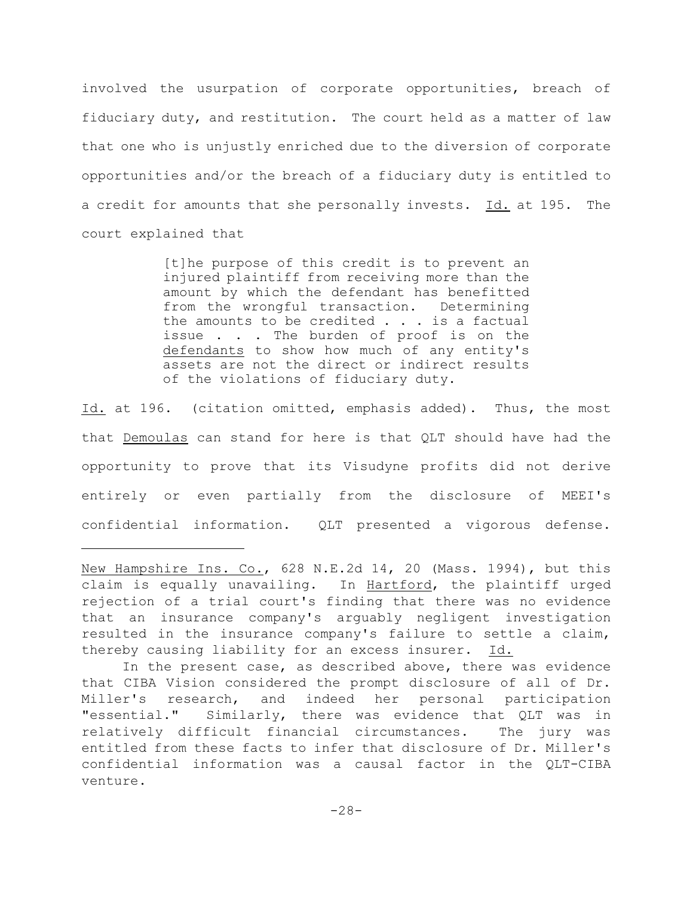involved the usurpation of corporate opportunities, breach of fiduciary duty, and restitution. The court held as a matter of law that one who is unjustly enriched due to the diversion of corporate opportunities and/or the breach of a fiduciary duty is entitled to a credit for amounts that she personally invests. Id. at 195. The court explained that

> [t]he purpose of this credit is to prevent an injured plaintiff from receiving more than the amount by which the defendant has benefitted from the wrongful transaction. Determining the amounts to be credited . . . is a factual issue . . . The burden of proof is on the defendants to show how much of any entity's assets are not the direct or indirect results of the violations of fiduciary duty.

Id. at 196. (citation omitted, emphasis added). Thus, the most that Demoulas can stand for here is that QLT should have had the opportunity to prove that its Visudyne profits did not derive entirely or even partially from the disclosure of MEEI's confidential information. QLT presented a vigorous defense.

---

New Hampshire Ins. Co., 628 N.E.2d 14, 20 (Mass. 1994), but this claim is equally unavailing. In Hartford, the plaintiff urged rejection of a trial court's finding that there was no evidence that an insurance company's arguably negligent investigation resulted in the insurance company's failure to settle a claim, thereby causing liability for an excess insurer. Id.

In the present case, as described above, there was evidence that CIBA Vision considered the prompt disclosure of all of Dr. Miller's research, and indeed her personal participation "essential." Similarly, there was evidence that QLT was in relatively difficult financial circumstances. The jury was entitled from these facts to infer that disclosure of Dr. Miller's confidential information was a causal factor in the QLT-CIBA venture.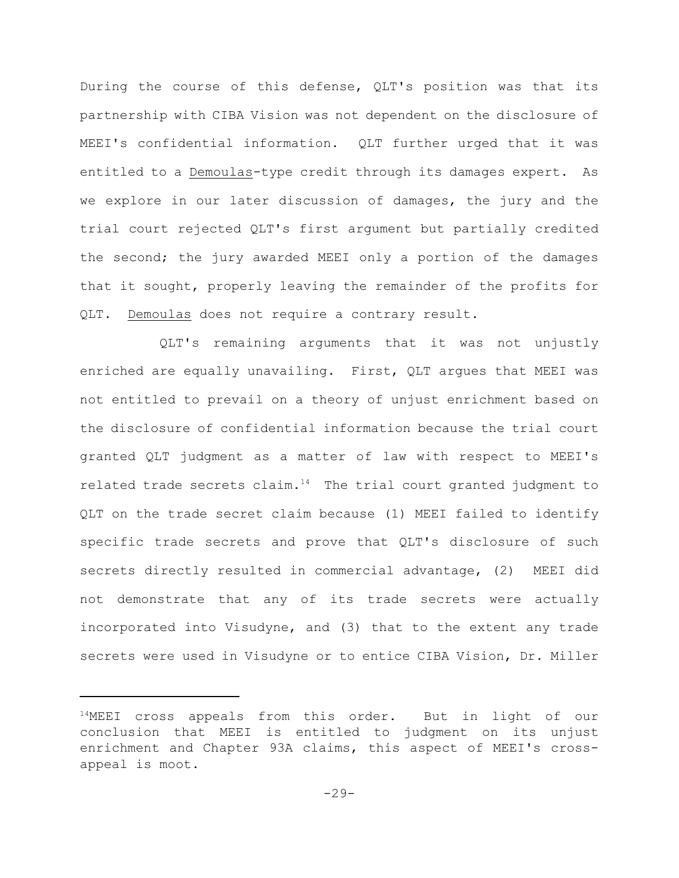During the course of this defense, QLT's position was that its partnership with CIBA Vision was not dependent on the disclosure of MEEI's confidential information. QLT further urged that it was entitled to a Demoulas-type credit through its damages expert. As we explore in our later discussion of damages, the jury and the trial court rejected QLT's first argument but partially credited the second; the jury awarded MEEI only a portion of the damages that it sought, properly leaving the remainder of the profits for QLT. Demoulas does not require a contrary result.

QLT's remaining arguments that it was not unjustly enriched are equally unavailing. First, QLT argues that MEEI was not entitled to prevail on a theory of unjust enrichment based on the disclosure of confidential information because the trial court granted QLT judgment as a matter of law with respect to MEEI's related trade secrets claim.[14] The trial court granted judgment to QLT on the trade secret claim because (1) MEEI failed to identify specific trade secrets and prove that QLT's disclosure of such secrets directly resulted in commercial advantage, (2) MEEI did not demonstrate that any of its trade secrets were actually incorporated into Visudyne, and (3) that to the extent any trade secrets were used in Visudyne or to entice CIBA Vision, Dr. Miller

[14] MEEI cross appeals from this order. But in light of our conclusion that MEEI is entitled to judgment on its unjust enrichment and Chapter 93A claims, this aspect of MEEI's cross-appeal is moot.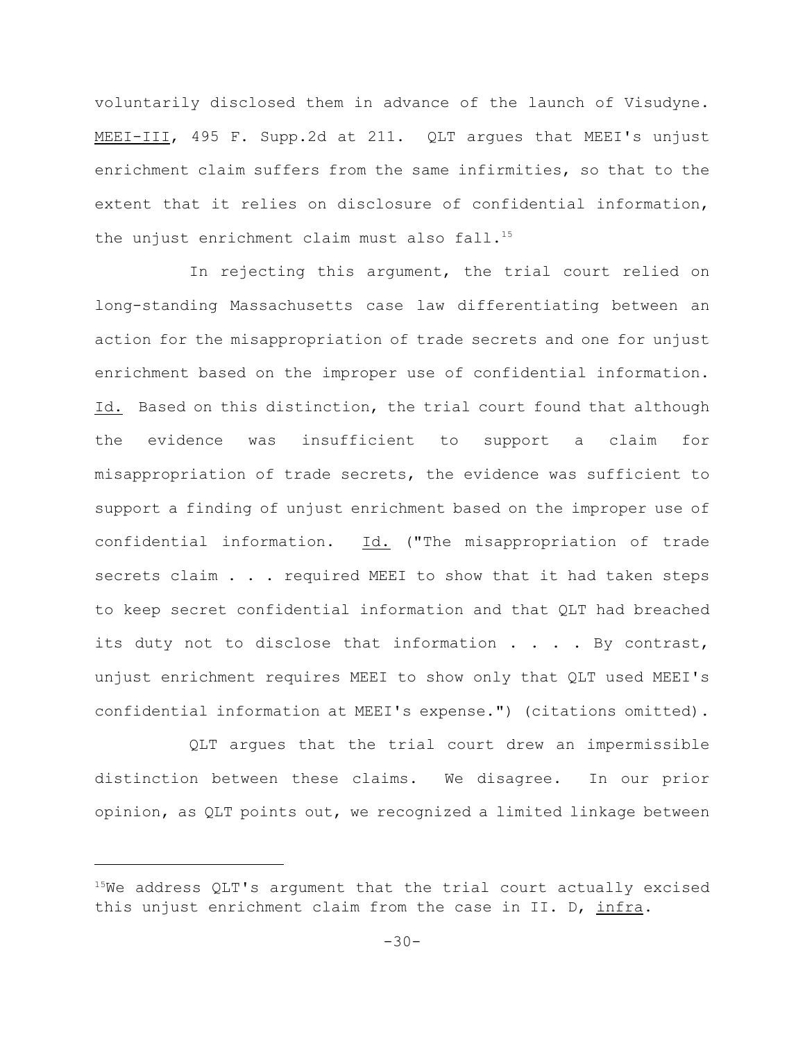voluntarily disclosed them in advance of the launch of Visudyne. MEEI-III, 495 F. Supp.2d at 211. QLT argues that MEEI's unjust enrichment claim suffers from the same infirmities, so that to the extent that it relies on disclosure of confidential information, the unjust enrichment claim must also fall.[15]

In rejecting this argument, the trial court relied on long-standing Massachusetts case law differentiating between an action for the misappropriation of trade secrets and one for unjust enrichment based on the improper use of confidential information. Id. Based on this distinction, the trial court found that although the evidence was insufficient to support a claim for misappropriation of trade secrets, the evidence was sufficient to support a finding of unjust enrichment based on the improper use of confidential information. Id. ("The misappropriation of trade secrets claim . . . required MEEI to show that it had taken steps to keep secret confidential information and that QLT had breached its duty not to disclose that information . . . . By contrast, unjust enrichment requires MEEI to show only that QLT used MEEI's confidential information at MEEI's expense.") (citations omitted).

QLT argues that the trial court drew an impermissible distinction between these claims. We disagree. In our prior opinion, as QLT points out, we recognized a limited linkage between

[15] We address QLT's argument that the trial court actually excised this unjust enrichment claim from the case in II. D, infra.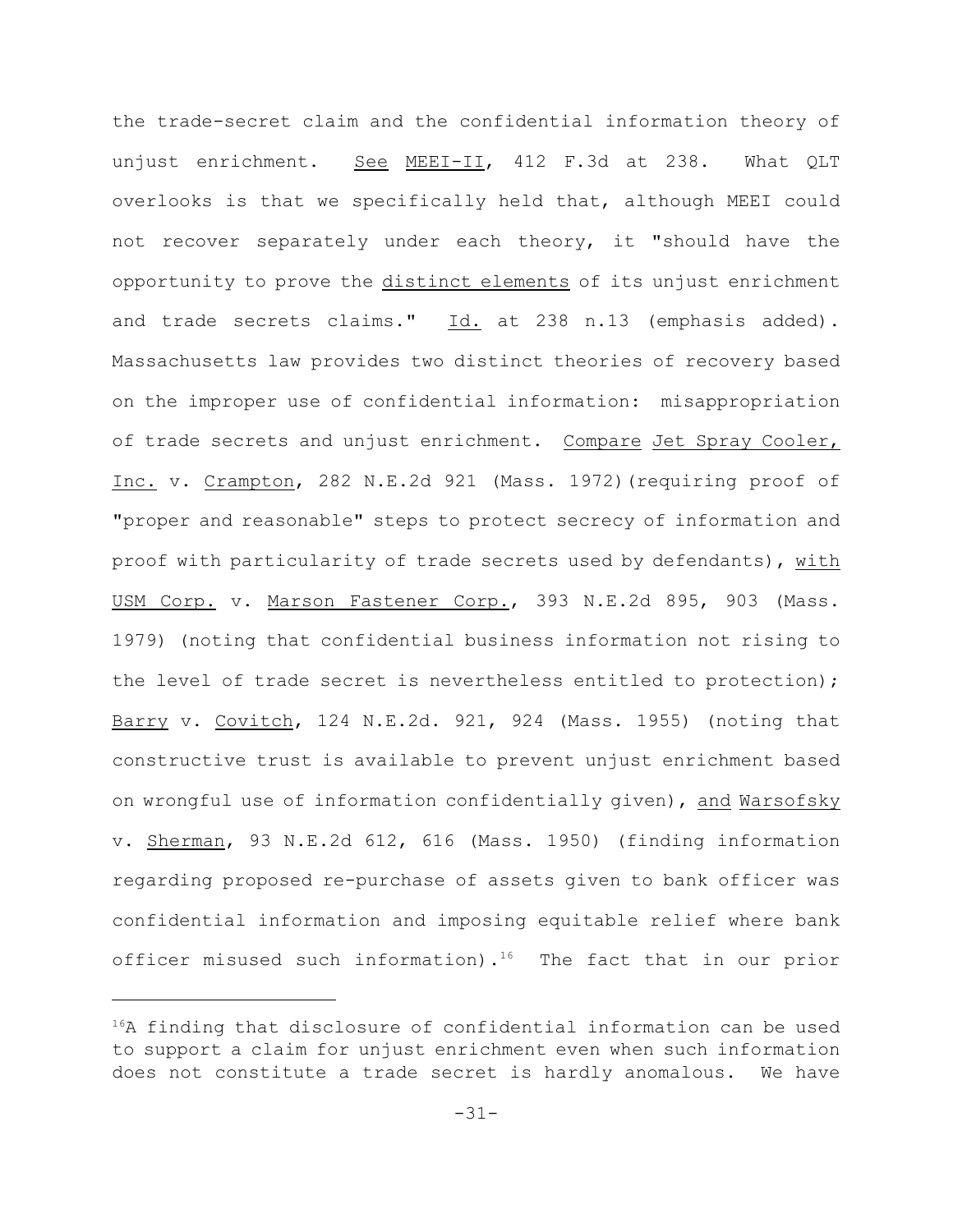the trade-secret claim and the confidential information theory of unjust enrichment. See MEEI-II, 412 F.3d at 238. What QLT overlooks is that we specifically held that, although MEEI could not recover separately under each theory, it "should have the opportunity to prove the distinct elements of its unjust enrichment and trade secrets claims." Id. at 238 n.13 (emphasis added). Massachusetts law provides two distinct theories of recovery based on the improper use of confidential information: misappropriation of trade secrets and unjust enrichment. Compare Jet Spray Cooler, Inc. v. Crampton, 282 N.E.2d 921 (Mass. 1972)(requiring proof of "proper and reasonable" steps to protect secrecy of information and proof with particularity of trade secrets used by defendants), with USM Corp. v. Marson Fastener Corp., 393 N.E.2d 895, 903 (Mass. 1979) (noting that confidential business information not rising to the level of trade secret is nevertheless entitled to protection); Barry v. Covitch, 124 N.E.2d. 921, 924 (Mass. 1955) (noting that constructive trust is available to prevent unjust enrichment based on wrongful use of information confidentially given), and Warsofsky v. Sherman, 93 N.E.2d 612, 616 (Mass. 1950) (finding information regarding proposed re-purchase of assets given to bank officer was confidential information and imposing equitable relief where bank officer misused such information).[16] The fact that in our prior

---

[16]A finding that disclosure of confidential information can be used to support a claim for unjust enrichment even when such information does not constitute a trade secret is hardly anomalous. We have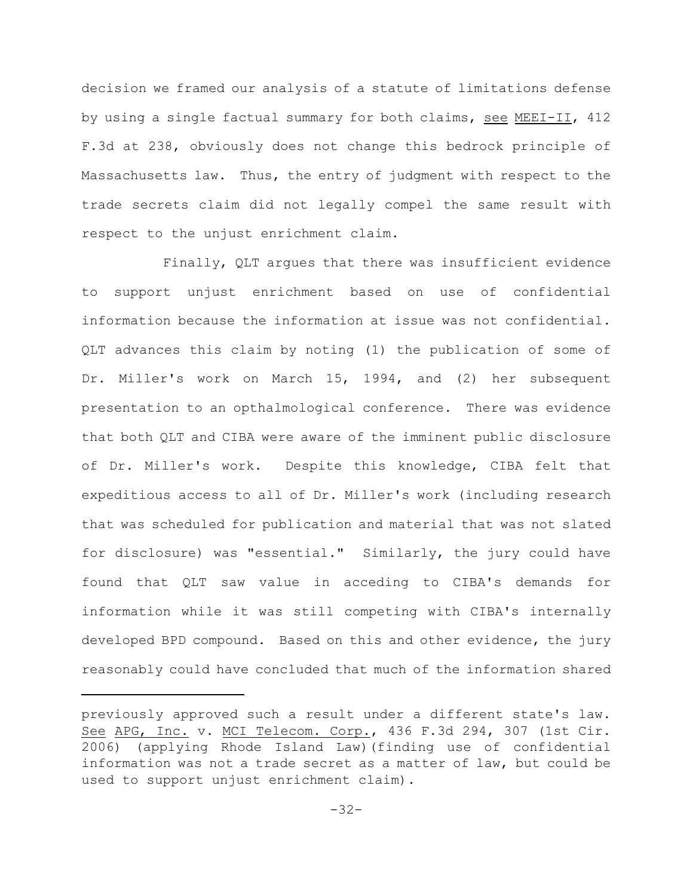decision we framed our analysis of a statute of limitations defense by using a single factual summary for both claims, see MEEI-II, 412 F.3d at 238, obviously does not change this bedrock principle of Massachusetts law. Thus, the entry of judgment with respect to the trade secrets claim did not legally compel the same result with respect to the unjust enrichment claim.

Finally, QLT argues that there was insufficient evidence to support unjust enrichment based on use of confidential information because the information at issue was not confidential. QLT advances this claim by noting (1) the publication of some of Dr. Miller's work on March 15, 1994, and (2) her subsequent presentation to an opthalmological conference. There was evidence that both QLT and CIBA were aware of the imminent public disclosure of Dr. Miller's work. Despite this knowledge, CIBA felt that expeditious access to all of Dr. Miller's work (including research that was scheduled for publication and material that was not slated for disclosure) was "essential." Similarly, the jury could have found that QLT saw value in acceding to CIBA's demands for information while it was still competing with CIBA's internally developed BPD compound. Based on this and other evidence, the jury reasonably could have concluded that much of the information shared

---

previously approved such a result under a different state's law. See APG, Inc. v. MCI Telecom. Corp., 436 F.3d 294, 307 (1st Cir. 2006) (applying Rhode Island Law)(finding use of confidential information was not a trade secret as a matter of law, but could be used to support unjust enrichment claim).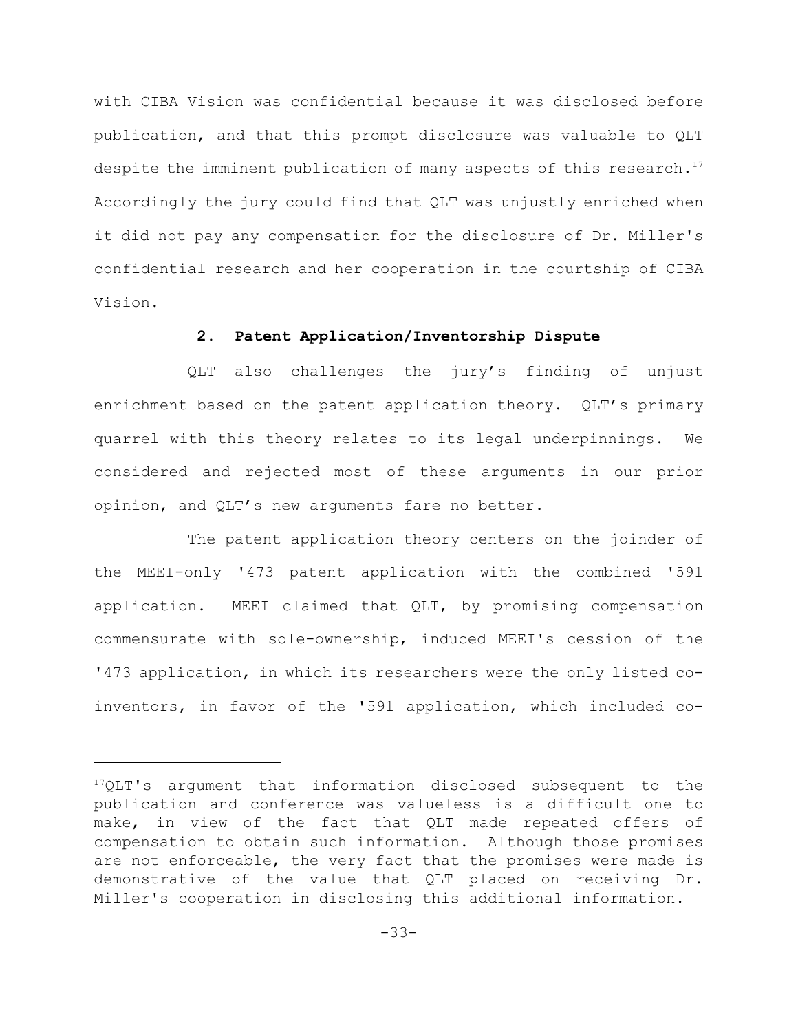with CIBA Vision was confidential because it was disclosed before publication, and that this prompt disclosure was valuable to QLT despite the imminent publication of many aspects of this research.[17] Accordingly the jury could find that QLT was unjustly enriched when it did not pay any compensation for the disclosure of Dr. Miller's confidential research and her cooperation in the courtship of CIBA Vision.

**2. Patent Application/Inventorship Dispute**

QLT also challenges the jury's finding of unjust enrichment based on the patent application theory. QLT's primary quarrel with this theory relates to its legal underpinnings. We considered and rejected most of these arguments in our prior opinion, and QLT's new arguments fare no better.

The patent application theory centers on the joinder of the MEEI-only '473 patent application with the combined '591 application. MEEI claimed that QLT, by promising compensation commensurate with sole-ownership, induced MEEI's cession of the '473 application, in which its researchers were the only listed co-inventors, in favor of the '591 application, which included co-

---

[17]QLT's argument that information disclosed subsequent to the publication and conference was valueless is a difficult one to make, in view of the fact that QLT made repeated offers of compensation to obtain such information. Although those promises are not enforceable, the very fact that the promises were made is demonstrative of the value that QLT placed on receiving Dr. Miller's cooperation in disclosing this additional information.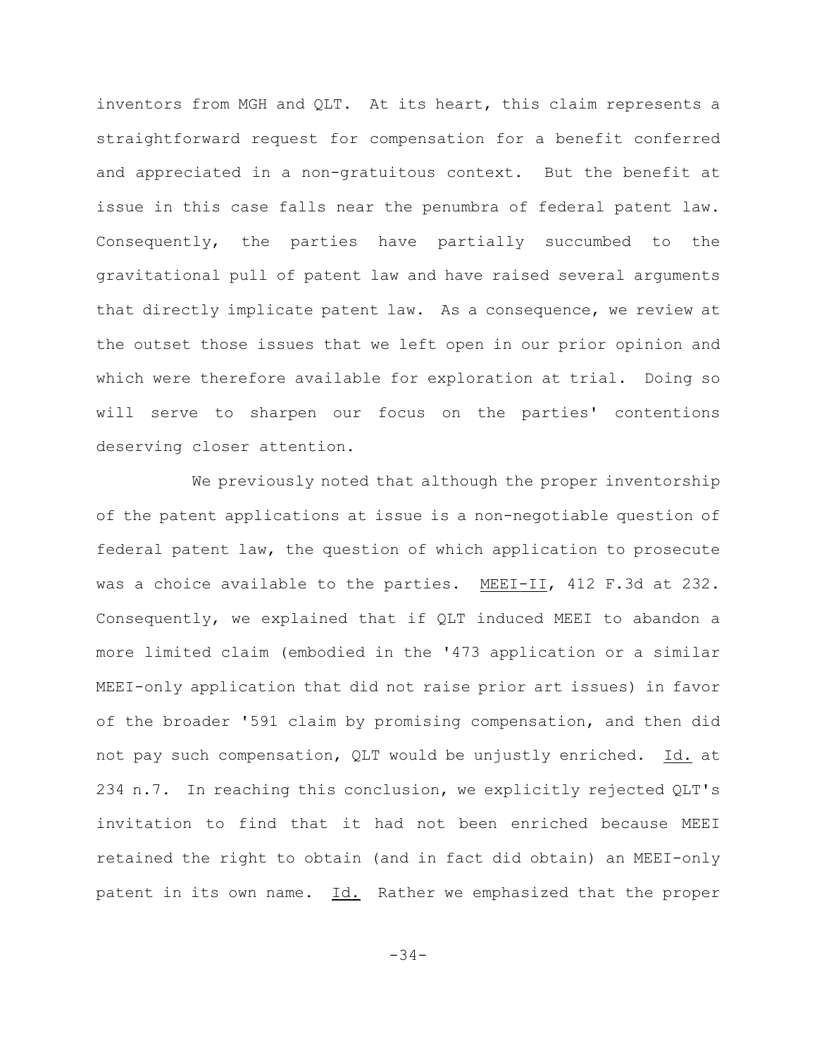inventors from MGH and QLT. At its heart, this claim represents a straightforward request for compensation for a benefit conferred and appreciated in a non-gratuitous context. But the benefit at issue in this case falls near the penumbra of federal patent law. Consequently, the parties have partially succumbed to the gravitational pull of patent law and have raised several arguments that directly implicate patent law. As a consequence, we review at the outset those issues that we left open in our prior opinion and which were therefore available for exploration at trial. Doing so will serve to sharpen our focus on the parties' contentions deserving closer attention.

We previously noted that although the proper inventorship of the patent applications at issue is a non-negotiable question of federal patent law, the question of which application to prosecute was a choice available to the parties. MEEI-II, 412 F.3d at 232. Consequently, we explained that if QLT induced MEEI to abandon a more limited claim (embodied in the '473 application or a similar MEEI-only application that did not raise prior art issues) in favor of the broader '591 claim by promising compensation, and then did not pay such compensation, QLT would be unjustly enriched. Id. at 234 n.7. In reaching this conclusion, we explicitly rejected QLT's invitation to find that it had not been enriched because MEEI retained the right to obtain (and in fact did obtain) an MEEI-only patent in its own name. Id. Rather we emphasized that the proper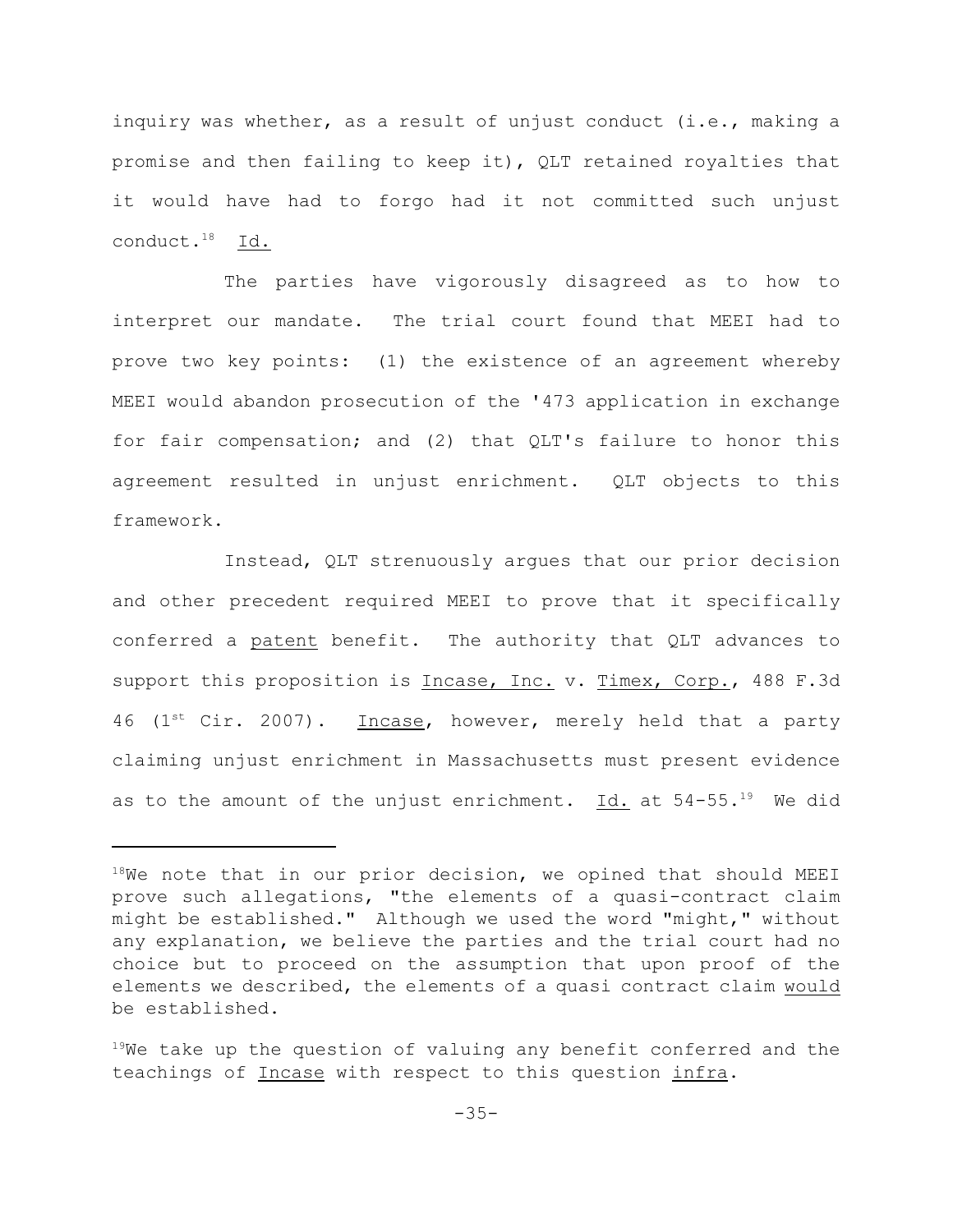inquiry was whether, as a result of unjust conduct (i.e., making a promise and then failing to keep it), QLT retained royalties that it would have had to forgo had it not committed such unjust conduct.[18] Id.

The parties have vigorously disagreed as to how to interpret our mandate. The trial court found that MEEI had to prove two key points: (1) the existence of an agreement whereby MEEI would abandon prosecution of the '473 application in exchange for fair compensation; and (2) that QLT's failure to honor this agreement resulted in unjust enrichment. QLT objects to this framework.

Instead, QLT strenuously argues that our prior decision and other precedent required MEEI to prove that it specifically conferred a patent benefit. The authority that QLT advances to support this proposition is Incase, Inc. v. Timex, Corp., 488 F.3d 46 (1st Cir. 2007). Incase, however, merely held that a party claiming unjust enrichment in Massachusetts must present evidence as to the amount of the unjust enrichment. Id. at 54-55.[19] We did

---

[18] We note that in our prior decision, we opined that should MEEI prove such allegations, "the elements of a quasi-contract claim might be established." Although we used the word "might," without any explanation, we believe the parties and the trial court had no choice but to proceed on the assumption that upon proof of the elements we described, the elements of a quasi contract claim would be established.

[19] We take up the question of valuing any benefit conferred and the teachings of Incase with respect to this question infra.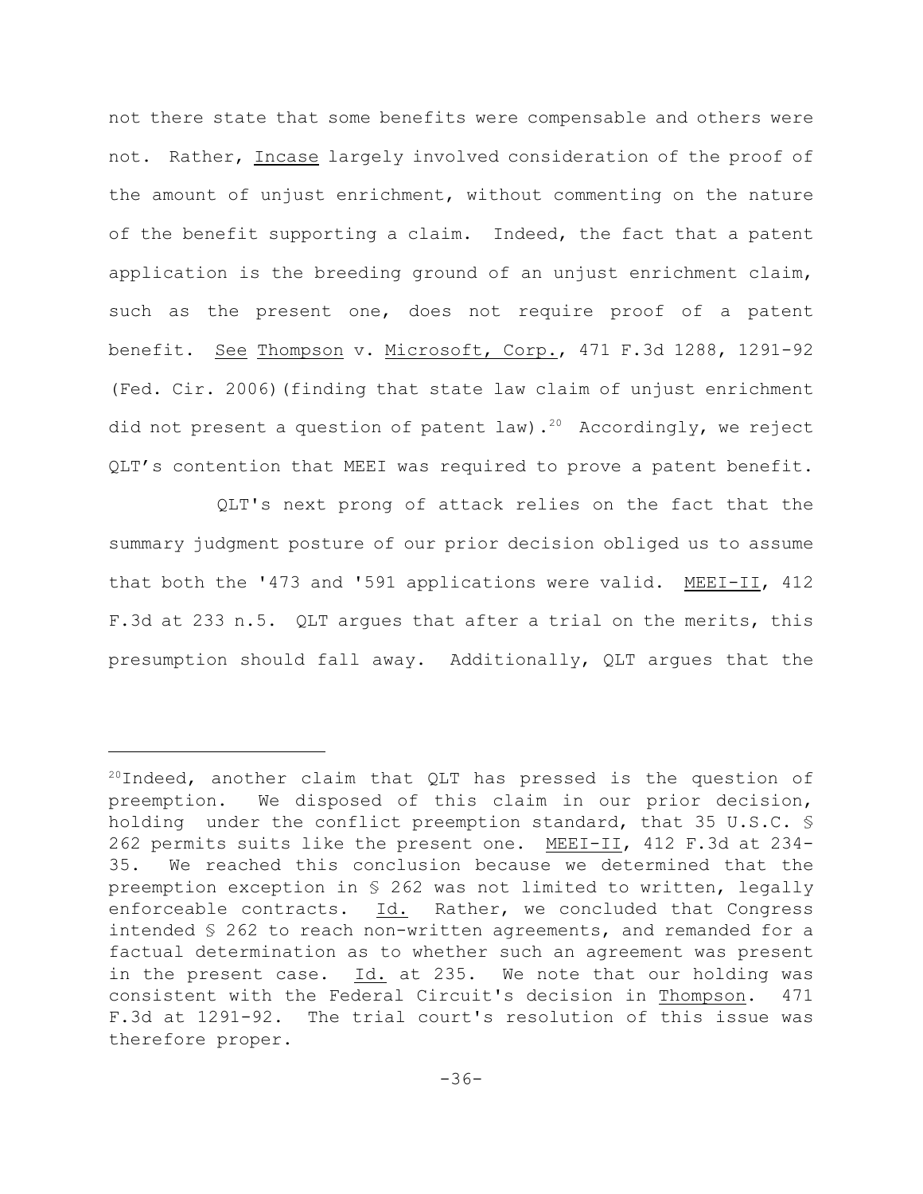not there state that some benefits were compensable and others were not. Rather, Incase largely involved consideration of the proof of the amount of unjust enrichment, without commenting on the nature of the benefit supporting a claim. Indeed, the fact that a patent application is the breeding ground of an unjust enrichment claim, such as the present one, does not require proof of a patent benefit. See Thompson v. Microsoft, Corp., 471 F.3d 1288, 1291-92 (Fed. Cir. 2006)(finding that state law claim of unjust enrichment did not present a question of patent law).[20] Accordingly, we reject QLT's contention that MEEI was required to prove a patent benefit.

QLT's next prong of attack relies on the fact that the summary judgment posture of our prior decision obliged us to assume that both the '473 and '591 applications were valid. MEEI-II, 412 F.3d at 233 n.5. QLT argues that after a trial on the merits, this presumption should fall away. Additionally, QLT argues that the

---

[20] Indeed, another claim that QLT has pressed is the question of preemption. We disposed of this claim in our prior decision, holding under the conflict preemption standard, that 35 U.S.C. § 262 permits suits like the present one. MEEI-II, 412 F.3d at 234-35. We reached this conclusion because we determined that the preemption exception in § 262 was not limited to written, legally enforceable contracts. Id. Rather, we concluded that Congress intended § 262 to reach non-written agreements, and remanded for a factual determination as to whether such an agreement was present in the present case. Id. at 235. We note that our holding was consistent with the Federal Circuit's decision in Thompson. 471 F.3d at 1291-92. The trial court's resolution of this issue was therefore proper.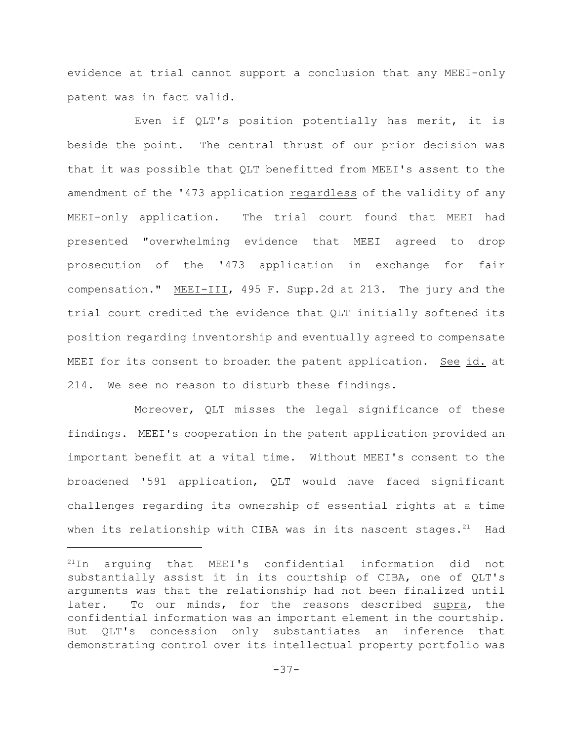evidence at trial cannot support a conclusion that any MEEI-only patent was in fact valid.

Even if QLT's position potentially has merit, it is beside the point. The central thrust of our prior decision was that it was possible that QLT benefitted from MEEI's assent to the amendment of the '473 application <u>regardless</u> of the validity of any MEEI-only application. The trial court found that MEEI had presented "overwhelming evidence that MEEI agreed to drop prosecution of the '473 application in exchange for fair compensation." <u>MEEI-III</u>, 495 F. Supp.2d at 213. The jury and the trial court credited the evidence that QLT initially softened its position regarding inventorship and eventually agreed to compensate MEEI for its consent to broaden the patent application. <u>See</u> <u>id.</u> at 214. We see no reason to disturb these findings.

Moreover, QLT misses the legal significance of these findings. MEEI's cooperation in the patent application provided an important benefit at a vital time. Without MEEI's consent to the broadened '591 application, QLT would have faced significant challenges regarding its ownership of essential rights at a time when its relationship with CIBA was in its nascent stages.[21] Had

---

[21]In arguing that MEEI's confidential information did not substantially assist it in its courtship of CIBA, one of QLT's arguments was that the relationship had not been finalized until later. To our minds, for the reasons described <u>supra</u>, the confidential information was an important element in the courtship. But QLT's concession only substantiates an inference that demonstrating control over its intellectual property portfolio was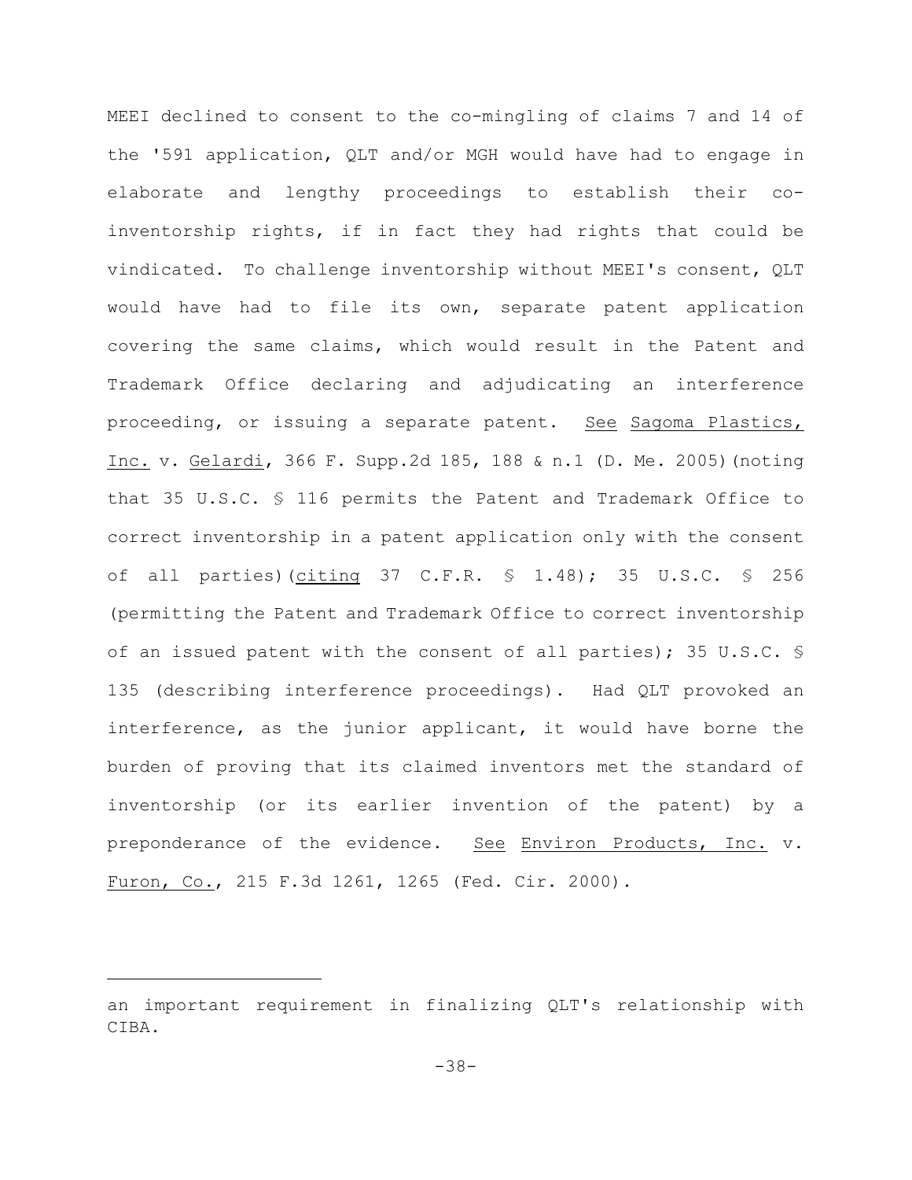MEEI declined to consent to the co-mingling of claims 7 and 14 of the '591 application, QLT and/or MGH would have had to engage in elaborate and lengthy proceedings to establish their co-inventorship rights, if in fact they had rights that could be vindicated. To challenge inventorship without MEEI's consent, QLT would have had to file its own, separate patent application covering the same claims, which would result in the Patent and Trademark Office declaring and adjudicating an interference proceeding, or issuing a separate patent. See Sagoma Plastics, Inc. v. Gelardi, 366 F. Supp.2d 185, 188 & n.1 (D. Me. 2005)(noting that 35 U.S.C. § 116 permits the Patent and Trademark Office to correct inventorship in a patent application only with the consent of all parties)(citing 37 C.F.R. § 1.48); 35 U.S.C. § 256 (permitting the Patent and Trademark Office to correct inventorship of an issued patent with the consent of all parties); 35 U.S.C. § 135 (describing interference proceedings). Had QLT provoked an interference, as the junior applicant, it would have borne the burden of proving that its claimed inventors met the standard of inventorship (or its earlier invention of the patent) by a preponderance of the evidence. See Environ Products, Inc. v. Furon, Co., 215 F.3d 1261, 1265 (Fed. Cir. 2000).

---

an important requirement in finalizing QLT's relationship with CIBA.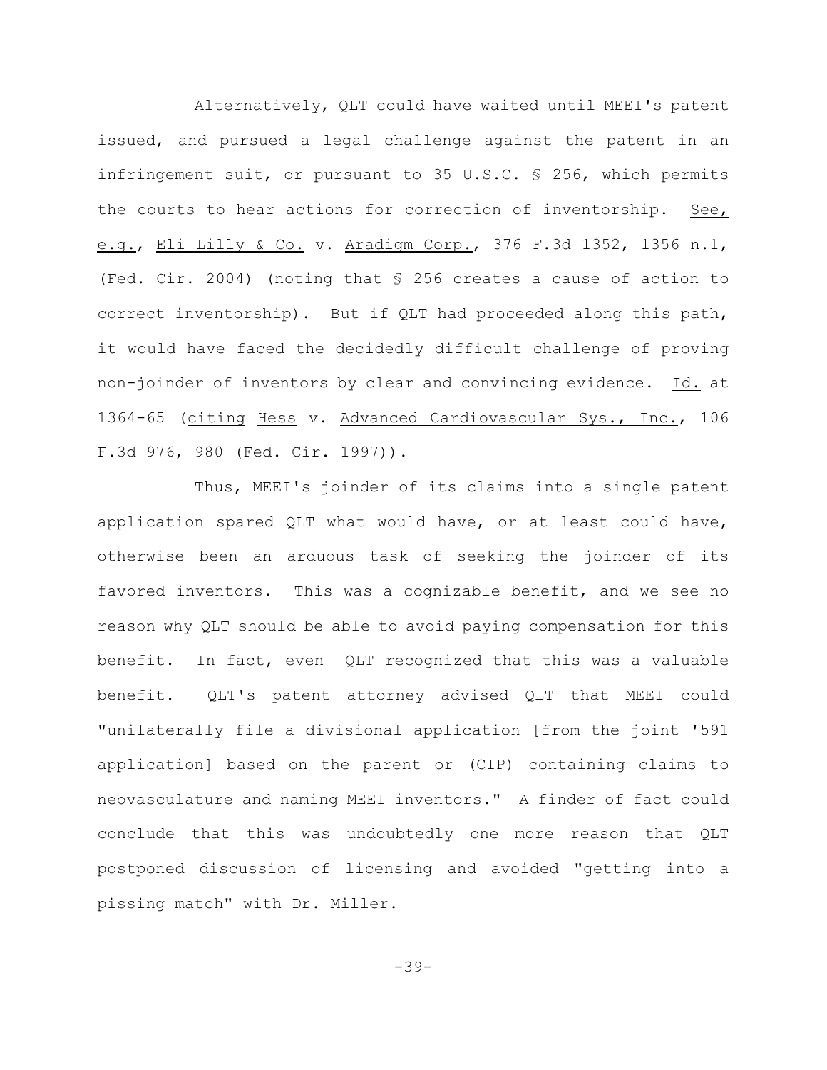Alternatively, QLT could have waited until MEEI's patent issued, and pursued a legal challenge against the patent in an infringement suit, or pursuant to 35 U.S.C. § 256, which permits the courts to hear actions for correction of inventorship. _See, e.g._, _Eli Lilly & Co._ v. _Aradigm Corp._, 376 F.3d 1352, 1356 n.1, (Fed. Cir. 2004) (noting that § 256 creates a cause of action to correct inventorship). But if QLT had proceeded along this path, it would have faced the decidedly difficult challenge of proving non-joinder of inventors by clear and convincing evidence. _Id._ at 1364-65 (_citing_ _Hess_ v. _Advanced Cardiovascular Sys., Inc._, 106 F.3d 976, 980 (Fed. Cir. 1997)).

Thus, MEEI's joinder of its claims into a single patent application spared QLT what would have, or at least could have, otherwise been an arduous task of seeking the joinder of its favored inventors. This was a cognizable benefit, and we see no reason why QLT should be able to avoid paying compensation for this benefit. In fact, even QLT recognized that this was a valuable benefit. QLT's patent attorney advised QLT that MEEI could "unilaterally file a divisional application [from the joint '591 application] based on the parent or (CIP) containing claims to neovasculature and naming MEEI inventors." A finder of fact could conclude that this was undoubtedly one more reason that QLT postponed discussion of licensing and avoided "getting into a pissing match" with Dr. Miller.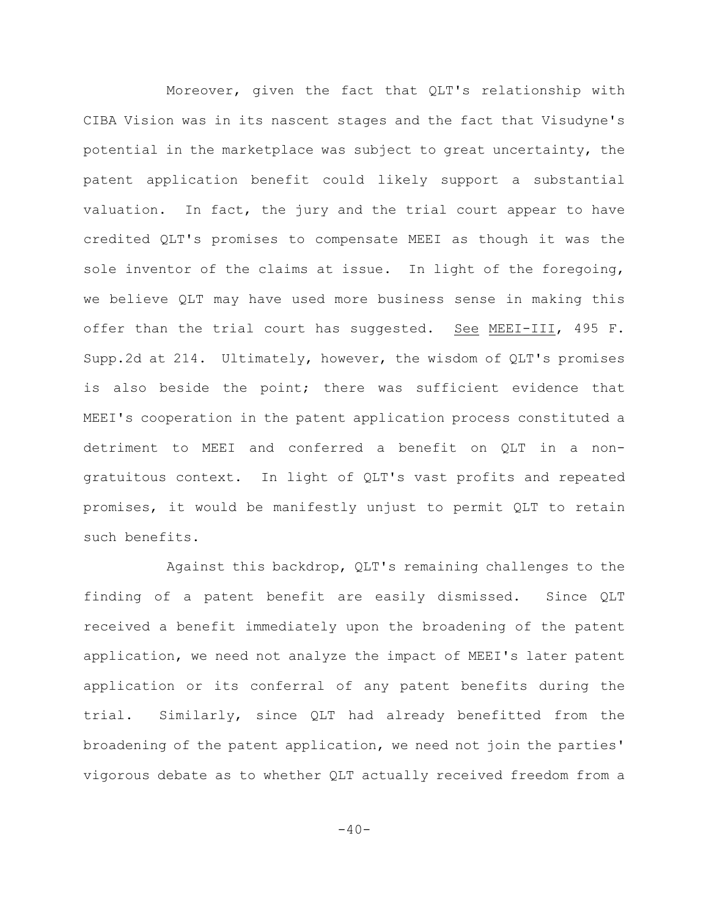Moreover, given the fact that QLT's relationship with CIBA Vision was in its nascent stages and the fact that Visudyne's potential in the marketplace was subject to great uncertainty, the patent application benefit could likely support a substantial valuation. In fact, the jury and the trial court appear to have credited QLT's promises to compensate MEEI as though it was the sole inventor of the claims at issue. In light of the foregoing, we believe QLT may have used more business sense in making this offer than the trial court has suggested. See MEEI-III, 495 F. Supp.2d at 214. Ultimately, however, the wisdom of QLT's promises is also beside the point; there was sufficient evidence that MEEI's cooperation in the patent application process constituted a detriment to MEEI and conferred a benefit on QLT in a non-gratuitous context. In light of QLT's vast profits and repeated promises, it would be manifestly unjust to permit QLT to retain such benefits.

Against this backdrop, QLT's remaining challenges to the finding of a patent benefit are easily dismissed. Since QLT received a benefit immediately upon the broadening of the patent application, we need not analyze the impact of MEEI's later patent application or its conferral of any patent benefits during the trial. Similarly, since QLT had already benefitted from the broadening of the patent application, we need not join the parties' vigorous debate as to whether QLT actually received freedom from a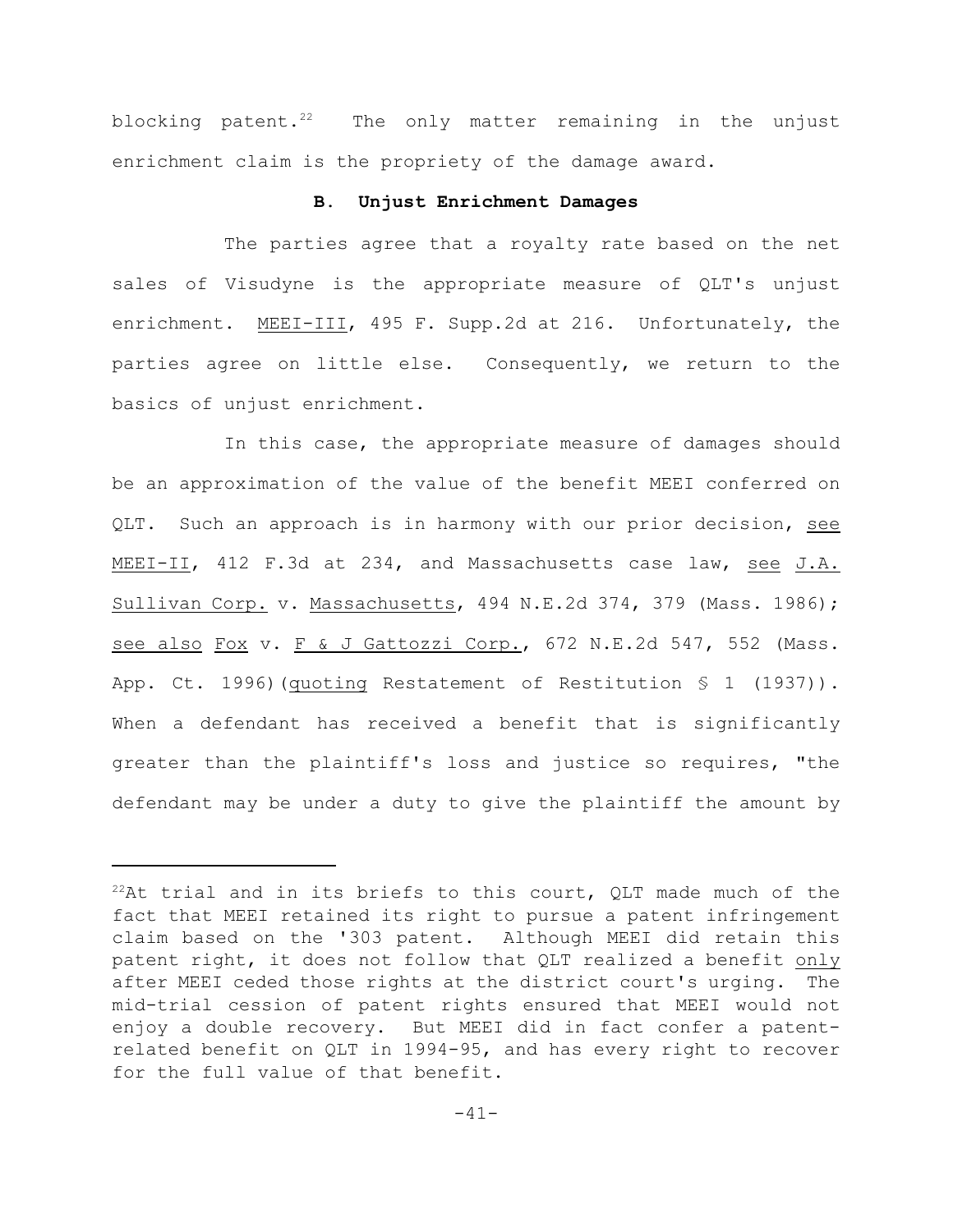blocking patent.[22] The only matter remaining in the unjust enrichment claim is the propriety of the damage award.

### B. Unjust Enrichment Damages

The parties agree that a royalty rate based on the net sales of Visudyne is the appropriate measure of QLT's unjust enrichment. MEEI-III, 495 F. Supp.2d at 216. Unfortunately, the parties agree on little else. Consequently, we return to the basics of unjust enrichment.

In this case, the appropriate measure of damages should be an approximation of the value of the benefit MEEI conferred on QLT. Such an approach is in harmony with our prior decision, see MEEI-II, 412 F.3d at 234, and Massachusetts case law, see J.A. Sullivan Corp. v. Massachusetts, 494 N.E.2d 374, 379 (Mass. 1986); see also Fox v. F & J Gattozzi Corp., 672 N.E.2d 547, 552 (Mass. App. Ct. 1996)(quoting Restatement of Restitution § 1 (1937)). When a defendant has received a benefit that is significantly greater than the plaintiff's loss and justice so requires, "the defendant may be under a duty to give the plaintiff the amount by

---

[22] At trial and in its briefs to this court, QLT made much of the fact that MEEI retained its right to pursue a patent infringement claim based on the '303 patent. Although MEEI did retain this patent right, it does not follow that QLT realized a benefit only after MEEI ceded those rights at the district court's urging. The mid-trial cession of patent rights ensured that MEEI would not enjoy a double recovery. But MEEI did in fact confer a patent-related benefit on QLT in 1994-95, and has every right to recover for the full value of that benefit.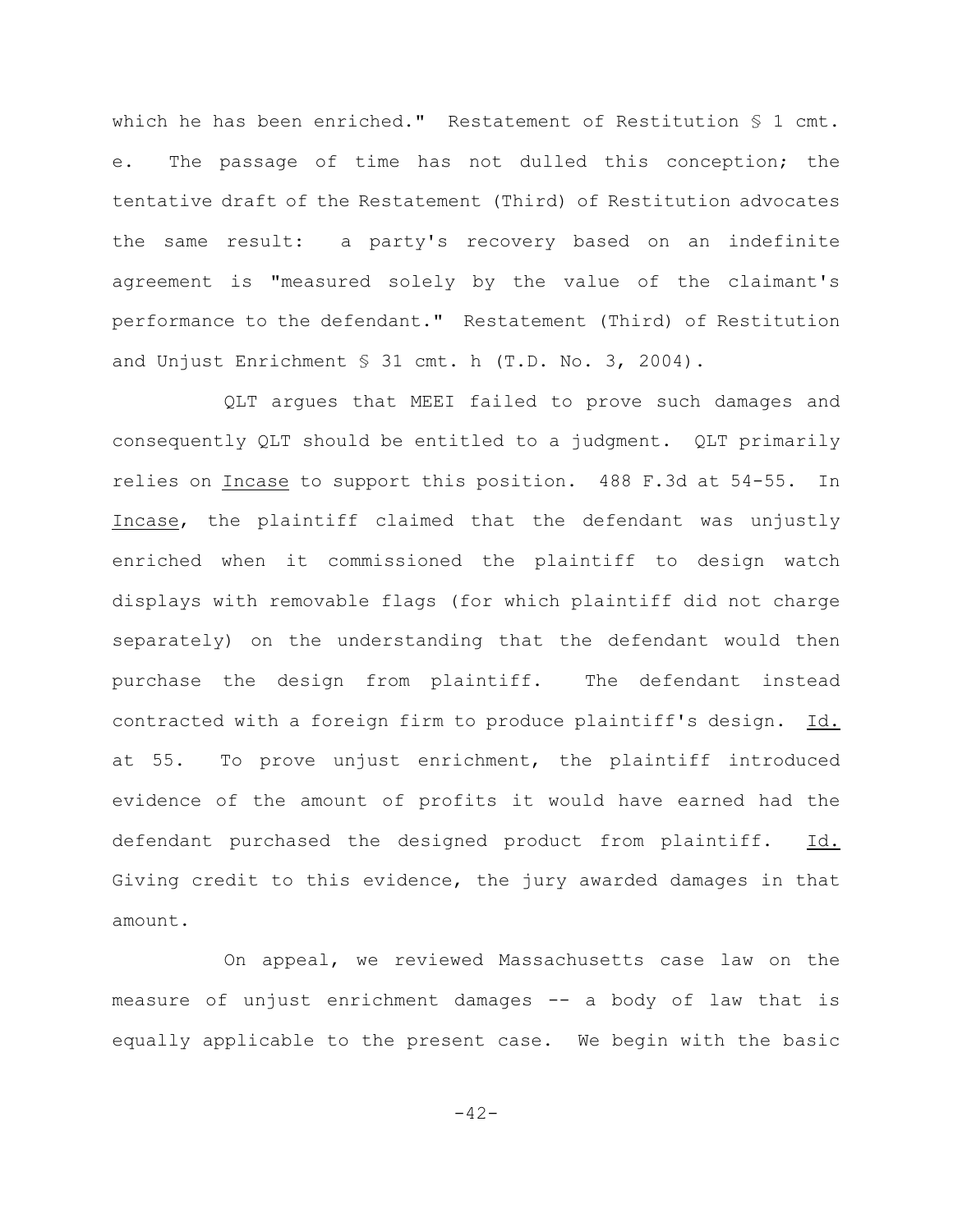which he has been enriched." Restatement of Restitution § 1 cmt. e. The passage of time has not dulled this conception; the tentative draft of the Restatement (Third) of Restitution advocates the same result: a party's recovery based on an indefinite agreement is "measured solely by the value of the claimant's performance to the defendant." Restatement (Third) of Restitution and Unjust Enrichment § 31 cmt. h (T.D. No. 3, 2004).

QLT argues that MEEI failed to prove such damages and consequently QLT should be entitled to a judgment. QLT primarily relies on Incase to support this position. 488 F.3d at 54-55. In Incase, the plaintiff claimed that the defendant was unjustly enriched when it commissioned the plaintiff to design watch displays with removable flags (for which plaintiff did not charge separately) on the understanding that the defendant would then purchase the design from plaintiff. The defendant instead contracted with a foreign firm to produce plaintiff's design. Id. at 55. To prove unjust enrichment, the plaintiff introduced evidence of the amount of profits it would have earned had the defendant purchased the designed product from plaintiff. Id. Giving credit to this evidence, the jury awarded damages in that amount.

On appeal, we reviewed Massachusetts case law on the measure of unjust enrichment damages -- a body of law that is equally applicable to the present case. We begin with the basic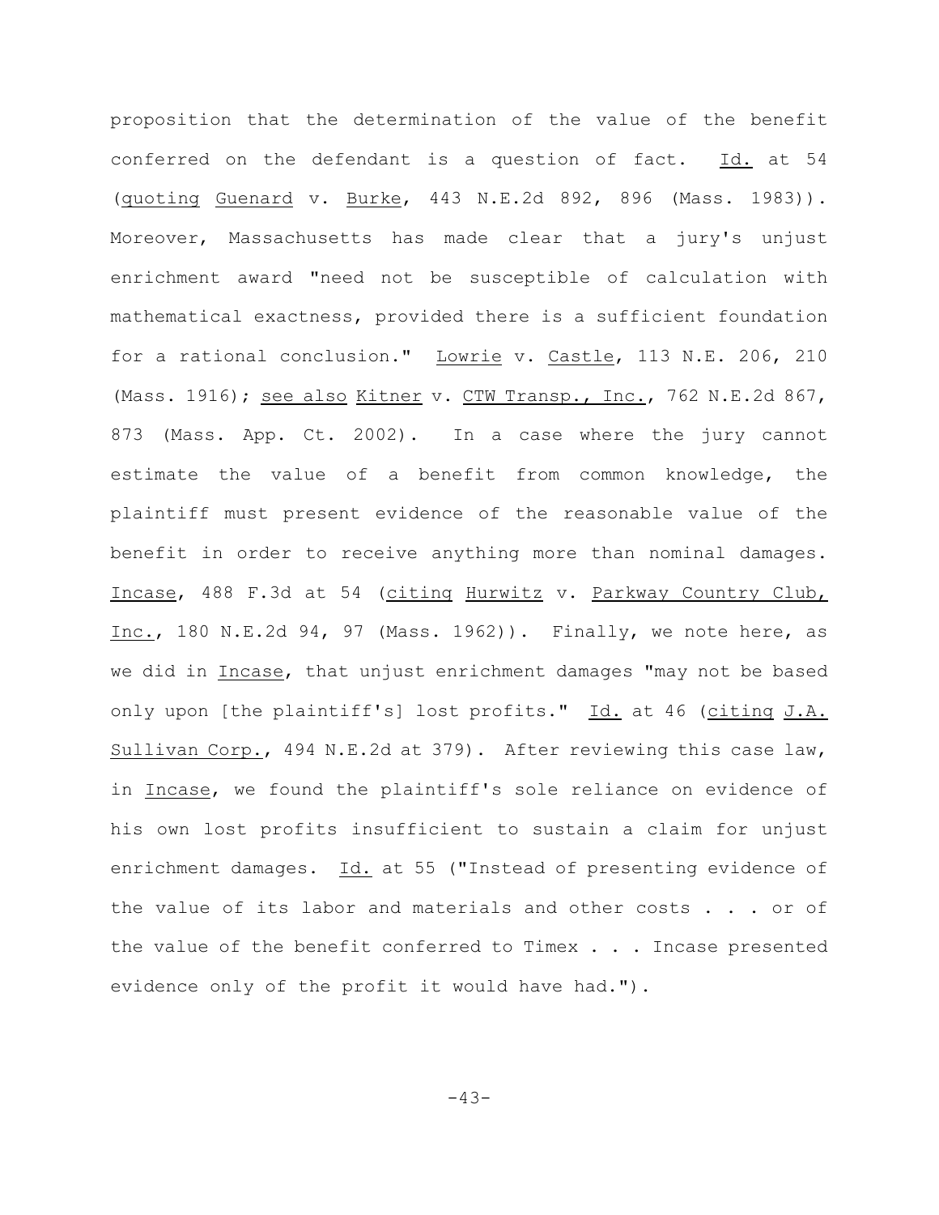proposition that the determination of the value of the benefit conferred on the defendant is a question of fact. Id. at 54 (quoting Guenard v. Burke, 443 N.E.2d 892, 896 (Mass. 1983)). Moreover, Massachusetts has made clear that a jury's unjust enrichment award "need not be susceptible of calculation with mathematical exactness, provided there is a sufficient foundation for a rational conclusion." Lowrie v. Castle, 113 N.E. 206, 210 (Mass. 1916); see also Kitner v. CTW Transp., Inc., 762 N.E.2d 867, 873 (Mass. App. Ct. 2002). In a case where the jury cannot estimate the value of a benefit from common knowledge, the plaintiff must present evidence of the reasonable value of the benefit in order to receive anything more than nominal damages. Incase, 488 F.3d at 54 (citing Hurwitz v. Parkway Country Club, Inc., 180 N.E.2d 94, 97 (Mass. 1962)). Finally, we note here, as we did in Incase, that unjust enrichment damages "may not be based only upon [the plaintiff's] lost profits." Id. at 46 (citing J.A. Sullivan Corp., 494 N.E.2d at 379). After reviewing this case law, in Incase, we found the plaintiff's sole reliance on evidence of his own lost profits insufficient to sustain a claim for unjust enrichment damages. Id. at 55 ("Instead of presenting evidence of the value of its labor and materials and other costs . . . or of the value of the benefit conferred to Timex . . . Incase presented evidence only of the profit it would have had.").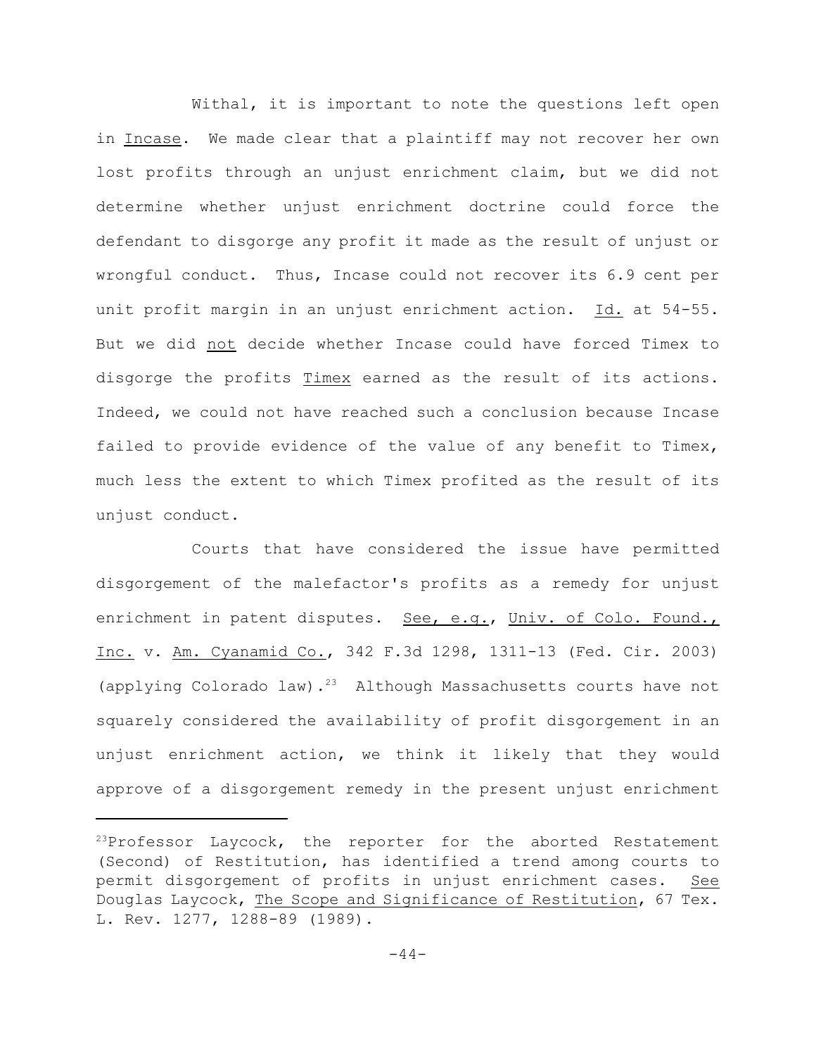Withal, it is important to note the questions left open in Incase. We made clear that a plaintiff may not recover her own lost profits through an unjust enrichment claim, but we did not determine whether unjust enrichment doctrine could force the defendant to disgorge any profit it made as the result of unjust or wrongful conduct. Thus, Incase could not recover its 6.9 cent per unit profit margin in an unjust enrichment action. Id. at 54-55. But we did not decide whether Incase could have forced Timex to disgorge the profits Timex earned as the result of its actions. Indeed, we could not have reached such a conclusion because Incase failed to provide evidence of the value of any benefit to Timex, much less the extent to which Timex profited as the result of its unjust conduct.

Courts that have considered the issue have permitted disgorgement of the malefactor's profits as a remedy for unjust enrichment in patent disputes. See, e.g., Univ. of Colo. Found., Inc. v. Am. Cyanamid Co., 342 F.3d 1298, 1311-13 (Fed. Cir. 2003) (applying Colorado law).[23] Although Massachusetts courts have not squarely considered the availability of profit disgorgement in an unjust enrichment action, we think it likely that they would approve of a disgorgement remedy in the present unjust enrichment

---

[23]Professor Laycock, the reporter for the aborted Restatement (Second) of Restitution, has identified a trend among courts to permit disgorgement of profits in unjust enrichment cases. See Douglas Laycock, The Scope and Significance of Restitution, 67 Tex. L. Rev. 1277, 1288-89 (1989).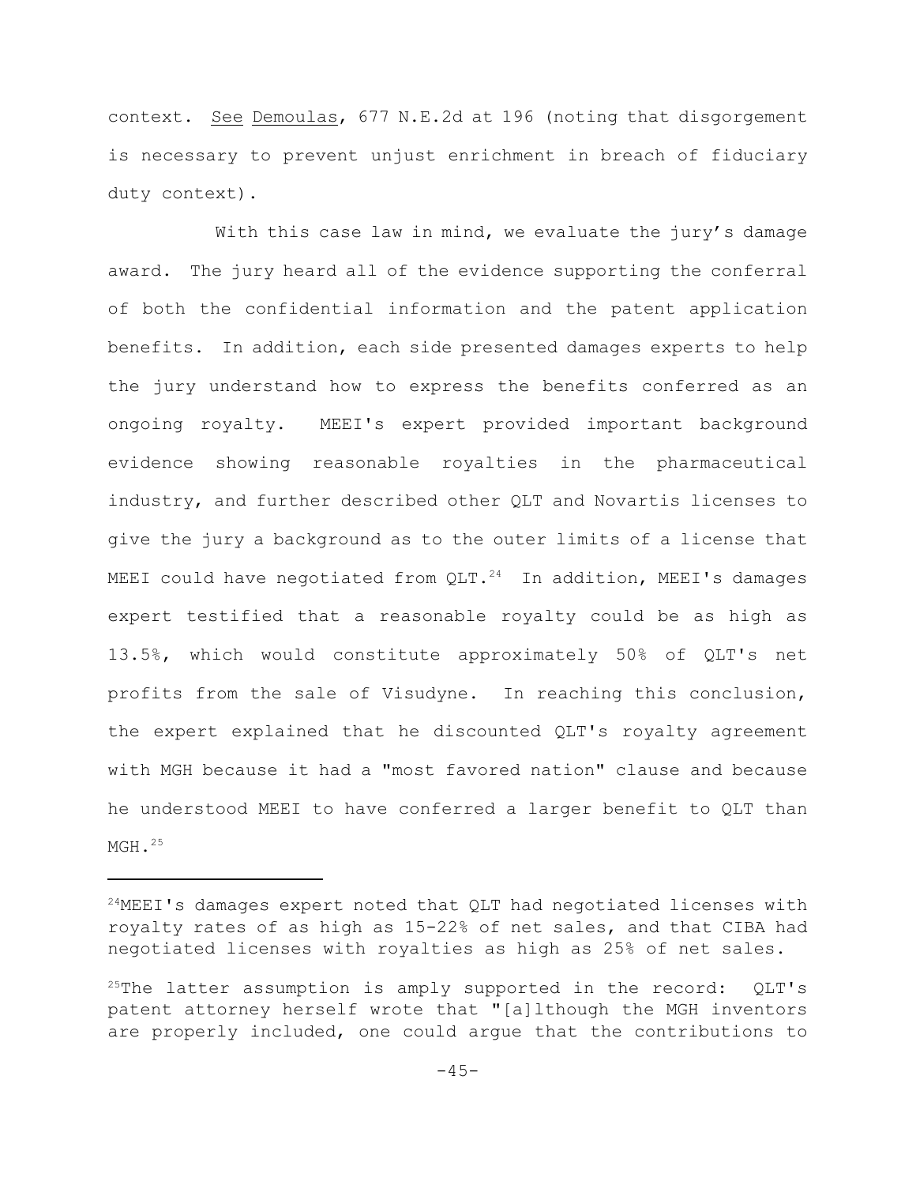context. See Demoulas, 677 N.E.2d at 196 (noting that disgorgement is necessary to prevent unjust enrichment in breach of fiduciary duty context).

With this case law in mind, we evaluate the jury's damage award. The jury heard all of the evidence supporting the conferral of both the confidential information and the patent application benefits. In addition, each side presented damages experts to help the jury understand how to express the benefits conferred as an ongoing royalty. MEEI's expert provided important background evidence showing reasonable royalties in the pharmaceutical industry, and further described other QLT and Novartis licenses to give the jury a background as to the outer limits of a license that MEEI could have negotiated from QLT.[24] In addition, MEEI's damages expert testified that a reasonable royalty could be as high as 13.5%, which would constitute approximately 50% of QLT's net profits from the sale of Visudyne. In reaching this conclusion, the expert explained that he discounted QLT's royalty agreement with MGH because it had a "most favored nation" clause and because he understood MEEI to have conferred a larger benefit to QLT than MGH.[25]

---

[24]MEEI's damages expert noted that QLT had negotiated licenses with royalty rates of as high as 15-22% of net sales, and that CIBA had negotiated licenses with royalties as high as 25% of net sales.

[25]The latter assumption is amply supported in the record: QLT's patent attorney herself wrote that "[a]lthough the MGH inventors are properly included, one could argue that the contributions to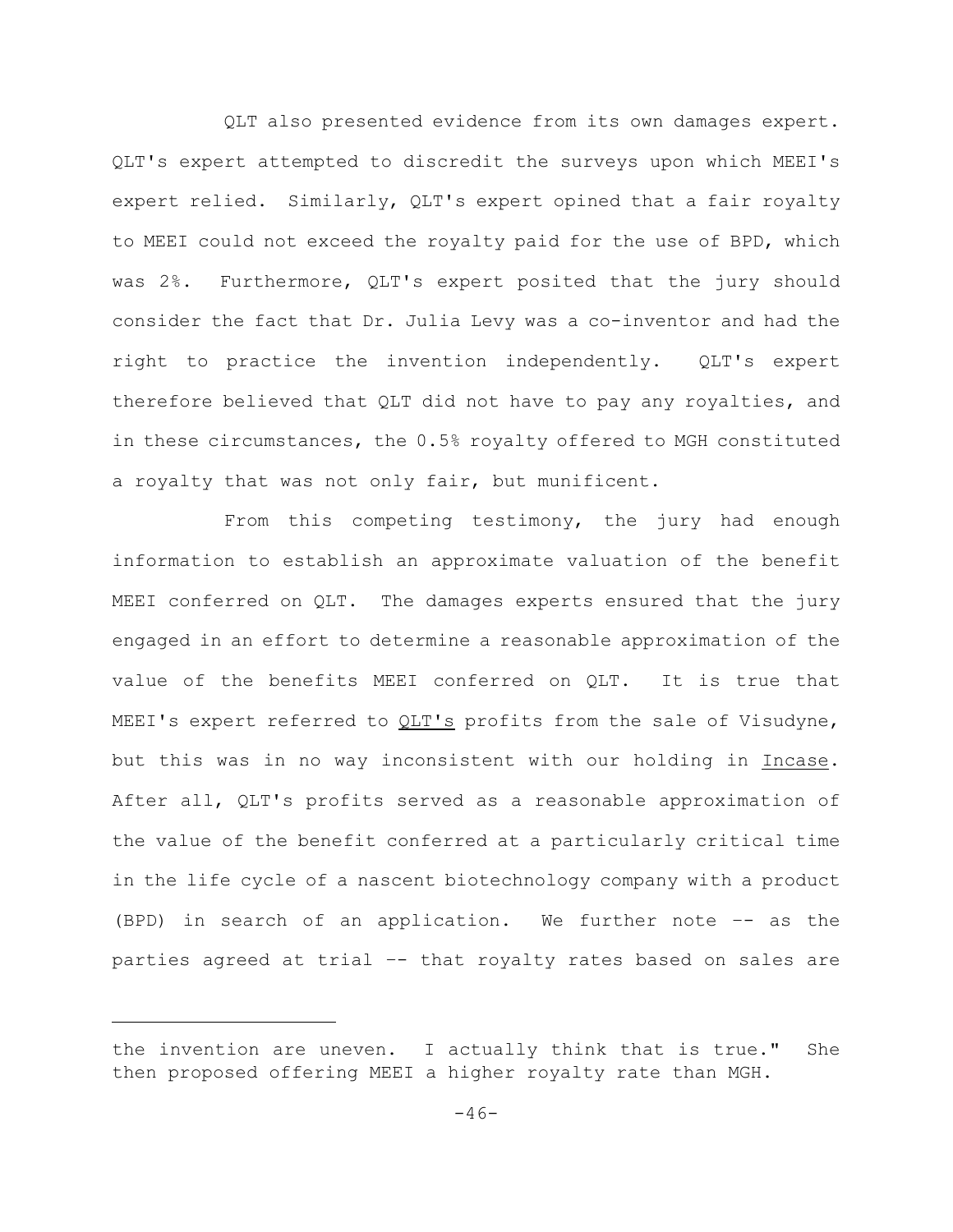QLT also presented evidence from its own damages expert. QLT's expert attempted to discredit the surveys upon which MEEI's expert relied. Similarly, QLT's expert opined that a fair royalty to MEEI could not exceed the royalty paid for the use of BPD, which was 2%. Furthermore, QLT's expert posited that the jury should consider the fact that Dr. Julia Levy was a co-inventor and had the right to practice the invention independently. QLT's expert therefore believed that QLT did not have to pay any royalties, and in these circumstances, the 0.5% royalty offered to MGH constituted a royalty that was not only fair, but munificent.

From this competing testimony, the jury had enough information to establish an approximate valuation of the benefit MEEI conferred on QLT. The damages experts ensured that the jury engaged in an effort to determine a reasonable approximation of the value of the benefits MEEI conferred on QLT. It is true that MEEI's expert referred to QLT's profits from the sale of Visudyne, but this was in no way inconsistent with our holding in Incase. After all, QLT's profits served as a reasonable approximation of the value of the benefit conferred at a particularly critical time in the life cycle of a nascent biotechnology company with a product (BPD) in search of an application. We further note -- as the parties agreed at trial -- that royalty rates based on sales are

---

the invention are uneven. I actually think that is true." She then proposed offering MEEI a higher royalty rate than MGH.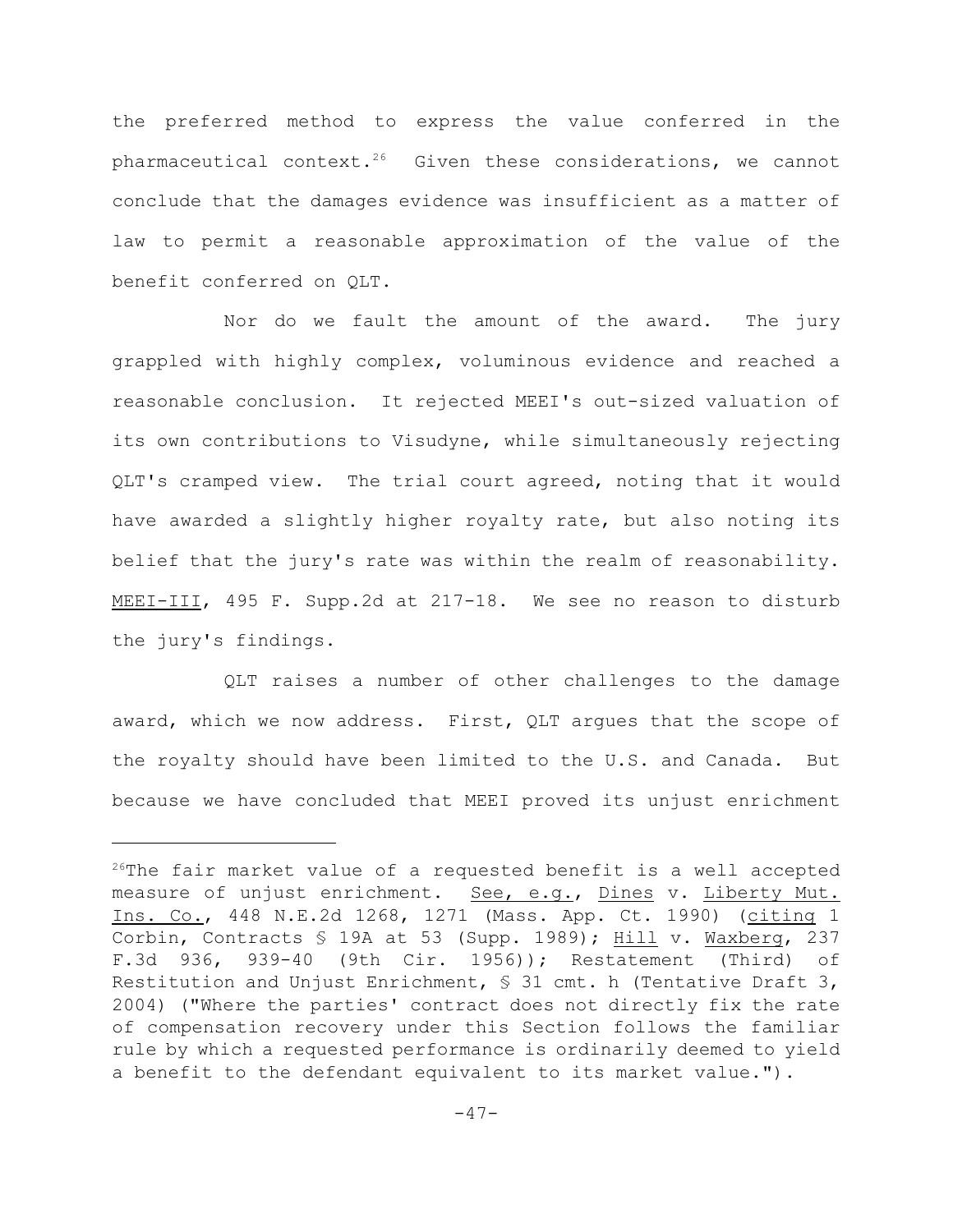the preferred method to express the value conferred in the pharmaceutical context.[26] Given these considerations, we cannot conclude that the damages evidence was insufficient as a matter of law to permit a reasonable approximation of the value of the benefit conferred on QLT.

Nor do we fault the amount of the award. The jury grappled with highly complex, voluminous evidence and reached a reasonable conclusion. It rejected MEEI's out-sized valuation of its own contributions to Visudyne, while simultaneously rejecting QLT's cramped view. The trial court agreed, noting that it would have awarded a slightly higher royalty rate, but also noting its belief that the jury's rate was within the realm of reasonability. MEEI-III, 495 F. Supp.2d at 217-18. We see no reason to disturb the jury's findings.

QLT raises a number of other challenges to the damage award, which we now address. First, QLT argues that the scope of the royalty should have been limited to the U.S. and Canada. But because we have concluded that MEEI proved its unjust enrichment

---

[26]The fair market value of a requested benefit is a well accepted measure of unjust enrichment. See, e.g., Dines v. Liberty Mut. Ins. Co., 448 N.E.2d 1268, 1271 (Mass. App. Ct. 1990) (citing 1 Corbin, Contracts § 19A at 53 (Supp. 1989); Hill v. Waxberg, 237 F.3d 936, 939-40 (9th Cir. 1956)); Restatement (Third) of Restitution and Unjust Enrichment, § 31 cmt. h (Tentative Draft 3, 2004) ("Where the parties' contract does not directly fix the rate of compensation recovery under this Section follows the familiar rule by which a requested performance is ordinarily deemed to yield a benefit to the defendant equivalent to its market value.").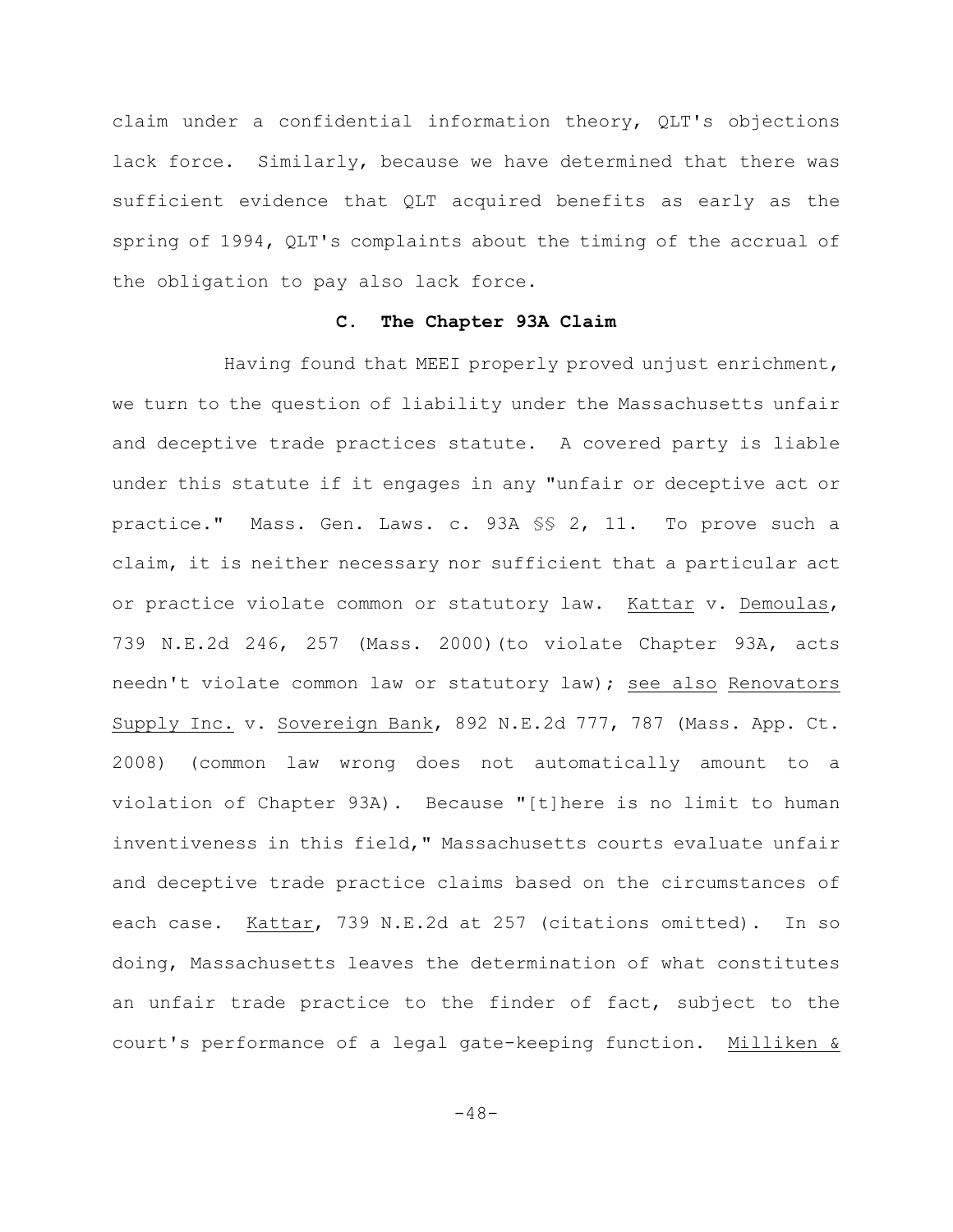claim under a confidential information theory, QLT's objections lack force. Similarly, because we have determined that there was sufficient evidence that QLT acquired benefits as early as the spring of 1994, QLT's complaints about the timing of the accrual of the obligation to pay also lack force.

### C. The Chapter 93A Claim

Having found that MEEI properly proved unjust enrichment, we turn to the question of liability under the Massachusetts unfair and deceptive trade practices statute. A covered party is liable under this statute if it engages in any "unfair or deceptive act or practice." Mass. Gen. Laws. c. 93A §§ 2, 11. To prove such a claim, it is neither necessary nor sufficient that a particular act or practice violate common or statutory law. Kattar v. Demoulas, 739 N.E.2d 246, 257 (Mass. 2000)(to violate Chapter 93A, acts needn't violate common law or statutory law); see also Renovators Supply Inc. v. Sovereign Bank, 892 N.E.2d 777, 787 (Mass. App. Ct. 2008) (common law wrong does not automatically amount to a violation of Chapter 93A). Because "[t]here is no limit to human inventiveness in this field," Massachusetts courts evaluate unfair and deceptive trade practice claims based on the circumstances of each case. Kattar, 739 N.E.2d at 257 (citations omitted). In so doing, Massachusetts leaves the determination of what constitutes an unfair trade practice to the finder of fact, subject to the court's performance of a legal gate-keeping function. Milliken &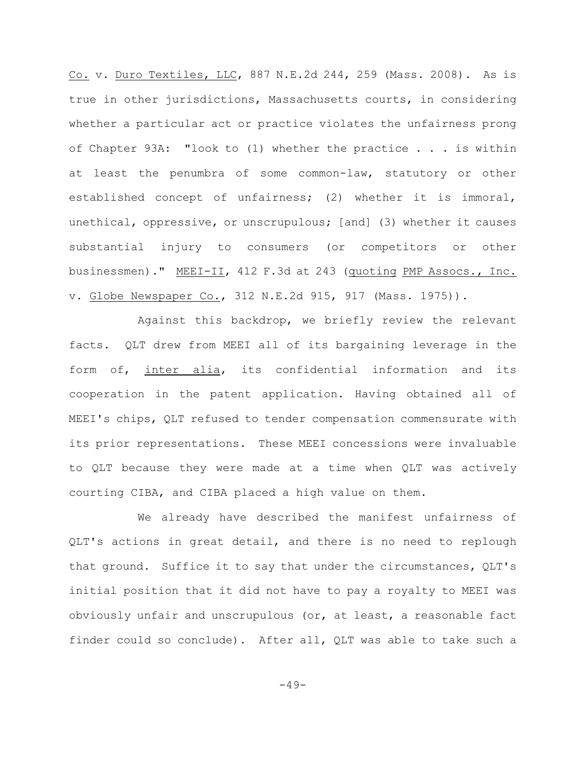Co. v. Duro Textiles, LLC, 887 N.E.2d 244, 259 (Mass. 2008). As is true in other jurisdictions, Massachusetts courts, in considering whether a particular act or practice violates the unfairness prong of Chapter 93A: "look to (1) whether the practice . . . is within at least the penumbra of some common-law, statutory or other established concept of unfairness; (2) whether it is immoral, unethical, oppressive, or unscrupulous; [and] (3) whether it causes substantial injury to consumers (or competitors or other businessmen)." MEEI-II, 412 F.3d at 243 (quoting PMP Assocs., Inc. v. Globe Newspaper Co., 312 N.E.2d 915, 917 (Mass. 1975)).

Against this backdrop, we briefly review the relevant facts. QLT drew from MEEI all of its bargaining leverage in the form of, inter alia, its confidential information and its cooperation in the patent application. Having obtained all of MEEI's chips, QLT refused to tender compensation commensurate with its prior representations. These MEEI concessions were invaluable to QLT because they were made at a time when QLT was actively courting CIBA, and CIBA placed a high value on them.

We already have described the manifest unfairness of QLT's actions in great detail, and there is no need to replough that ground. Suffice it to say that under the circumstances, QLT's initial position that it did not have to pay a royalty to MEEI was obviously unfair and unscrupulous (or, at least, a reasonable fact finder could so conclude). After all, QLT was able to take such a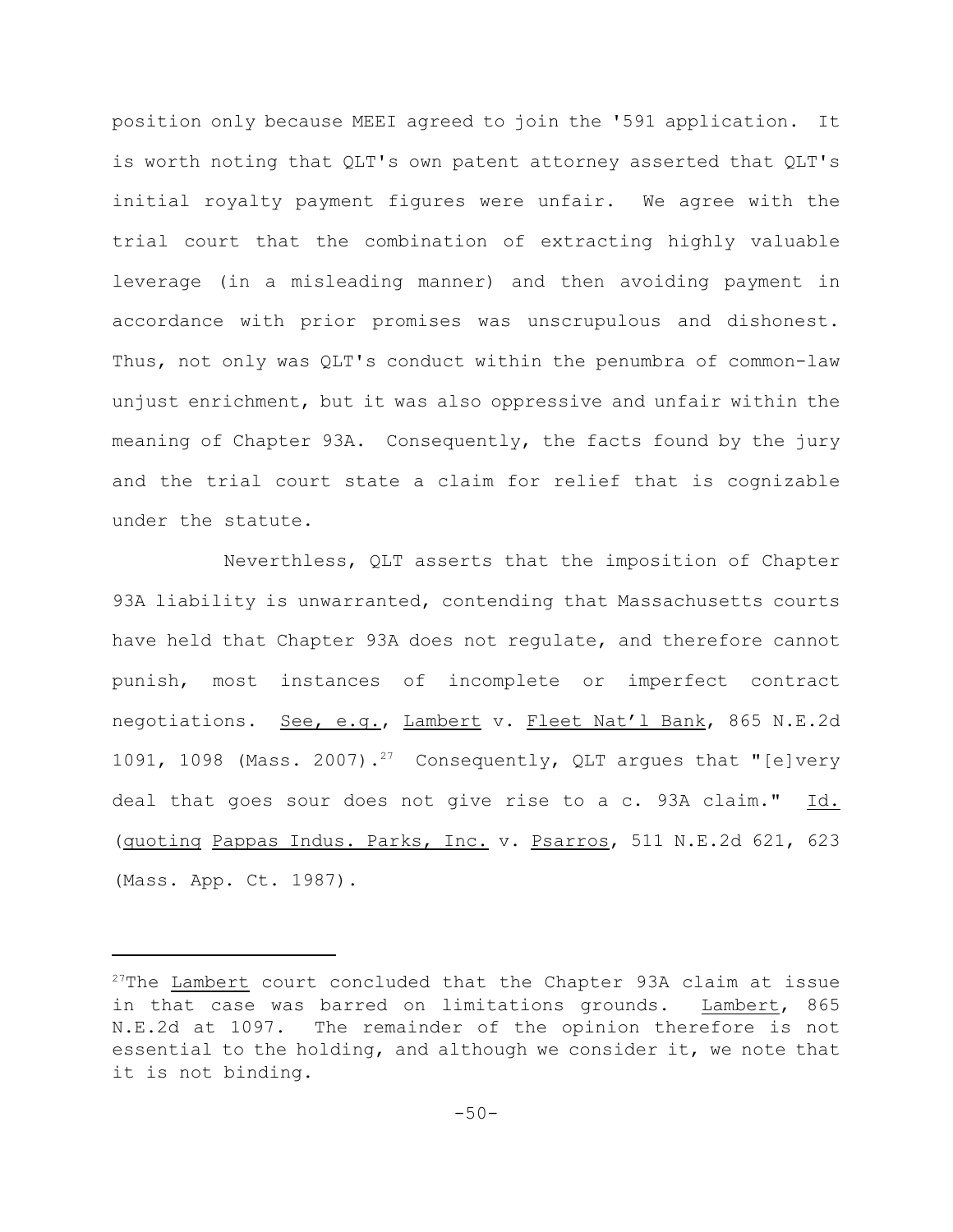position only because MEEI agreed to join the '591 application. It is worth noting that QLT's own patent attorney asserted that QLT's initial royalty payment figures were unfair. We agree with the trial court that the combination of extracting highly valuable leverage (in a misleading manner) and then avoiding payment in accordance with prior promises was unscrupulous and dishonest. Thus, not only was QLT's conduct within the penumbra of common-law unjust enrichment, but it was also oppressive and unfair within the meaning of Chapter 93A. Consequently, the facts found by the jury and the trial court state a claim for relief that is cognizable under the statute.

Neverthless, QLT asserts that the imposition of Chapter 93A liability is unwarranted, contending that Massachusetts courts have held that Chapter 93A does not regulate, and therefore cannot punish, most instances of incomplete or imperfect contract negotiations. See, e.g., Lambert v. Fleet Nat'l Bank, 865 N.E.2d 1091, 1098 (Mass. 2007).[27] Consequently, QLT argues that "[e]very deal that goes sour does not give rise to a c. 93A claim." Id. (quoting Pappas Indus. Parks, Inc. v. Psarros, 511 N.E.2d 621, 623 (Mass. App. Ct. 1987).

---

[27]The Lambert court concluded that the Chapter 93A claim at issue in that case was barred on limitations grounds. Lambert, 865 N.E.2d at 1097. The remainder of the opinion therefore is not essential to the holding, and although we consider it, we note that it is not binding.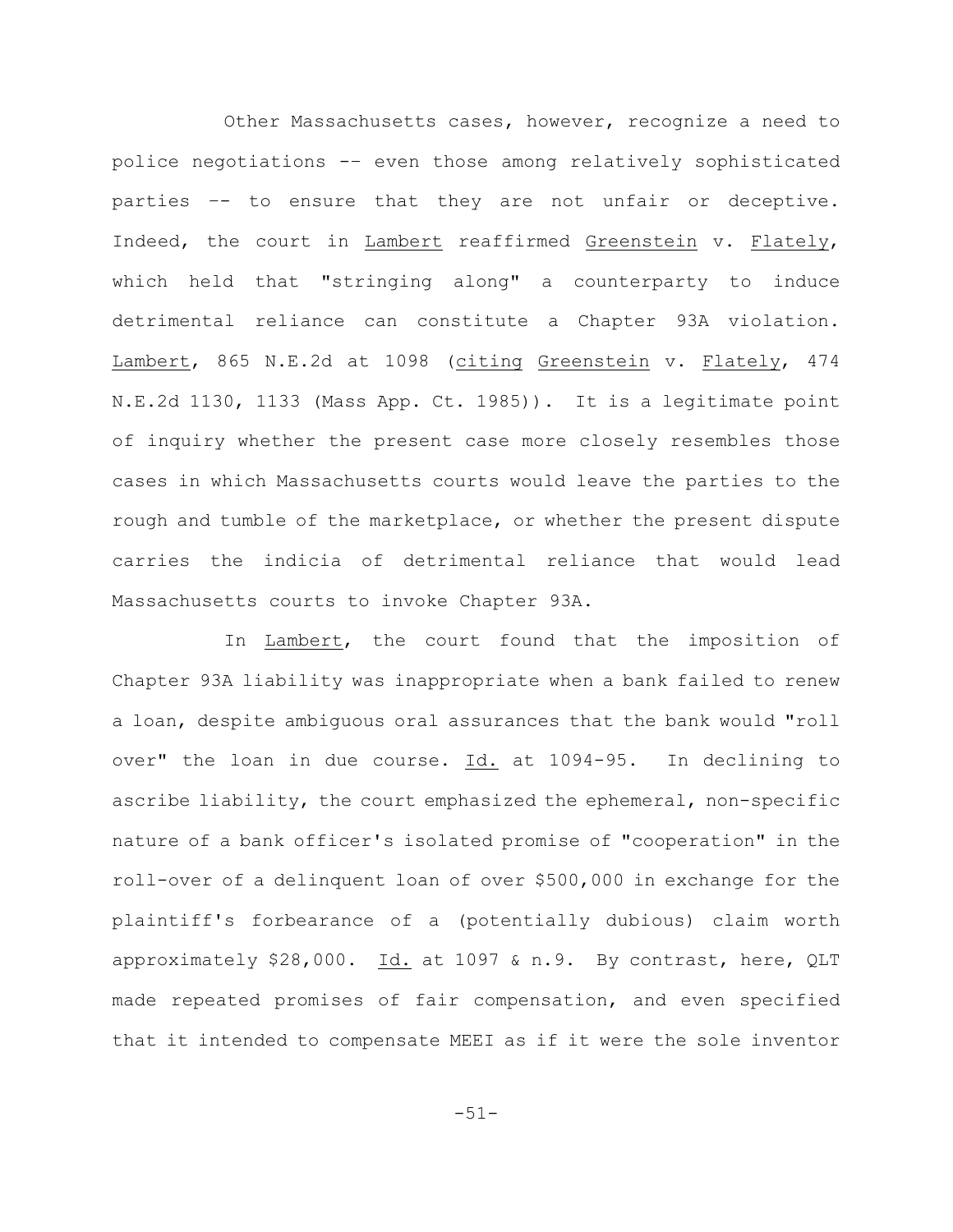Other Massachusetts cases, however, recognize a need to police negotiations -- even those among relatively sophisticated parties -- to ensure that they are not unfair or deceptive. Indeed, the court in Lambert reaffirmed Greenstein v. Flately, which held that "stringing along" a counterparty to induce detrimental reliance can constitute a Chapter 93A violation. Lambert, 865 N.E.2d at 1098 (citing Greenstein v. Flately, 474 N.E.2d 1130, 1133 (Mass App. Ct. 1985)). It is a legitimate point of inquiry whether the present case more closely resembles those cases in which Massachusetts courts would leave the parties to the rough and tumble of the marketplace, or whether the present dispute carries the indicia of detrimental reliance that would lead Massachusetts courts to invoke Chapter 93A.

In Lambert, the court found that the imposition of Chapter 93A liability was inappropriate when a bank failed to renew a loan, despite ambiguous oral assurances that the bank would "roll over" the loan in due course. Id. at 1094-95. In declining to ascribe liability, the court emphasized the ephemeral, non-specific nature of a bank officer's isolated promise of "cooperation" in the roll-over of a delinquent loan of over $500,000 in exchange for the plaintiff's forbearance of a (potentially dubious) claim worth approximately $28,000. Id. at 1097 & n.9. By contrast, here, QLT made repeated promises of fair compensation, and even specified that it intended to compensate MEEI as if it were the sole inventor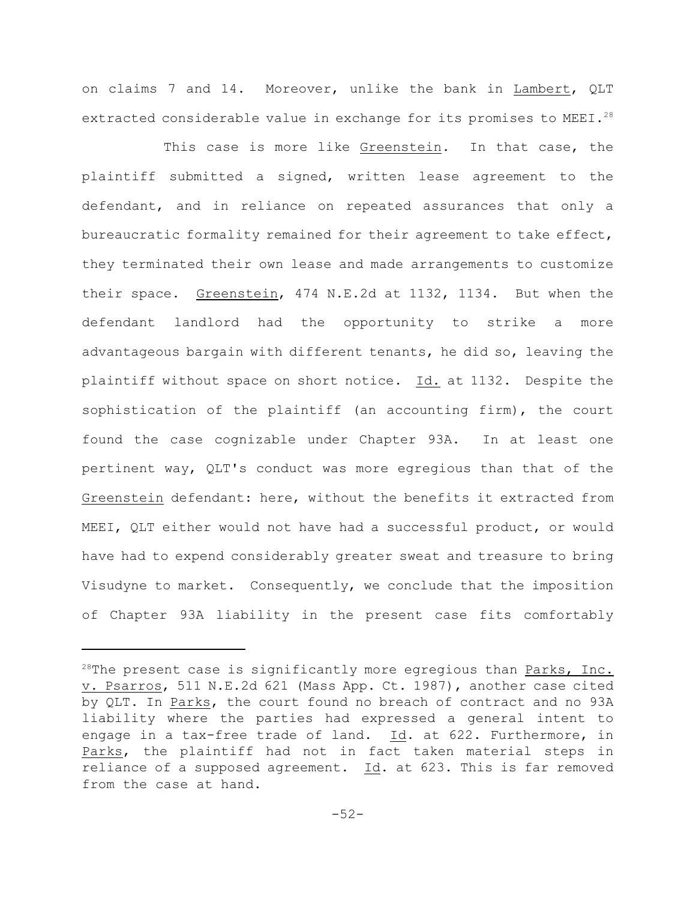on claims 7 and 14. Moreover, unlike the bank in Lambert, QLT extracted considerable value in exchange for its promises to MEEI.[28]

This case is more like Greenstein. In that case, the plaintiff submitted a signed, written lease agreement to the defendant, and in reliance on repeated assurances that only a bureaucratic formality remained for their agreement to take effect, they terminated their own lease and made arrangements to customize their space. Greenstein, 474 N.E.2d at 1132, 1134. But when the defendant landlord had the opportunity to strike a more advantageous bargain with different tenants, he did so, leaving the plaintiff without space on short notice. Id. at 1132. Despite the sophistication of the plaintiff (an accounting firm), the court found the case cognizable under Chapter 93A. In at least one pertinent way, QLT's conduct was more egregious than that of the Greenstein defendant: here, without the benefits it extracted from MEEI, QLT either would not have had a successful product, or would have had to expend considerably greater sweat and treasure to bring Visudyne to market. Consequently, we conclude that the imposition of Chapter 93A liability in the present case fits comfortably

---

[28]The present case is significantly more egregious than Parks, Inc. v. Psarros, 511 N.E.2d 621 (Mass App. Ct. 1987), another case cited by QLT. In Parks, the court found no breach of contract and no 93A liability where the parties had expressed a general intent to engage in a tax-free trade of land. Id. at 622. Furthermore, in Parks, the plaintiff had not in fact taken material steps in reliance of a supposed agreement. Id. at 623. This is far removed from the case at hand.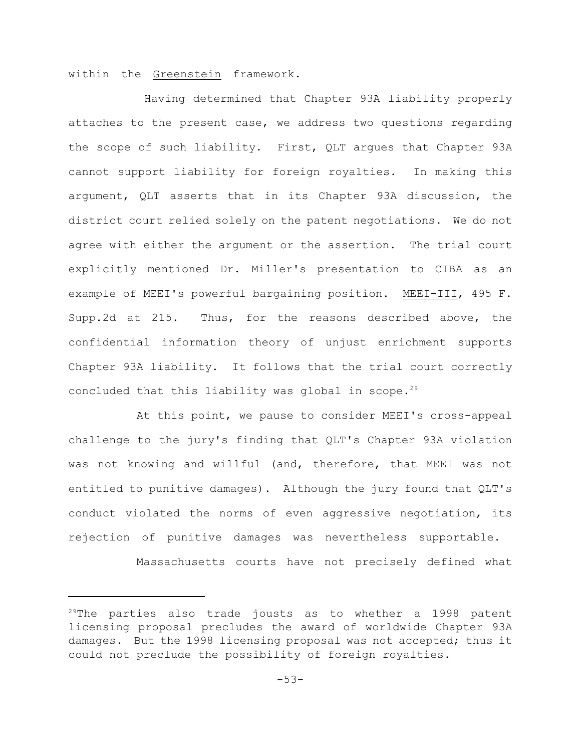within the Greenstein framework.

Having determined that Chapter 93A liability properly attaches to the present case, we address two questions regarding the scope of such liability. First, QLT argues that Chapter 93A cannot support liability for foreign royalties. In making this argument, QLT asserts that in its Chapter 93A discussion, the district court relied solely on the patent negotiations. We do not agree with either the argument or the assertion. The trial court explicitly mentioned Dr. Miller's presentation to CIBA as an example of MEEI's powerful bargaining position. MEEI-III, 495 F. Supp.2d at 215. Thus, for the reasons described above, the confidential information theory of unjust enrichment supports Chapter 93A liability. It follows that the trial court correctly concluded that this liability was global in scope.[29]

At this point, we pause to consider MEEI's cross-appeal challenge to the jury's finding that QLT's Chapter 93A violation was not knowing and willful (and, therefore, that MEEI was not entitled to punitive damages). Although the jury found that QLT's conduct violated the norms of even aggressive negotiation, its rejection of punitive damages was nevertheless supportable.

Massachusetts courts have not precisely defined what

---

[29]The parties also trade jousts as to whether a 1998 patent licensing proposal precludes the award of worldwide Chapter 93A damages. But the 1998 licensing proposal was not accepted; thus it could not preclude the possibility of foreign royalties.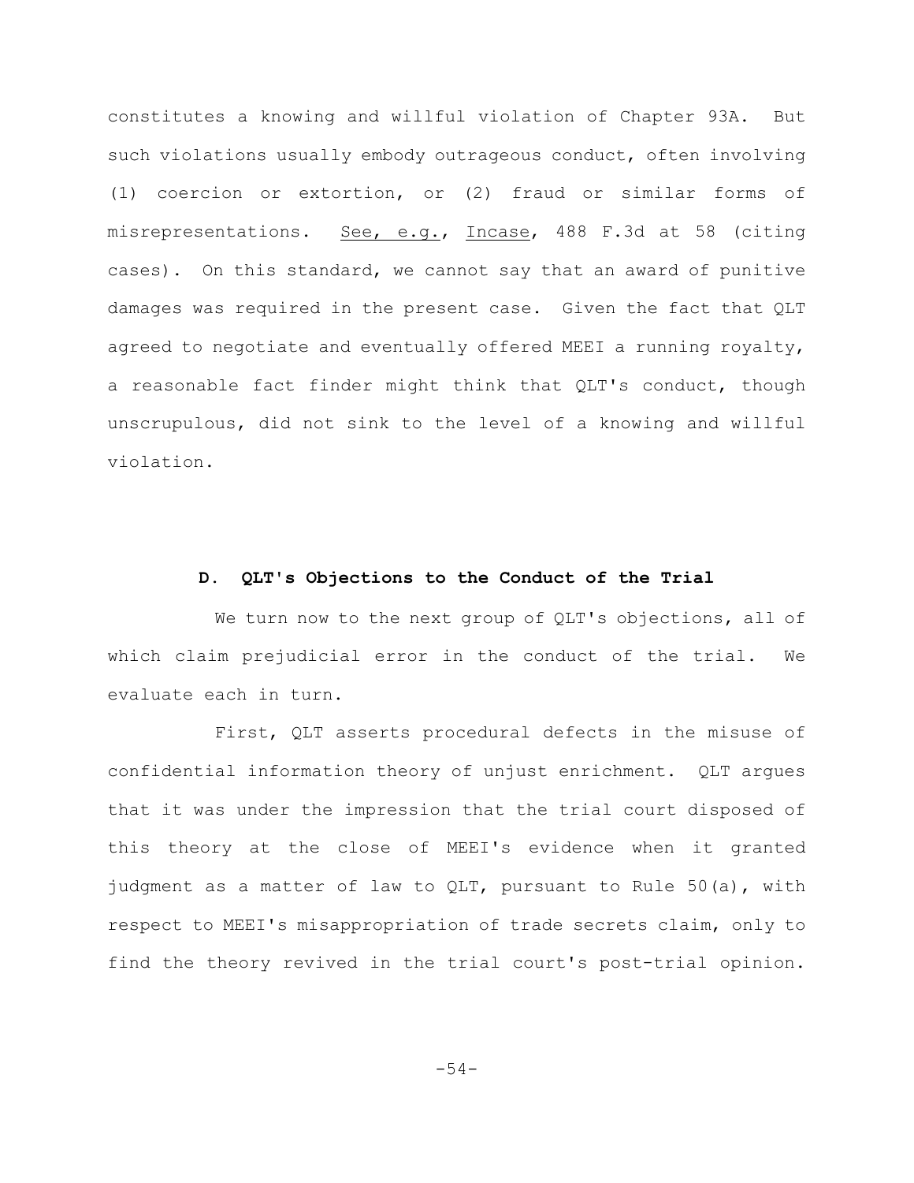constitutes a knowing and willful violation of Chapter 93A. But such violations usually embody outrageous conduct, often involving (1) coercion or extortion, or (2) fraud or similar forms of misrepresentations. See, e.g., Incase, 488 F.3d at 58 (citing cases). On this standard, we cannot say that an award of punitive damages was required in the present case. Given the fact that QLT agreed to negotiate and eventually offered MEEI a running royalty, a reasonable fact finder might think that QLT's conduct, though unscrupulous, did not sink to the level of a knowing and willful violation.

### D. QLT's Objections to the Conduct of the Trial

We turn now to the next group of QLT's objections, all of which claim prejudicial error in the conduct of the trial. We evaluate each in turn.

First, QLT asserts procedural defects in the misuse of confidential information theory of unjust enrichment. QLT argues that it was under the impression that the trial court disposed of this theory at the close of MEEI's evidence when it granted judgment as a matter of law to QLT, pursuant to Rule 50(a), with respect to MEEI's misappropriation of trade secrets claim, only to find the theory revived in the trial court's post-trial opinion.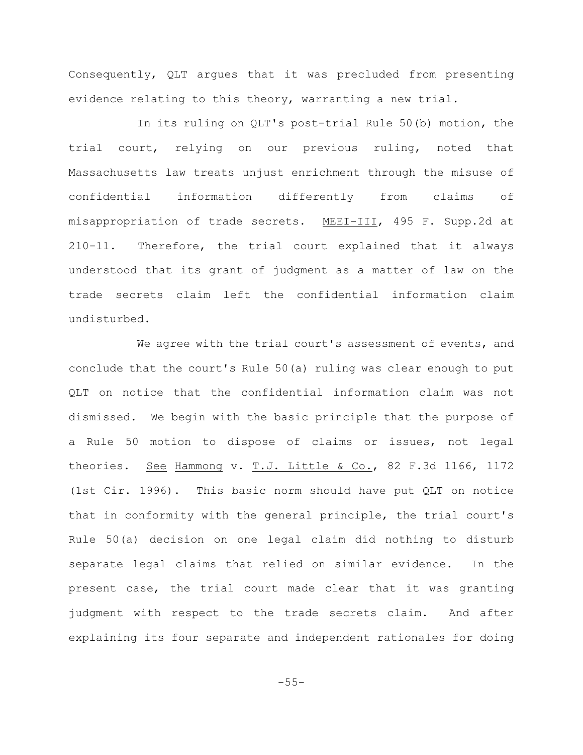Consequently, QLT argues that it was precluded from presenting evidence relating to this theory, warranting a new trial.

In its ruling on QLT's post-trial Rule 50(b) motion, the trial court, relying on our previous ruling, noted that Massachusetts law treats unjust enrichment through the misuse of confidential information differently from claims of misappropriation of trade secrets. MEEI-III, 495 F. Supp.2d at 210-11. Therefore, the trial court explained that it always understood that its grant of judgment as a matter of law on the trade secrets claim left the confidential information claim undisturbed.

We agree with the trial court's assessment of events, and conclude that the court's Rule 50(a) ruling was clear enough to put QLT on notice that the confidential information claim was not dismissed. We begin with the basic principle that the purpose of a Rule 50 motion to dispose of claims or issues, not legal theories. See Hammong v. T.J. Little & Co., 82 F.3d 1166, 1172 (1st Cir. 1996). This basic norm should have put QLT on notice that in conformity with the general principle, the trial court's Rule 50(a) decision on one legal claim did nothing to disturb separate legal claims that relied on similar evidence. In the present case, the trial court made clear that it was granting judgment with respect to the trade secrets claim. And after explaining its four separate and independent rationales for doing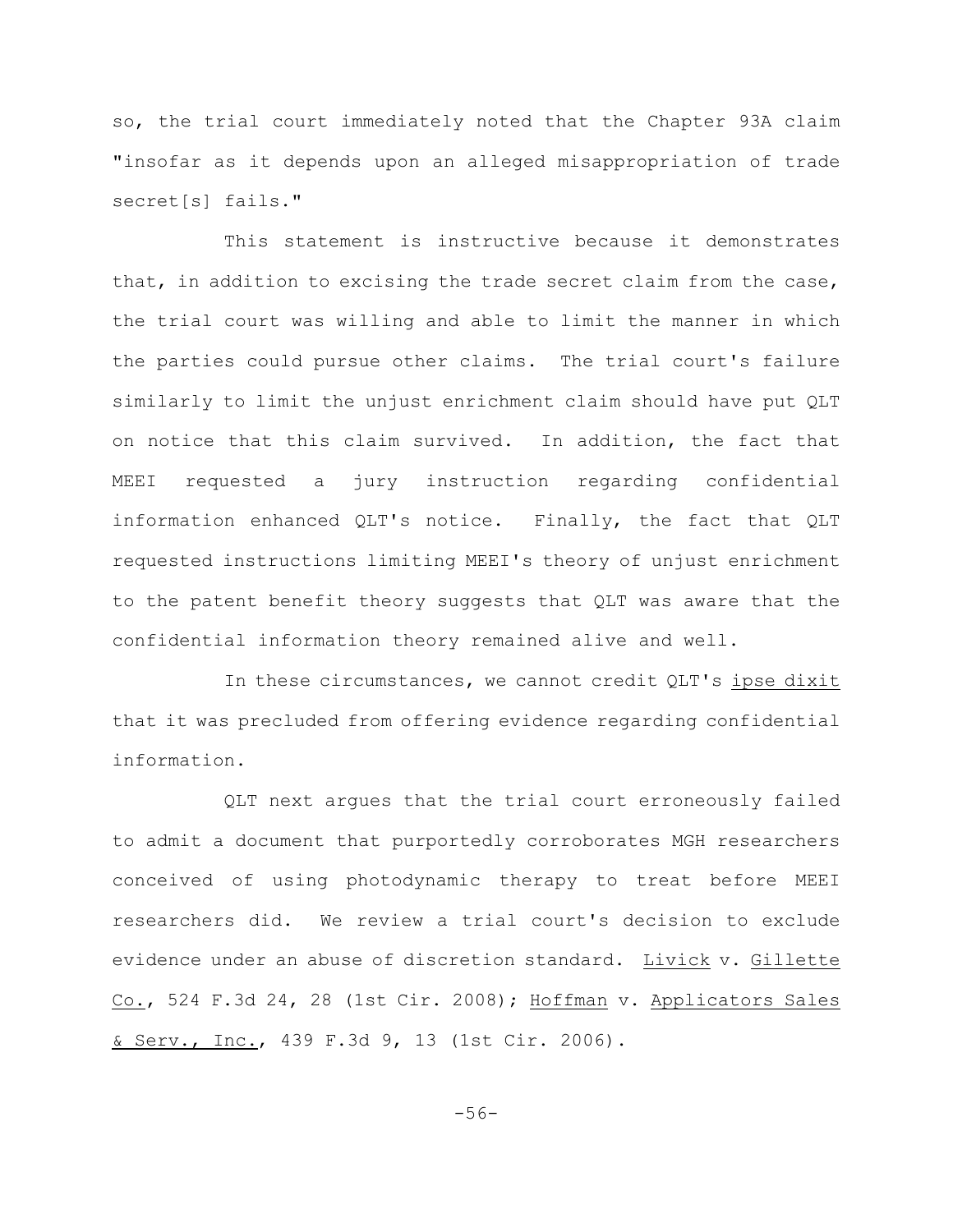so, the trial court immediately noted that the Chapter 93A claim "insofar as it depends upon an alleged misappropriation of trade secret[s] fails."

This statement is instructive because it demonstrates that, in addition to excising the trade secret claim from the case, the trial court was willing and able to limit the manner in which the parties could pursue other claims. The trial court's failure similarly to limit the unjust enrichment claim should have put QLT on notice that this claim survived. In addition, the fact that MEEI requested a jury instruction regarding confidential information enhanced QLT's notice. Finally, the fact that QLT requested instructions limiting MEEI's theory of unjust enrichment to the patent benefit theory suggests that QLT was aware that the confidential information theory remained alive and well.

In these circumstances, we cannot credit QLT's _ipse dixit_ that it was precluded from offering evidence regarding confidential information.

QLT next argues that the trial court erroneously failed to admit a document that purportedly corroborates MGH researchers conceived of using photodynamic therapy to treat before MEEI researchers did. We review a trial court's decision to exclude evidence under an abuse of discretion standard. _Livick_ v. _Gillette Co._, 524 F.3d 24, 28 (1st Cir. 2008); _Hoffman_ v. _Applicators Sales & Serv., Inc._, 439 F.3d 9, 13 (1st Cir. 2006).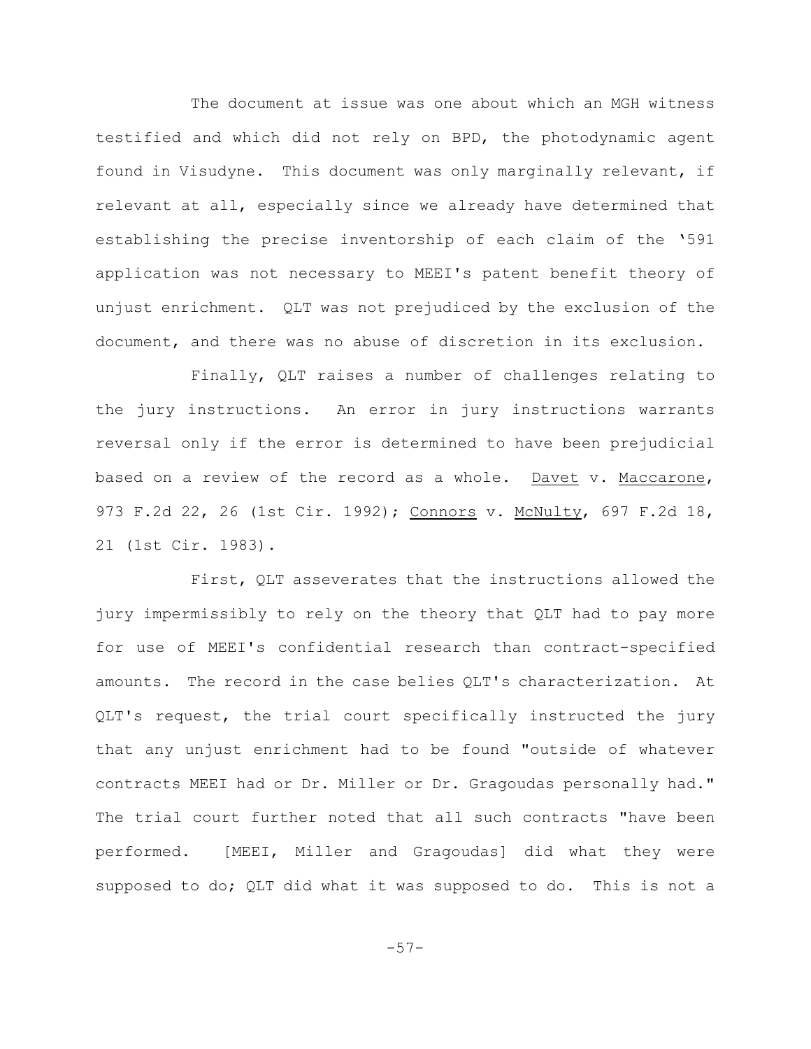The document at issue was one about which an MGH witness testified and which did not rely on BPD, the photodynamic agent found in Visudyne. This document was only marginally relevant, if relevant at all, especially since we already have determined that establishing the precise inventorship of each claim of the '591 application was not necessary to MEEI's patent benefit theory of unjust enrichment. QLT was not prejudiced by the exclusion of the document, and there was no abuse of discretion in its exclusion.

Finally, QLT raises a number of challenges relating to the jury instructions. An error in jury instructions warrants reversal only if the error is determined to have been prejudicial based on a review of the record as a whole. Davet v. Maccarone, 973 F.2d 22, 26 (1st Cir. 1992); Connors v. McNulty, 697 F.2d 18, 21 (1st Cir. 1983).

First, QLT asseverates that the instructions allowed the jury impermissibly to rely on the theory that QLT had to pay more for use of MEEI's confidential research than contract-specified amounts. The record in the case belies QLT's characterization. At QLT's request, the trial court specifically instructed the jury that any unjust enrichment had to be found "outside of whatever contracts MEEI had or Dr. Miller or Dr. Gragoudas personally had." The trial court further noted that all such contracts "have been performed. [MEEI, Miller and Gragoudas] did what they were supposed to do; QLT did what it was supposed to do. This is not a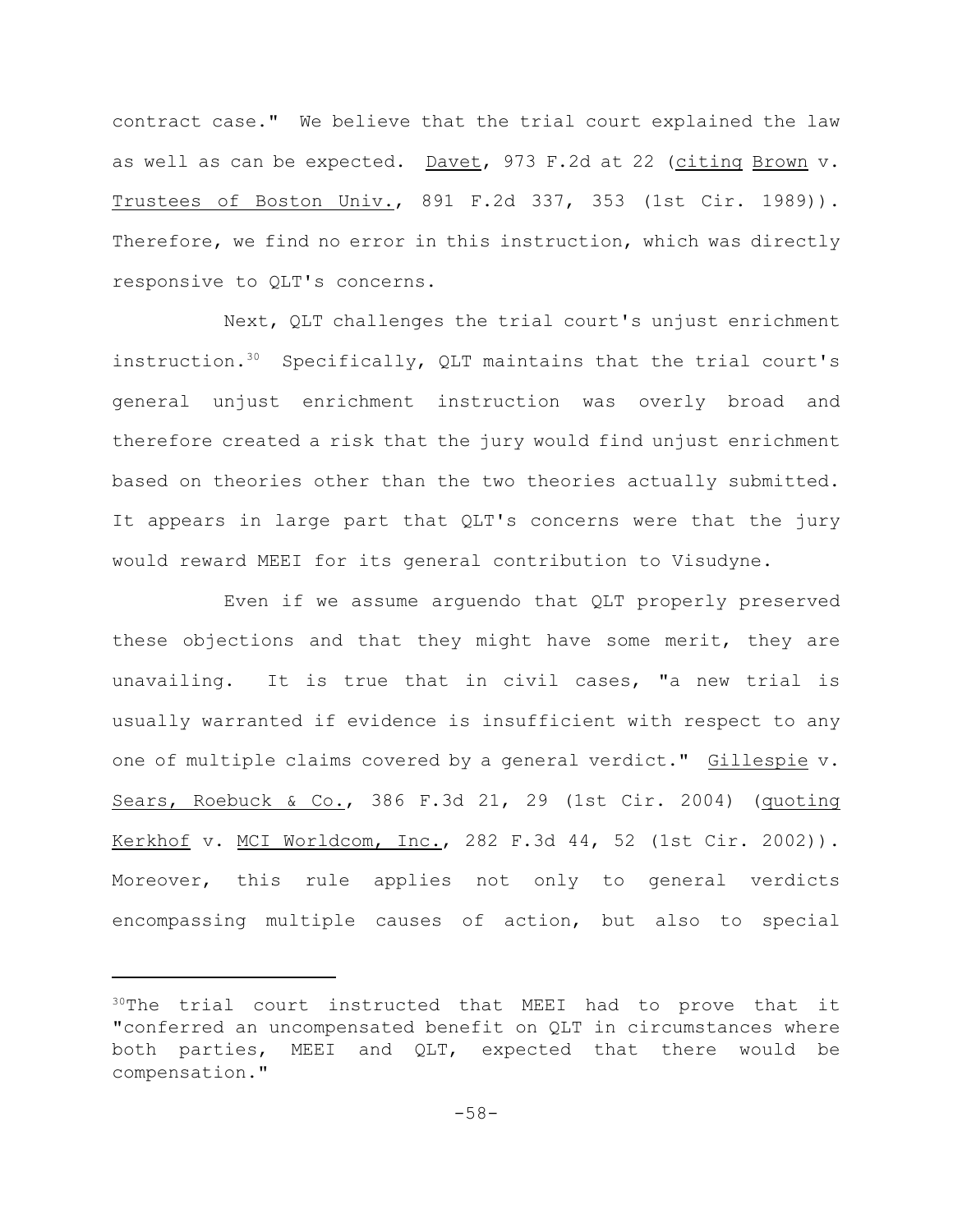contract case." We believe that the trial court explained the law as well as can be expected. Davet, 973 F.2d at 22 (citing Brown v. Trustees of Boston Univ., 891 F.2d 337, 353 (1st Cir. 1989)). Therefore, we find no error in this instruction, which was directly responsive to QLT's concerns.

Next, QLT challenges the trial court's unjust enrichment instruction.[30] Specifically, QLT maintains that the trial court's general unjust enrichment instruction was overly broad and therefore created a risk that the jury would find unjust enrichment based on theories other than the two theories actually submitted. It appears in large part that QLT's concerns were that the jury would reward MEEI for its general contribution to Visudyne.

Even if we assume arguendo that QLT properly preserved these objections and that they might have some merit, they are unavailing. It is true that in civil cases, "a new trial is usually warranted if evidence is insufficient with respect to any one of multiple claims covered by a general verdict." Gillespie v. Sears, Roebuck & Co., 386 F.3d 21, 29 (1st Cir. 2004) (quoting Kerkhof v. MCI Worldcom, Inc., 282 F.3d 44, 52 (1st Cir. 2002)). Moreover, this rule applies not only to general verdicts encompassing multiple causes of action, but also to special

---

[30]The trial court instructed that MEEI had to prove that it "conferred an uncompensated benefit on QLT in circumstances where both parties, MEEI and QLT, expected that there would be compensation."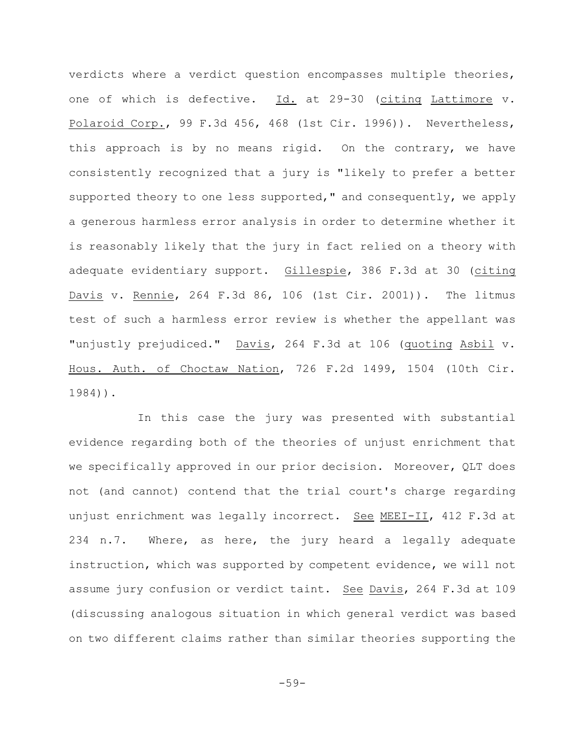verdicts where a verdict question encompasses multiple theories, one of which is defective. Id. at 29-30 (citing Lattimore v. Polaroid Corp., 99 F.3d 456, 468 (1st Cir. 1996)). Nevertheless, this approach is by no means rigid. On the contrary, we have consistently recognized that a jury is "likely to prefer a better supported theory to one less supported," and consequently, we apply a generous harmless error analysis in order to determine whether it is reasonably likely that the jury in fact relied on a theory with adequate evidentiary support. Gillespie, 386 F.3d at 30 (citing Davis v. Rennie, 264 F.3d 86, 106 (1st Cir. 2001)). The litmus test of such a harmless error review is whether the appellant was "unjustly prejudiced." Davis, 264 F.3d at 106 (quoting Asbil v. Hous. Auth. of Choctaw Nation, 726 F.2d 1499, 1504 (10th Cir. 1984)).

In this case the jury was presented with substantial evidence regarding both of the theories of unjust enrichment that we specifically approved in our prior decision. Moreover, QLT does not (and cannot) contend that the trial court's charge regarding unjust enrichment was legally incorrect. See MEEI-II, 412 F.3d at 234 n.7. Where, as here, the jury heard a legally adequate instruction, which was supported by competent evidence, we will not assume jury confusion or verdict taint. See Davis, 264 F.3d at 109 (discussing analogous situation in which general verdict was based on two different claims rather than similar theories supporting the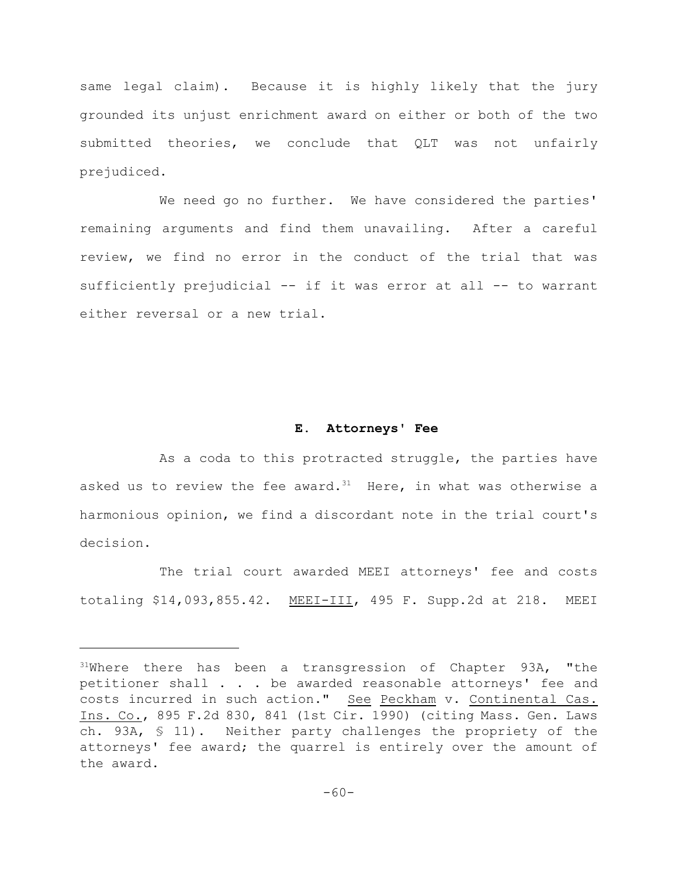same legal claim). Because it is highly likely that the jury grounded its unjust enrichment award on either or both of the two submitted theories, we conclude that QLT was not unfairly prejudiced.

We need go no further. We have considered the parties' remaining arguments and find them unavailing. After a careful review, we find no error in the conduct of the trial that was sufficiently prejudicial -- if it was error at all -- to warrant either reversal or a new trial.

### E. Attorneys' Fee

As a coda to this protracted struggle, the parties have asked us to review the fee award.[31] Here, in what was otherwise a harmonious opinion, we find a discordant note in the trial court's decision.

The trial court awarded MEEI attorneys' fee and costs totaling $14,093,855.42. MEEI-III, 495 F. Supp.2d at 218. MEEI

---

[31]Where there has been a transgression of Chapter 93A, "the petitioner shall . . . be awarded reasonable attorneys' fee and costs incurred in such action." See Peckham v. Continental Cas. Ins. Co., 895 F.2d 830, 841 (1st Cir. 1990) (citing Mass. Gen. Laws ch. 93A, § 11). Neither party challenges the propriety of the attorneys' fee award; the quarrel is entirely over the amount of the award.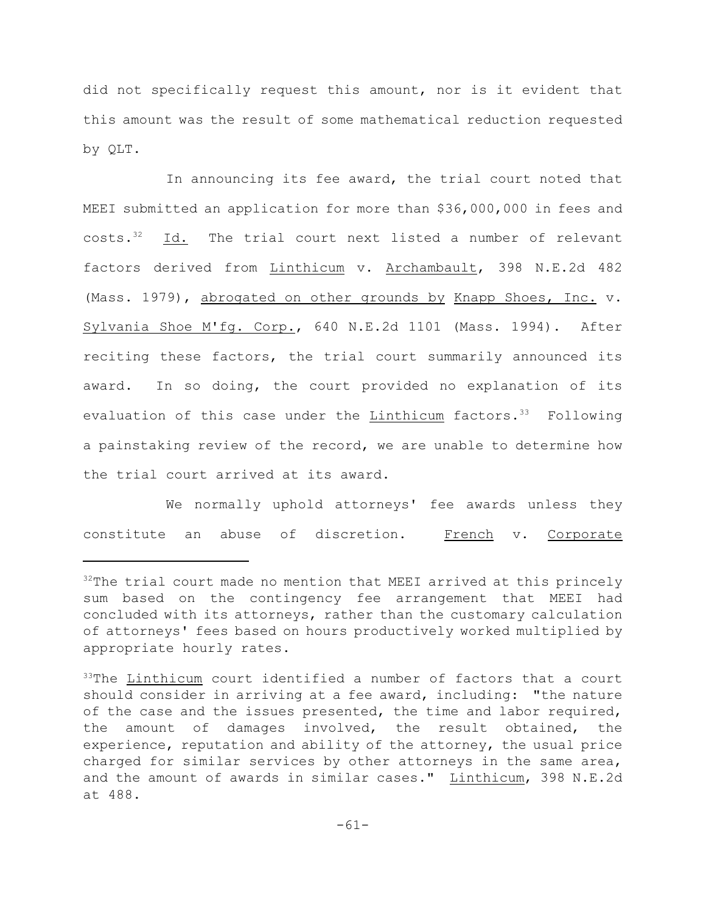did not specifically request this amount, nor is it evident that this amount was the result of some mathematical reduction requested by QLT.

In announcing its fee award, the trial court noted that MEEI submitted an application for more than $36,000,000 in fees and costs.[32] Id. The trial court next listed a number of relevant factors derived from Linthicum v. Archambault, 398 N.E.2d 482 (Mass. 1979), abrogated on other grounds by Knapp Shoes, Inc. v. Sylvania Shoe M'fg. Corp., 640 N.E.2d 1101 (Mass. 1994). After reciting these factors, the trial court summarily announced its award. In so doing, the court provided no explanation of its evaluation of this case under the Linthicum factors.[33] Following a painstaking review of the record, we are unable to determine how the trial court arrived at its award.

We normally uphold attorneys' fee awards unless they constitute an abuse of discretion. French v. Corporate

---

[32]The trial court made no mention that MEEI arrived at this princely sum based on the contingency fee arrangement that MEEI had concluded with its attorneys, rather than the customary calculation of attorneys' fees based on hours productively worked multiplied by appropriate hourly rates.

[33]The Linthicum court identified a number of factors that a court should consider in arriving at a fee award, including: "the nature of the case and the issues presented, the time and labor required, the amount of damages involved, the result obtained, the experience, reputation and ability of the attorney, the usual price charged for similar services by other attorneys in the same area, and the amount of awards in similar cases." Linthicum, 398 N.E.2d at 488.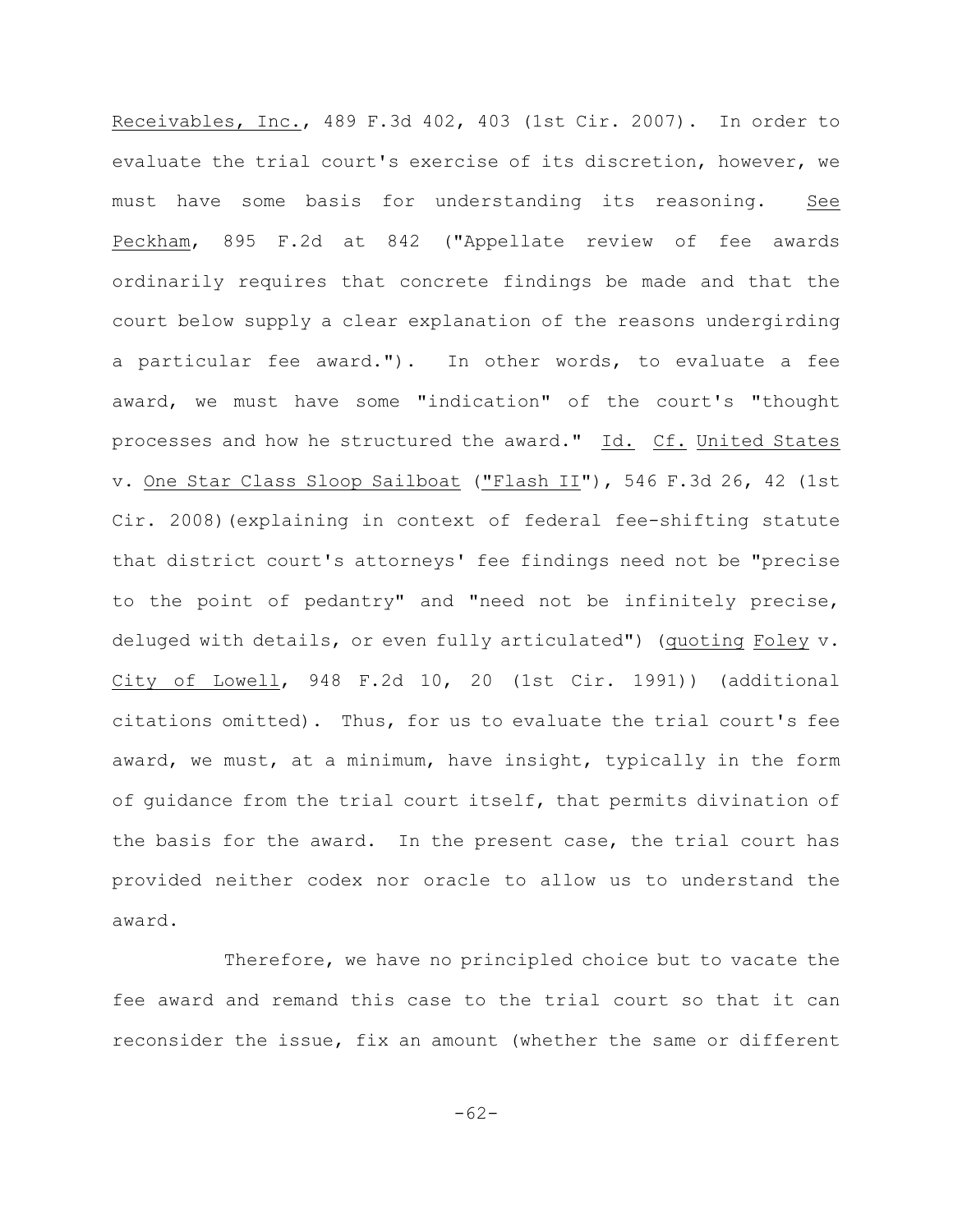Receivables, Inc., 489 F.3d 402, 403 (1st Cir. 2007). In order to evaluate the trial court's exercise of its discretion, however, we must have some basis for understanding its reasoning. See Peckham, 895 F.2d at 842 ("Appellate review of fee awards ordinarily requires that concrete findings be made and that the court below supply a clear explanation of the reasons undergirding a particular fee award."). In other words, to evaluate a fee award, we must have some "indication" of the court's "thought processes and how he structured the award." Id. Cf. United States v. One Star Class Sloop Sailboat ("Flash II"), 546 F.3d 26, 42 (1st Cir. 2008)(explaining in context of federal fee-shifting statute that district court's attorneys' fee findings need not be "precise to the point of pedantry" and "need not be infinitely precise, deluged with details, or even fully articulated") (quoting Foley v. City of Lowell, 948 F.2d 10, 20 (1st Cir. 1991)) (additional citations omitted). Thus, for us to evaluate the trial court's fee award, we must, at a minimum, have insight, typically in the form of guidance from the trial court itself, that permits divination of the basis for the award. In the present case, the trial court has provided neither codex nor oracle to allow us to understand the award.

Therefore, we have no principled choice but to vacate the fee award and remand this case to the trial court so that it can reconsider the issue, fix an amount (whether the same or different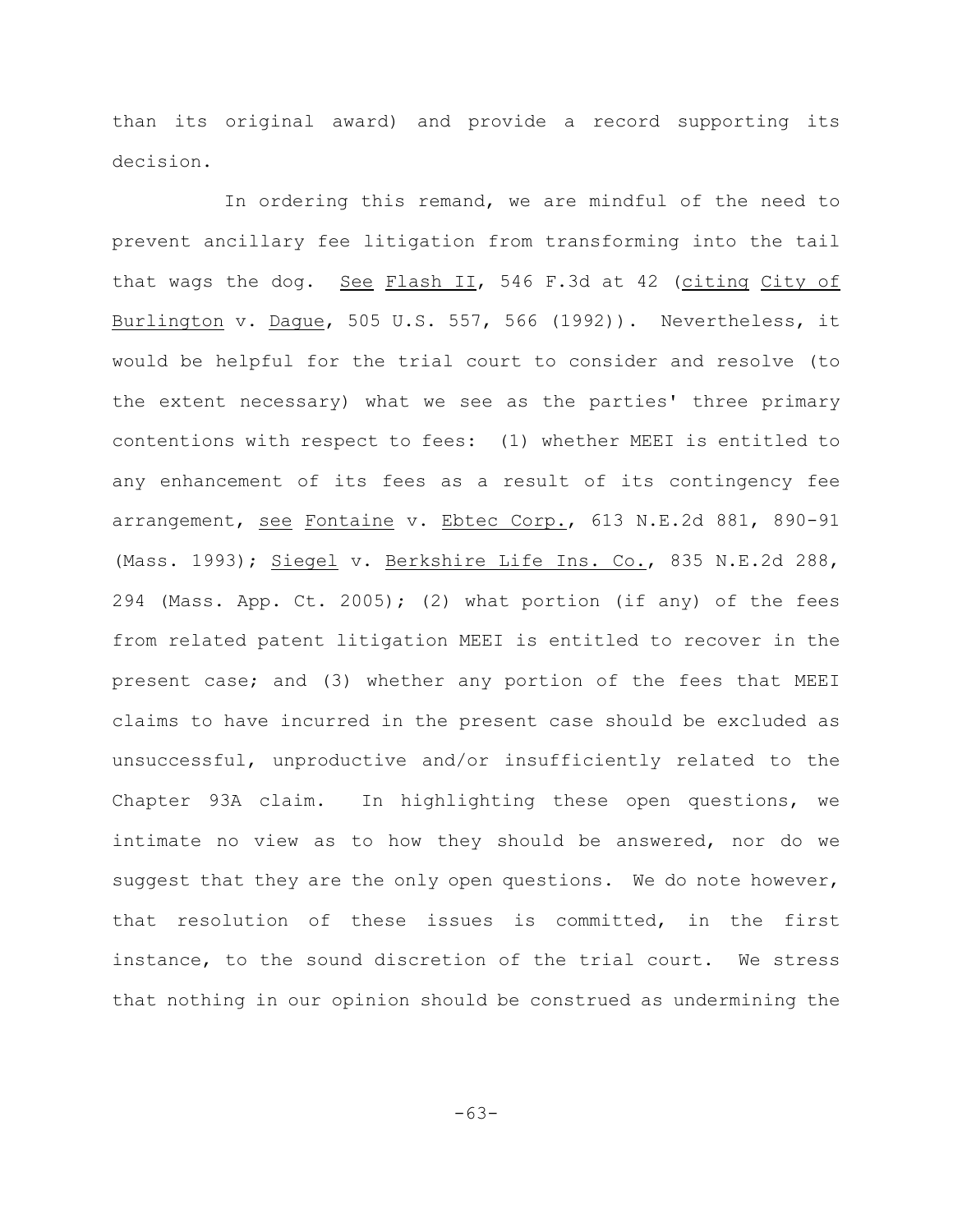than its original award) and provide a record supporting its decision.

In ordering this remand, we are mindful of the need to prevent ancillary fee litigation from transforming into the tail that wags the dog. See Flash II, 546 F.3d at 42 (citing City of Burlington v. Dague, 505 U.S. 557, 566 (1992)). Nevertheless, it would be helpful for the trial court to consider and resolve (to the extent necessary) what we see as the parties' three primary contentions with respect to fees: (1) whether MEEI is entitled to any enhancement of its fees as a result of its contingency fee arrangement, see Fontaine v. Ebtec Corp., 613 N.E.2d 881, 890-91 (Mass. 1993); Siegel v. Berkshire Life Ins. Co., 835 N.E.2d 288, 294 (Mass. App. Ct. 2005); (2) what portion (if any) of the fees from related patent litigation MEEI is entitled to recover in the present case; and (3) whether any portion of the fees that MEEI claims to have incurred in the present case should be excluded as unsuccessful, unproductive and/or insufficiently related to the Chapter 93A claim. In highlighting these open questions, we intimate no view as to how they should be answered, nor do we suggest that they are the only open questions. We do note however, that resolution of these issues is committed, in the first instance, to the sound discretion of the trial court. We stress that nothing in our opinion should be construed as undermining the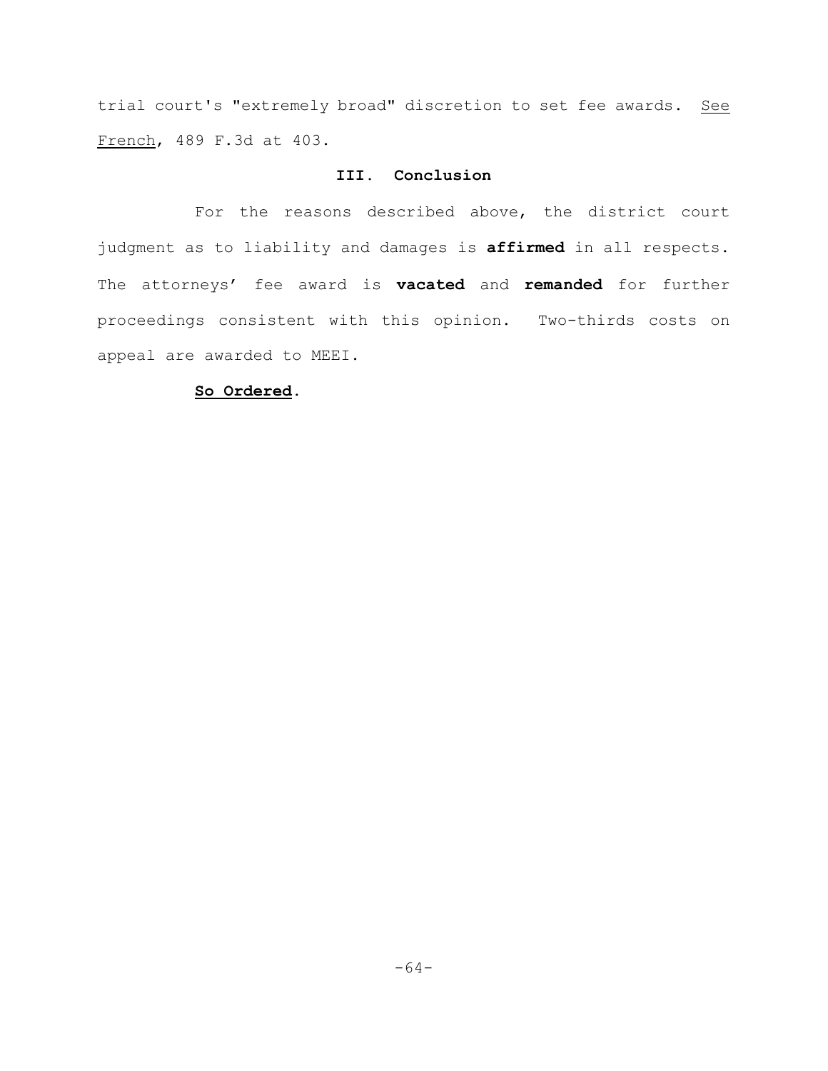trial court's "extremely broad" discretion to set fee awards. See French, 489 F.3d at 403.

### III. Conclusion

For the reasons described above, the district court judgment as to liability and damages is **affirmed** in all respects. The attorneys' fee award is **vacated** and **remanded** for further proceedings consistent with this opinion. Two-thirds costs on appeal are awarded to MEEI.

**So Ordered**.